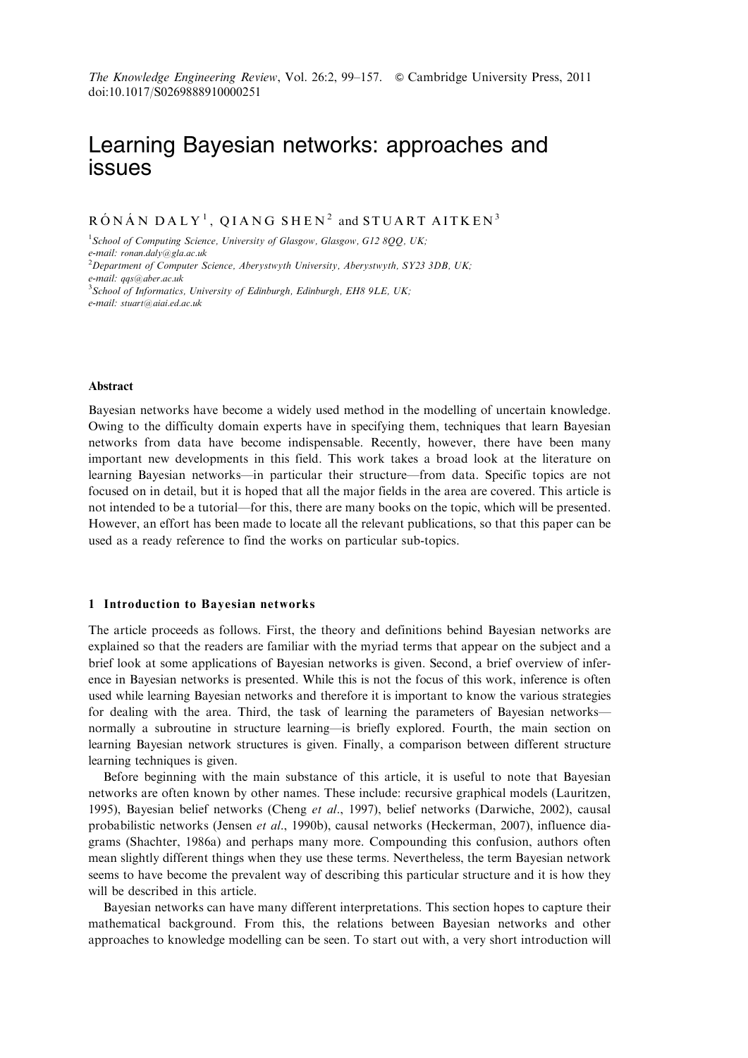*The Knowledge Engineering Review*, Vol. 26:2, 99–157. © Cambridge University Press, 2011
doi:10.1017/S0269888910000251

# Learning Bayesian networks: approaches and issues

RÓNÁN DALY[1], QIANG SHEN[2] and STUART AITKEN[3]

[1]*School of Computing Science, University of Glasgow, Glasgow, G12 8QQ, UK;*
*e-mail: ronan.daly@gla.ac.uk*
[2]*Department of Computer Science, Aberystwyth University, Aberystwyth, SY23 3DB, UK;*
*e-mail: qqs@aber.ac.uk*
[3]*School of Informatics, University of Edinburgh, Edinburgh, EH8 9LE, UK;*
*e-mail: stuart@aiai.ed.ac.uk*

#### Abstract

Bayesian networks have become a widely used method in the modelling of uncertain knowledge. Owing to the difficulty domain experts have in specifying them, techniques that learn Bayesian networks from data have become indispensable. Recently, however, there have been many important new developments in this field. This work takes a broad look at the literature on learning Bayesian networks—in particular their structure—from data. Specific topics are not focused on in detail, but it is hoped that all the major fields in the area are covered. This article is not intended to be a tutorial—for this, there are many books on the topic, which will be presented. However, an effort has been made to locate all the relevant publications, so that this paper can be used as a ready reference to find the works on particular sub-topics.

## 1 Introduction to Bayesian networks

The article proceeds as follows. First, the theory and definitions behind Bayesian networks are explained so that the readers are familiar with the myriad terms that appear on the subject and a brief look at some applications of Bayesian networks is given. Second, a brief overview of inference in Bayesian networks is presented. While this is not the focus of this work, inference is often used while learning Bayesian networks and therefore it is important to know the various strategies for dealing with the area. Third, the task of learning the parameters of Bayesian networks—normally a subroutine in structure learning—is briefly explored. Fourth, the main section on learning Bayesian network structures is given. Finally, a comparison between different structure learning techniques is given.

Before beginning with the main substance of this article, it is useful to note that Bayesian networks are often known by other names. These include: recursive graphical models (Lauritzen, 1995), Bayesian belief networks (Cheng *et al*., 1997), belief networks (Darwiche, 2002), causal probabilistic networks (Jensen *et al*., 1990b), causal networks (Heckerman, 2007), influence diagrams (Shachter, 1986a) and perhaps many more. Compounding this confusion, authors often mean slightly different things when they use these terms. Nevertheless, the term Bayesian network seems to have become the prevalent way of describing this particular structure and it is how they will be described in this article.

Bayesian networks can have many different interpretations. This section hopes to capture their mathematical background. From this, the relations between Bayesian networks and other approaches to knowledge modelling can be seen. To start out with, a very short introduction will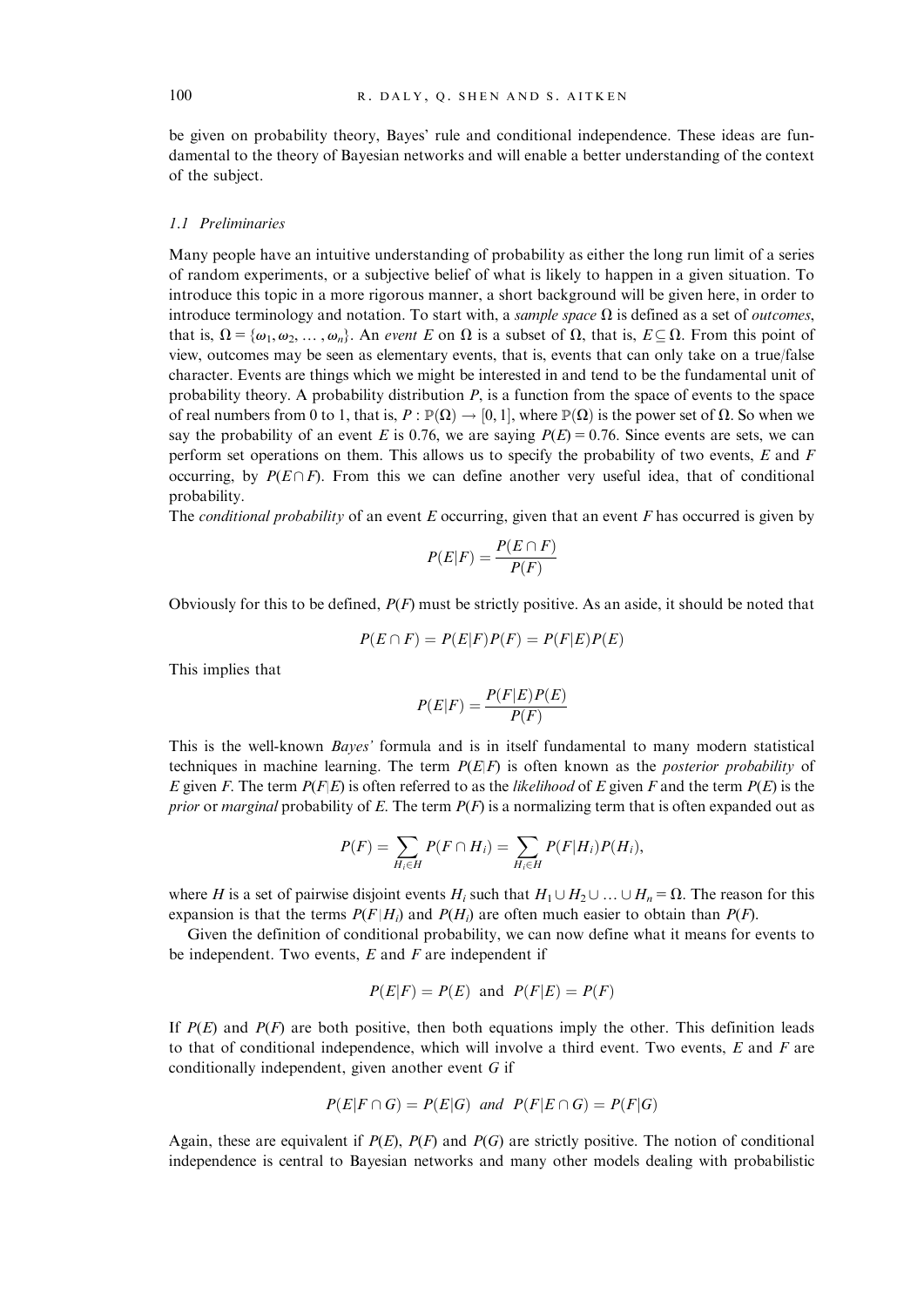be given on probability theory, Bayes' rule and conditional independence. These ideas are fundamental to the theory of Bayesian networks and will enable a better understanding of the context of the subject.

### *1.1 Preliminaries*

Many people have an intuitive understanding of probability as either the long run limit of a series of random experiments, or a subjective belief of what is likely to happen in a given situation. To introduce this topic in a more rigorous manner, a short background will be given here, in order to introduce terminology and notation. To start with, a *sample space* $\Omega$ is defined as a set of *outcomes*, that is, $\Omega = \{\omega_1, \omega_2, \dots, \omega_n\}$. An *event* $E$ on $\Omega$ is a subset of $\Omega$, that is, $E \subseteq \Omega$. From this point of view, outcomes may be seen as elementary events, that is, events that can only take on a true/false character. Events are things which we might be interested in and tend to be the fundamental unit of probability theory. A probability distribution $P$, is a function from the space of events to the space of real numbers from 0 to 1, that is, $P : \mathbb{P}(\Omega) \rightarrow [0, 1]$, where $\mathbb{P}(\Omega)$ is the power set of $\Omega$. So when we say the probability of an event $E$ is 0.76, we are saying $P(E) = 0.76$. Since events are sets, we can perform set operations on them. This allows us to specify the probability of two events, $E$ and $F$ occurring, by $P(E \cap F)$. From this we can define another very useful idea, that of conditional probability.

The *conditional probability* of an event $E$ occurring, given that an event $F$ has occurred is given by

$$P(E|F) = \frac{P(E \cap F)}{P(F)}$$

Obviously for this to be defined, $P(F)$ must be strictly positive. As an aside, it should be noted that

$$P(E \cap F) = P(E|F)P(F) = P(F|E)P(E)$$

This implies that

$$P(E|F) = \frac{P(F|E)P(E)}{P(F)}$$

This is the well-known *Bayes'* formula and is in itself fundamental to many modern statistical techniques in machine learning. The term $P(E|F)$ is often known as the *posterior probability* of $E$ given $F$. The term $P(F|E)$ is often referred to as the *likelihood* of $E$ given $F$ and the term $P(E)$ is the *prior* or *marginal* probability of $E$. The term $P(F)$ is a normalizing term that is often expanded out as

$$P(F) = \sum_{H_i \in H} P(F \cap H_i) = \sum_{H_i \in H} P(F|H_i)P(H_i),$$

where $H$ is a set of pairwise disjoint events $H_i$ such that $H_1 \cup H_2 \cup \dots \cup H_n = \Omega$. The reason for this expansion is that the terms $P(F|H_i)$ and $P(H_i)$ are often much easier to obtain than $P(F)$.

Given the definition of conditional probability, we can now define what it means for events to be independent. Two events, $E$ and $F$ are independent if

$$P(E|F) = P(E) \text{ and } P(F|E) = P(F)$$

If $P(E)$ and $P(F)$ are both positive, then both equations imply the other. This definition leads to that of conditional independence, which will involve a third event. Two events, $E$ and $F$ are conditionally independent, given another event $G$ if

$$P(E|F \cap G) = P(E|G) \textit{ and } P(F|E \cap G) = P(F|G)$$

Again, these are equivalent if $P(E)$, $P(F)$ and $P(G)$ are strictly positive. The notion of conditional independence is central to Bayesian networks and many other models dealing with probabilistic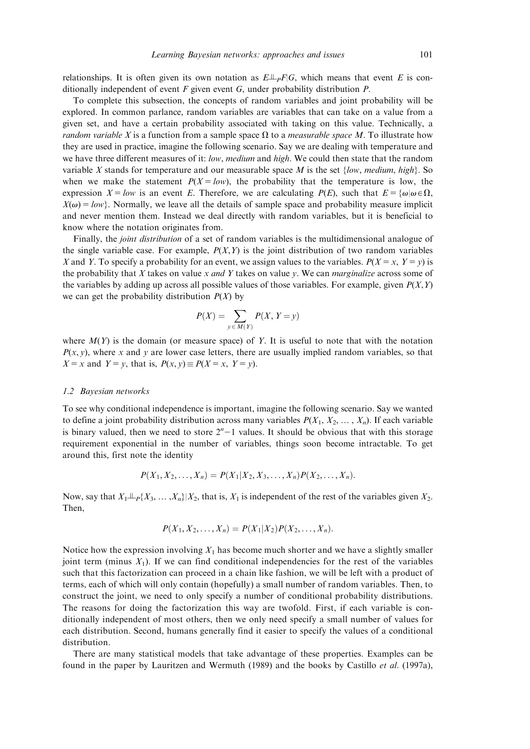relationships. It is often given its own notation as $E \perp\!\!\!\perp_P F | G$, which means that event $E$ is conditionally independent of event $F$ given event $G$, under probability distribution $P$.

To complete this subsection, the concepts of random variables and joint probability will be explored. In common parlance, random variables are variables that can take on a value from a given set, and have a certain probability associated with taking on this value. Technically, a *random variable* $X$ is a function from a sample space $\Omega$ to a *measurable space* $M$. To illustrate how they are used in practice, imagine the following scenario. Say we are dealing with temperature and we have three different measures of it: *low*, *medium* and *high*. We could then state that the random variable $X$ stands for temperature and our measurable space $M$ is the set $\{low, medium, high\}$. So when we make the statement $P(X = low)$, the probability that the temperature is low, the expression $X = low$ is an event $E$. Therefore, we are calculating $P(E)$, such that $E = \{\omega | \omega \in \Omega, X(\omega) = low\}$. Normally, we leave all the details of sample space and probability measure implicit and never mention them. Instead we deal directly with random variables, but it is beneficial to know where the notation originates from.

Finally, the *joint distribution* of a set of random variables is the multidimensional analogue of the single variable case. For example, $P(X, Y)$ is the joint distribution of two random variables $X$ and $Y$. To specify a probability for an event, we assign values to the variables. $P(X = x, Y = y)$ is the probability that $X$ takes on value $x$ *and* $Y$ takes on value $y$. We can *marginalize* across some of the variables by adding up across all possible values of those variables. For example, given $P(X, Y)$ we can get the probability distribution $P(X)$ by

$$P(X) = \sum_{y \in M(Y)} P(X, Y = y)$$

where $M(Y)$ is the domain (or measure space) of $Y$. It is useful to note that with the notation $P(x, y)$, where $x$ and $y$ are lower case letters, there are usually implied random variables, so that $X = x$ and $Y = y$, that is, $P(x, y) \equiv P(X = x, Y = y)$.

### 1.2 Bayesian networks

To see why conditional independence is important, imagine the following scenario. Say we wanted to define a joint probability distribution across many variables $P(X_1, X_2, \ldots, X_n)$. If each variable is binary valued, then we need to store $2^n - 1$ values. It should be obvious that with this storage requirement exponential in the number of variables, things soon become intractable. To get around this, first note the identity

$$P(X_1, X_2, \ldots, X_n) = P(X_1 | X_2, X_3, \ldots, X_n) P(X_2, \ldots, X_n).$$

Now, say that $X_1 \perp\!\!\!\perp_P \{X_3, \ldots, X_n\} | X_2$, that is, $X_1$ is independent of the rest of the variables given $X_2$. Then,

$$P(X_1, X_2, \ldots, X_n) = P(X_1 | X_2) P(X_2, \ldots, X_n).$$

Notice how the expression involving $X_1$ has become much shorter and we have a slightly smaller joint term (minus $X_1$). If we can find conditional independencies for the rest of the variables such that this factorization can proceed in a chain like fashion, we will be left with a product of terms, each of which will only contain (hopefully) a small number of random variables. Then, to construct the joint, we need to only specify a number of conditional probability distributions. The reasons for doing the factorization this way are twofold. First, if each variable is conditionally independent of most others, then we only need specify a small number of values for each distribution. Second, humans generally find it easier to specify the values of a conditional distribution.

There are many statistical models that take advantage of these properties. Examples can be found in the paper by Lauritzen and Wermuth (1989) and the books by Castillo *et al.* (1997a),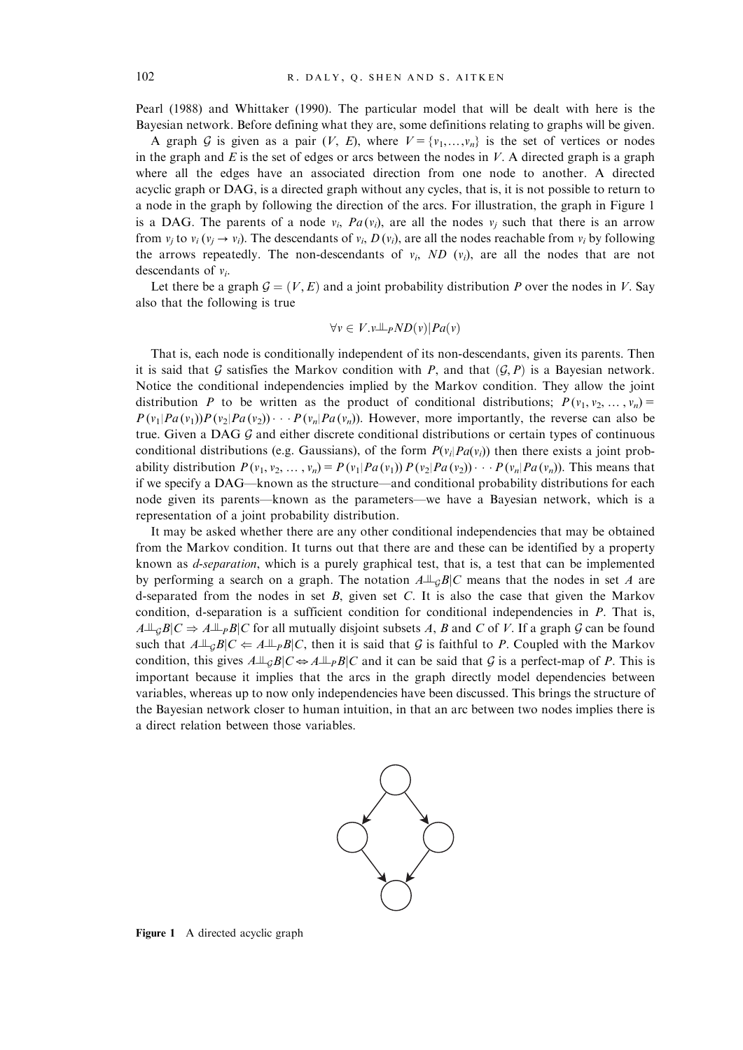Pearl (1988) and Whittaker (1990). The particular model that will be dealt with here is the Bayesian network. Before defining what they are, some definitions relating to graphs will be given.

A graph $\mathcal{G}$ is given as a pair $(V, E)$, where $V = \{v_1, \ldots, v_n\}$ is the set of vertices or nodes in the graph and $E$ is the set of edges or arcs between the nodes in $V$. A directed graph is a graph where all the edges have an associated direction from one node to another. A directed acyclic graph or DAG, is a directed graph without any cycles, that is, it is not possible to return to a node in the graph by following the direction of the arcs. For illustration, the graph in Figure 1 is a DAG. The parents of a node $v_i$, $Pa(v_i)$, are all the nodes $v_j$ such that there is an arrow from $v_j$ to $v_i$ ($v_j \rightarrow v_i$). The descendants of $v_i$, $D(v_i)$, are all the nodes reachable from $v_i$ by following the arrows repeatedly. The non-descendants of $v_i$, $ND(v_i)$, are all the nodes that are not descendants of $v_i$.

Let there be a graph $\mathcal{G} = (V, E)$ and a joint probability distribution $P$ over the nodes in $V$. Say also that the following is true

$$\forall v \in V. v \perp\!\!\!\perp_P ND(v) | Pa(v)$$

That is, each node is conditionally independent of its non-descendants, given its parents. Then it is said that $\mathcal{G}$ satisfies the Markov condition with $P$, and that $(\mathcal{G}, P)$ is a Bayesian network. Notice the conditional independencies implied by the Markov condition. They allow the joint distribution $P$ to be written as the product of conditional distributions; $P(v_1, v_2, \ldots, v_n) = P(v_1|Pa(v_1))P(v_2|Pa(v_2)) \cdots P(v_n|Pa(v_n))$. However, more importantly, the reverse can also be true. Given a DAG $\mathcal{G}$ and either discrete conditional distributions or certain types of continuous conditional distributions (e.g. Gaussians), of the form $P(v_i|Pa(v_i))$ then there exists a joint probability distribution $P(v_1, v_2, \ldots, v_n) = P(v_1|Pa(v_1))P(v_2|Pa(v_2)) \cdots P(v_n|Pa(v_n))$. This means that if we specify a DAG—known as the structure—and conditional probability distributions for each node given its parents—known as the parameters—we have a Bayesian network, which is a representation of a joint probability distribution.

It may be asked whether there are any other conditional independencies that may be obtained from the Markov condition. It turns out that there are and these can be identified by a property known as *d-separation*, which is a purely graphical test, that is, a test that can be implemented by performing a search on a graph. The notation $A \perp\!\!\!\perp_{\mathcal{G}} B|C$ means that the nodes in set $A$ are d-separated from the nodes in set $B$, given set $C$. It is also the case that given the Markov condition, d-separation is a sufficient condition for conditional independencies in $P$. That is, $A \perp\!\!\!\perp_{\mathcal{G}} B|C \Rightarrow A \perp\!\!\!\perp_P B|C$ for all mutually disjoint subsets $A$, $B$ and $C$ of $V$. If a graph $\mathcal{G}$ can be found such that $A \perp\!\!\!\perp_{\mathcal{G}} B|C \Leftarrow A \perp\!\!\!\perp_P B|C$, then it is said that $\mathcal{G}$ is faithful to $P$. Coupled with the Markov condition, this gives $A \perp\!\!\!\perp_{\mathcal{G}} B|C \Leftrightarrow A \perp\!\!\!\perp_P B|C$ and it can be said that $\mathcal{G}$ is a perfect-map of $P$. This is important because it implies that the arcs in the graph directly model dependencies between variables, whereas up to now only independencies have been discussed. This brings the structure of the Bayesian network closer to human intuition, in that an arc between two nodes implies there is a direct relation between those variables.

**Figure 1** A directed acyclic graph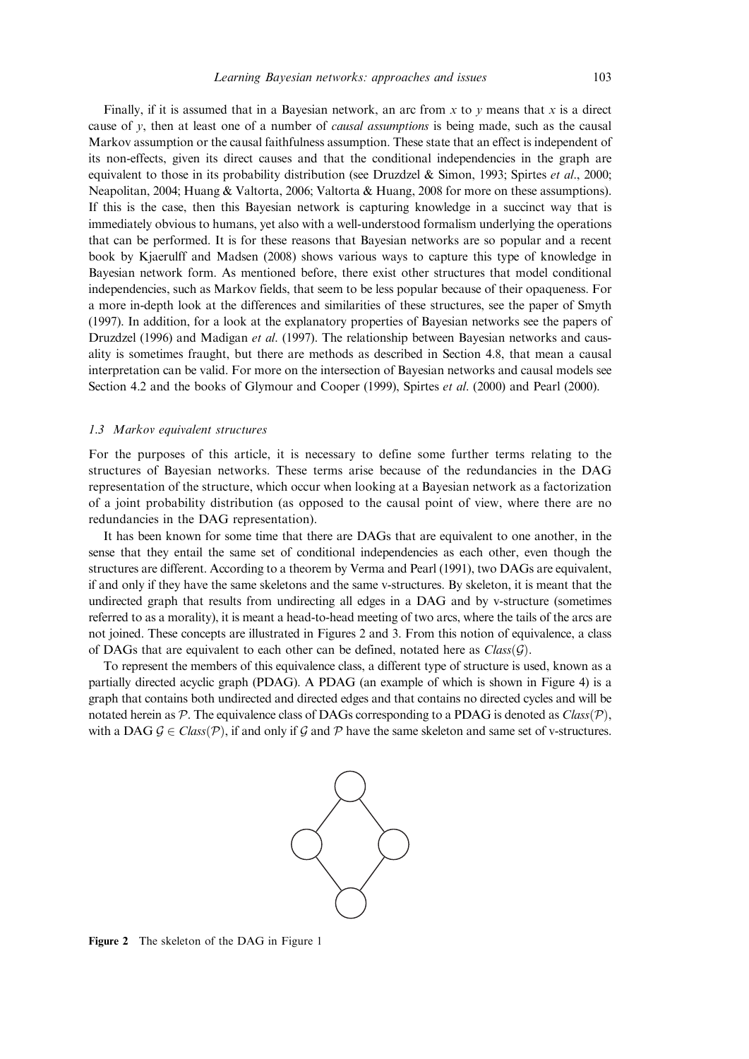Finally, if it is assumed that in a Bayesian network, an arc from $x$ to $y$ means that $x$ is a direct cause of $y$, then at least one of a number of *causal assumptions* is being made, such as the causal Markov assumption or the causal faithfulness assumption. These state that an effect is independent of its non-effects, given its direct causes and that the conditional independencies in the graph are equivalent to those in its probability distribution (see Druzdzel & Simon, 1993; Spirtes *et al*., 2000; Neapolitan, 2004; Huang & Valtorta, 2006; Valtorta & Huang, 2008 for more on these assumptions). If this is the case, then this Bayesian network is capturing knowledge in a succinct way that is immediately obvious to humans, yet also with a well-understood formalism underlying the operations that can be performed. It is for these reasons that Bayesian networks are so popular and a recent book by Kjaerulff and Madsen (2008) shows various ways to capture this type of knowledge in Bayesian network form. As mentioned before, there exist other structures that model conditional independencies, such as Markov fields, that seem to be less popular because of their opaqueness. For a more in-depth look at the differences and similarities of these structures, see the paper of Smyth (1997). In addition, for a look at the explanatory properties of Bayesian networks see the papers of Druzdzel (1996) and Madigan *et al*. (1997). The relationship between Bayesian networks and causality is sometimes fraught, but there are methods as described in Section 4.8, that mean a causal interpretation can be valid. For more on the intersection of Bayesian networks and causal models see Section 4.2 and the books of Glymour and Cooper (1999), Spirtes *et al*. (2000) and Pearl (2000).

### *1.3 Markov equivalent structures*

For the purposes of this article, it is necessary to define some further terms relating to the structures of Bayesian networks. These terms arise because of the redundancies in the DAG representation of the structure, which occur when looking at a Bayesian network as a factorization of a joint probability distribution (as opposed to the causal point of view, where there are no redundancies in the DAG representation).

It has been known for some time that there are DAGs that are equivalent to one another, in the sense that they entail the same set of conditional independencies as each other, even though the structures are different. According to a theorem by Verma and Pearl (1991), two DAGs are equivalent, if and only if they have the same skeletons and the same v-structures. By skeleton, it is meant that the undirected graph that results from undirecting all edges in a DAG and by v-structure (sometimes referred to as a morality), it is meant a head-to-head meeting of two arcs, where the tails of the arcs are not joined. These concepts are illustrated in Figures 2 and 3. From this notion of equivalence, a class of DAGs that are equivalent to each other can be defined, notated here as $Class(\mathcal{G})$.

To represent the members of this equivalence class, a different type of structure is used, known as a partially directed acyclic graph (PDAG). A PDAG (an example of which is shown in Figure 4) is a graph that contains both undirected and directed edges and that contains no directed cycles and will be notated herein as $\mathcal{P}$. The equivalence class of DAGs corresponding to a PDAG is denoted as $Class(\mathcal{P})$, with a DAG $\mathcal{G} \in Class(\mathcal{P})$, if and only if $\mathcal{G}$ and $\mathcal{P}$ have the same skeleton and same set of v-structures.

**Figure 2** The skeleton of the DAG in Figure 1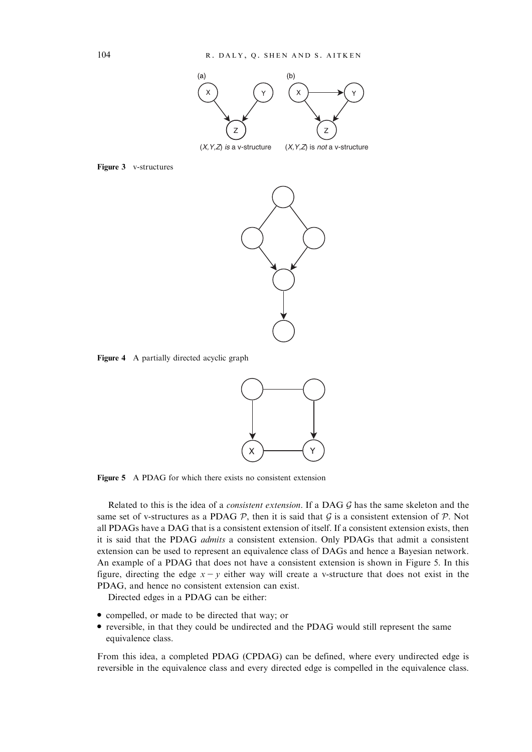(a) (b)

$(X,Y,Z)$ *is* a v-structure $(X,Y,Z)$ is *not* a v-structure

**Figure 3** v-structures

**Figure 4** A partially directed acyclic graph

**Figure 5** A PDAG for which there exists no consistent extension

Related to this is the idea of a *consistent extension*. If a DAG $\mathcal{G}$ has the same skeleton and the same set of v-structures as a PDAG $\mathcal{P}$, then it is said that $\mathcal{G}$ is a consistent extension of $\mathcal{P}$. Not all PDAGs have a DAG that is a consistent extension of itself. If a consistent extension exists, then it is said that the PDAG *admits* a consistent extension. Only PDAGs that admit a consistent extension can be used to represent an equivalence class of DAGs and hence a Bayesian network. An example of a PDAG that does not have a consistent extension is shown in Figure 5. In this figure, directing the edge $x - y$ either way will create a v-structure that does not exist in the PDAG, and hence no consistent extension can exist.

Directed edges in a PDAG can be either:

- compelled, or made to be directed that way; or
- reversible, in that they could be undirected and the PDAG would still represent the same equivalence class.

From this idea, a completed PDAG (CPDAG) can be defined, where every undirected edge is reversible in the equivalence class and every directed edge is compelled in the equivalence class.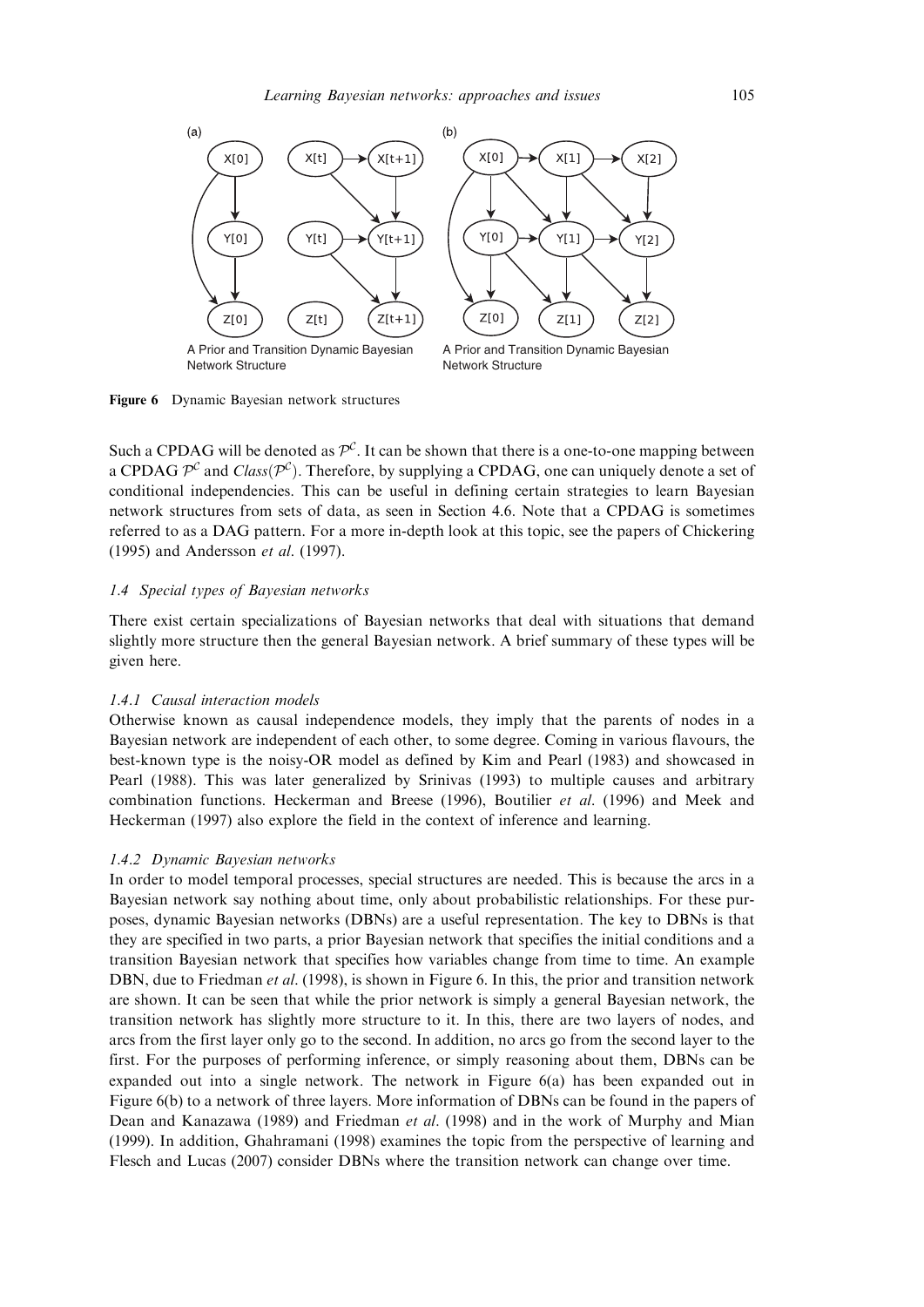(a) A Prior and Transition Dynamic Bayesian Network Structure

(b) A Prior and Transition Dynamic Bayesian Network Structure

**Figure 6** Dynamic Bayesian network structures

Such a CPDAG will be denoted as $\mathcal{P}^{\mathcal{C}}$. It can be shown that there is a one-to-one mapping between a CPDAG $\mathcal{P}^{\mathcal{C}}$ and $Class(\mathcal{P}^{\mathcal{C}})$. Therefore, by supplying a CPDAG, one can uniquely denote a set of conditional independencies. This can be useful in defining certain strategies to learn Bayesian network structures from sets of data, as seen in Section 4.6. Note that a CPDAG is sometimes referred to as a DAG pattern. For a more in-depth look at this topic, see the papers of Chickering (1995) and Andersson *et al*. (1997).

### *1.4 Special types of Bayesian networks*

There exist certain specializations of Bayesian networks that deal with situations that demand slightly more structure then the general Bayesian network. A brief summary of these types will be given here.

#### *1.4.1 Causal interaction models*

Otherwise known as causal independence models, they imply that the parents of nodes in a Bayesian network are independent of each other, to some degree. Coming in various flavours, the best-known type is the noisy-OR model as defined by Kim and Pearl (1983) and showcased in Pearl (1988). This was later generalized by Srinivas (1993) to multiple causes and arbitrary combination functions. Heckerman and Breese (1996), Boutilier *et al*. (1996) and Meek and Heckerman (1997) also explore the field in the context of inference and learning.

#### *1.4.2 Dynamic Bayesian networks*

In order to model temporal processes, special structures are needed. This is because the arcs in a Bayesian network say nothing about time, only about probabilistic relationships. For these purposes, dynamic Bayesian networks (DBNs) are a useful representation. The key to DBNs is that they are specified in two parts, a prior Bayesian network that specifies the initial conditions and a transition Bayesian network that specifies how variables change from time to time. An example DBN, due to Friedman *et al*. (1998), is shown in Figure 6. In this, the prior and transition network are shown. It can be seen that while the prior network is simply a general Bayesian network, the transition network has slightly more structure to it. In this, there are two layers of nodes, and arcs from the first layer only go to the second. In addition, no arcs go from the second layer to the first. For the purposes of performing inference, or simply reasoning about them, DBNs can be expanded out into a single network. The network in Figure 6(a) has been expanded out in Figure 6(b) to a network of three layers. More information of DBNs can be found in the papers of Dean and Kanazawa (1989) and Friedman *et al*. (1998) and in the work of Murphy and Mian (1999). In addition, Ghahramani (1998) examines the topic from the perspective of learning and Flesch and Lucas (2007) consider DBNs where the transition network can change over time.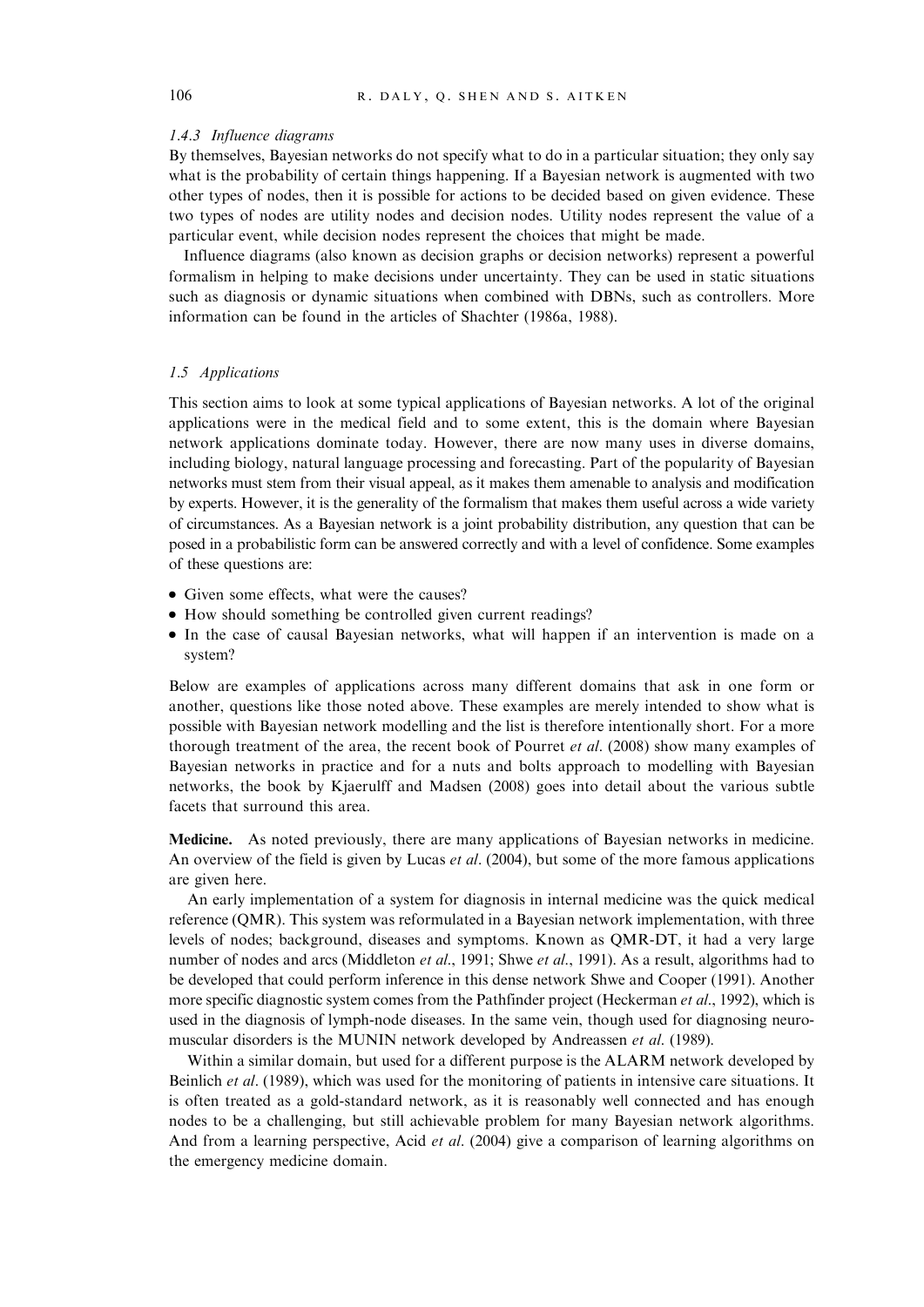### 1.4.3 *Influence diagrams*

By themselves, Bayesian networks do not specify what to do in a particular situation; they only say what is the probability of certain things happening. If a Bayesian network is augmented with two other types of nodes, then it is possible for actions to be decided based on given evidence. These two types of nodes are utility nodes and decision nodes. Utility nodes represent the value of a particular event, while decision nodes represent the choices that might be made.

Influence diagrams (also known as decision graphs or decision networks) represent a powerful formalism in helping to make decisions under uncertainty. They can be used in static situations such as diagnosis or dynamic situations when combined with DBNs, such as controllers. More information can be found in the articles of Shachter (1986a, 1988).

## 1.5 *Applications*

This section aims to look at some typical applications of Bayesian networks. A lot of the original applications were in the medical field and to some extent, this is the domain where Bayesian network applications dominate today. However, there are now many uses in diverse domains, including biology, natural language processing and forecasting. Part of the popularity of Bayesian networks must stem from their visual appeal, as it makes them amenable to analysis and modification by experts. However, it is the generality of the formalism that makes them useful across a wide variety of circumstances. As a Bayesian network is a joint probability distribution, any question that can be posed in a probabilistic form can be answered correctly and with a level of confidence. Some examples of these questions are:

- Given some effects, what were the causes?
- How should something be controlled given current readings?
- In the case of causal Bayesian networks, what will happen if an intervention is made on a system?

Below are examples of applications across many different domains that ask in one form or another, questions like those noted above. These examples are merely intended to show what is possible with Bayesian network modelling and the list is therefore intentionally short. For a more thorough treatment of the area, the recent book of Pourret *et al.* (2008) show many examples of Bayesian networks in practice and for a nuts and bolts approach to modelling with Bayesian networks, the book by Kjaerulff and Madsen (2008) goes into detail about the various subtle facets that surround this area.

**Medicine.** As noted previously, there are many applications of Bayesian networks in medicine. An overview of the field is given by Lucas *et al.* (2004), but some of the more famous applications are given here.

An early implementation of a system for diagnosis in internal medicine was the quick medical reference (QMR). This system was reformulated in a Bayesian network implementation, with three levels of nodes; background, diseases and symptoms. Known as QMR-DT, it had a very large number of nodes and arcs (Middleton *et al.*, 1991; Shwe *et al.*, 1991). As a result, algorithms had to be developed that could perform inference in this dense network Shwe and Cooper (1991). Another more specific diagnostic system comes from the Pathfinder project (Heckerman *et al.*, 1992), which is used in the diagnosis of lymph-node diseases. In the same vein, though used for diagnosing neuromuscular disorders is the MUNIN network developed by Andreassen *et al.* (1989).

Within a similar domain, but used for a different purpose is the ALARM network developed by Beinlich *et al.* (1989), which was used for the monitoring of patients in intensive care situations. It is often treated as a gold-standard network, as it is reasonably well connected and has enough nodes to be a challenging, but still achievable problem for many Bayesian network algorithms. And from a learning perspective, Acid *et al.* (2004) give a comparison of learning algorithms on the emergency medicine domain.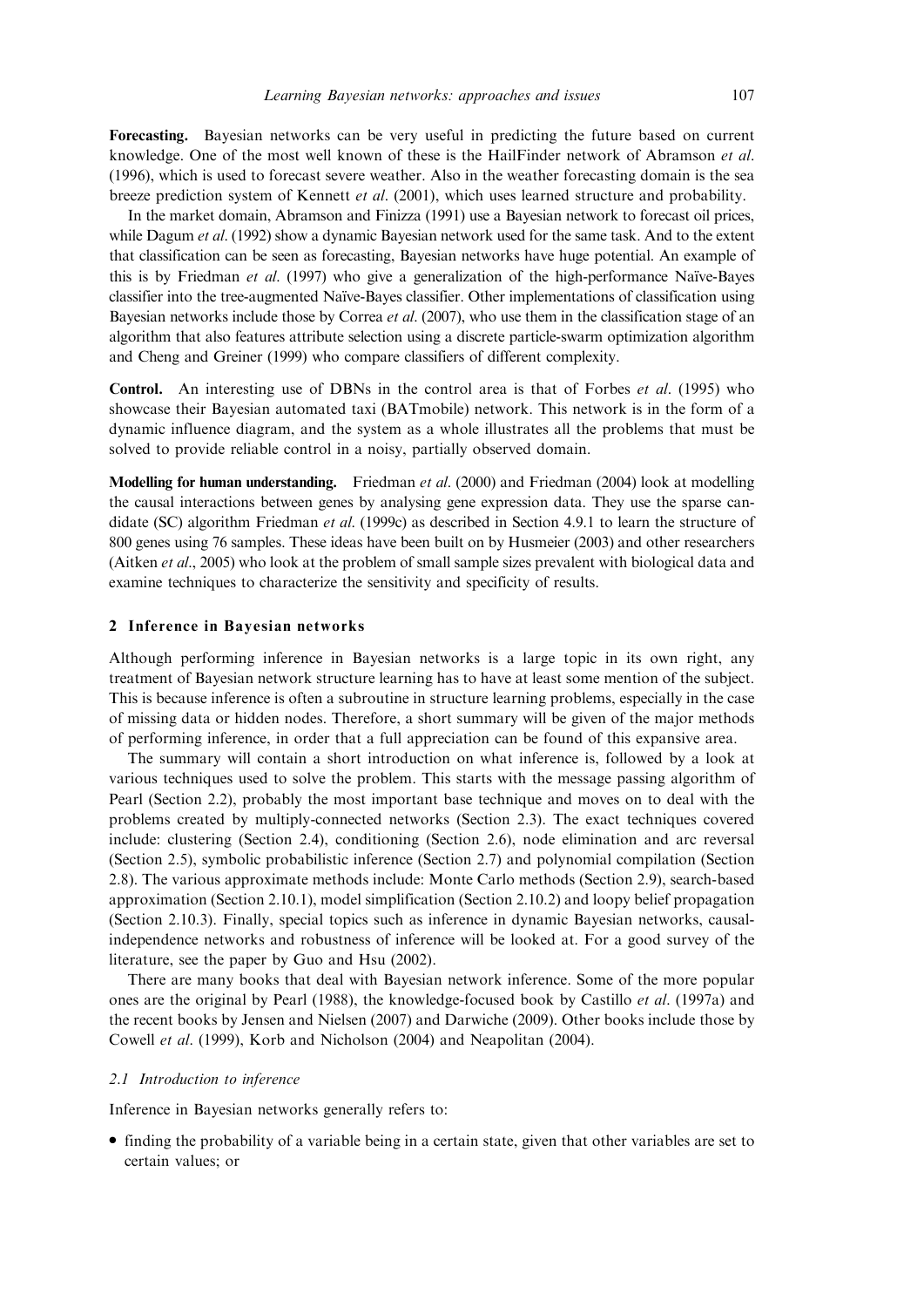**Forecasting.** Bayesian networks can be very useful in predicting the future based on current knowledge. One of the most well known of these is the HailFinder network of Abramson *et al.* (1996), which is used to forecast severe weather. Also in the weather forecasting domain is the sea breeze prediction system of Kennett *et al.* (2001), which uses learned structure and probability.

In the market domain, Abramson and Finizza (1991) use a Bayesian network to forecast oil prices, while Dagum *et al.* (1992) show a dynamic Bayesian network used for the same task. And to the extent that classification can be seen as forecasting, Bayesian networks have huge potential. An example of this is by Friedman *et al.* (1997) who give a generalization of the high-performance Naïve-Bayes classifier into the tree-augmented Naïve-Bayes classifier. Other implementations of classification using Bayesian networks include those by Correa *et al.* (2007), who use them in the classification stage of an algorithm that also features attribute selection using a discrete particle-swarm optimization algorithm and Cheng and Greiner (1999) who compare classifiers of different complexity.

**Control.** An interesting use of DBNs in the control area is that of Forbes *et al.* (1995) who showcase their Bayesian automated taxi (BATmobile) network. This network is in the form of a dynamic influence diagram, and the system as a whole illustrates all the problems that must be solved to provide reliable control in a noisy, partially observed domain.

**Modelling for human understanding.** Friedman *et al.* (2000) and Friedman (2004) look at modelling the causal interactions between genes by analysing gene expression data. They use the sparse candidate (SC) algorithm Friedman *et al.* (1999c) as described in Section 4.9.1 to learn the structure of 800 genes using 76 samples. These ideas have been built on by Husmeier (2003) and other researchers (Aitken *et al.*, 2005) who look at the problem of small sample sizes prevalent with biological data and examine techniques to characterize the sensitivity and specificity of results.

## 2 Inference in Bayesian networks

Although performing inference in Bayesian networks is a large topic in its own right, any treatment of Bayesian network structure learning has to have at least some mention of the subject. This is because inference is often a subroutine in structure learning problems, especially in the case of missing data or hidden nodes. Therefore, a short summary will be given of the major methods of performing inference, in order that a full appreciation can be found of this expansive area.

The summary will contain a short introduction on what inference is, followed by a look at various techniques used to solve the problem. This starts with the message passing algorithm of Pearl (Section 2.2), probably the most important base technique and moves on to deal with the problems created by multiply-connected networks (Section 2.3). The exact techniques covered include: clustering (Section 2.4), conditioning (Section 2.6), node elimination and arc reversal (Section 2.5), symbolic probabilistic inference (Section 2.7) and polynomial compilation (Section 2.8). The various approximate methods include: Monte Carlo methods (Section 2.9), search-based approximation (Section 2.10.1), model simplification (Section 2.10.2) and loopy belief propagation (Section 2.10.3). Finally, special topics such as inference in dynamic Bayesian networks, causal-independence networks and robustness of inference will be looked at. For a good survey of the literature, see the paper by Guo and Hsu (2002).

There are many books that deal with Bayesian network inference. Some of the more popular ones are the original by Pearl (1988), the knowledge-focused book by Castillo *et al.* (1997a) and the recent books by Jensen and Nielsen (2007) and Darwiche (2009). Other books include those by Cowell *et al.* (1999), Korb and Nicholson (2004) and Neapolitan (2004).

### 2.1 Introduction to inference

Inference in Bayesian networks generally refers to:

- finding the probability of a variable being in a certain state, given that other variables are set to certain values; or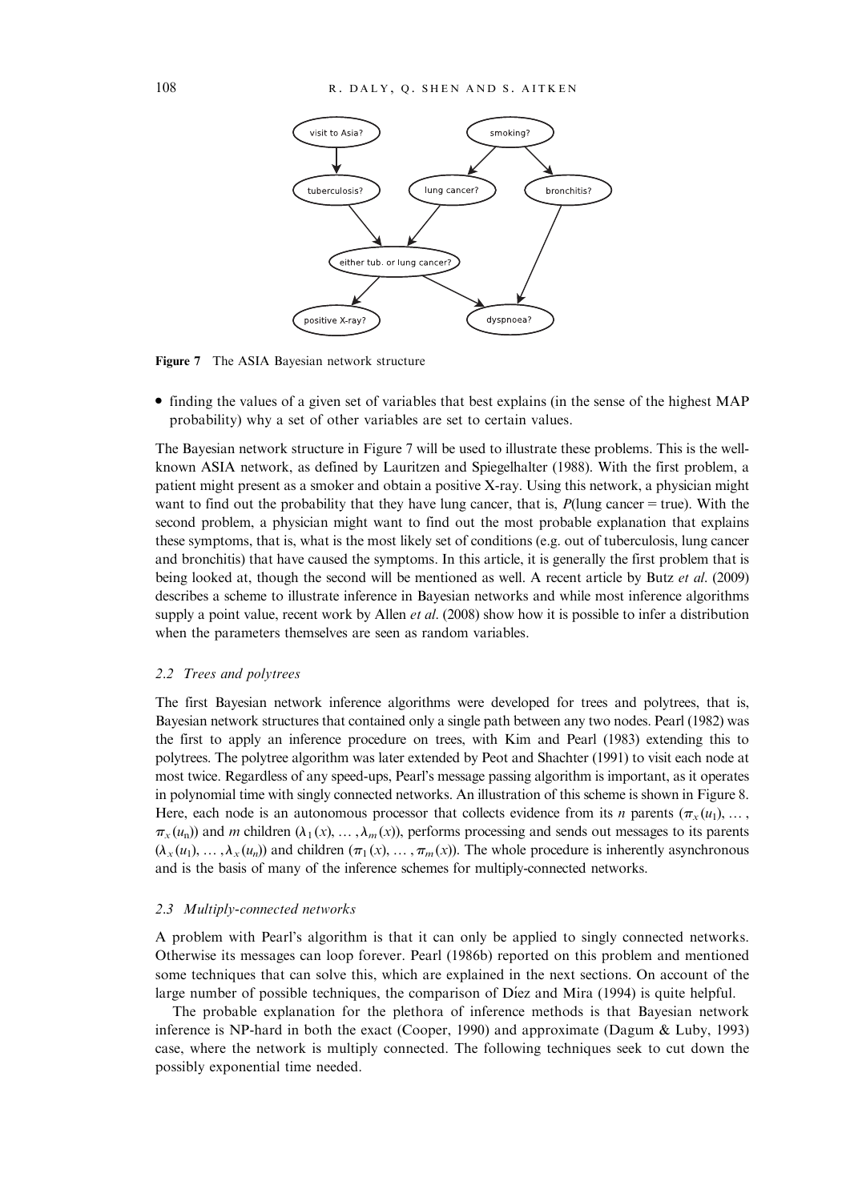Figure 7 The ASIA Bayesian network structure

- finding the values of a given set of variables that best explains (in the sense of the highest MAP probability) why a set of other variables are set to certain values.

The Bayesian network structure in Figure 7 will be used to illustrate these problems. This is the well-known ASIA network, as defined by Lauritzen and Spiegelhalter (1988). With the first problem, a patient might present as a smoker and obtain a positive X-ray. Using this network, a physician might want to find out the probability that they have lung cancer, that is, $P(\text{lung cancer} = \text{true})$. With the second problem, a physician might want to find out the most probable explanation that explains these symptoms, that is, what is the most likely set of conditions (e.g. out of tuberculosis, lung cancer and bronchitis) that have caused the symptoms. In this article, it is generally the first problem that is being looked at, though the second will be mentioned as well. A recent article by Butz *et al.* (2009) describes a scheme to illustrate inference in Bayesian networks and while most inference algorithms supply a point value, recent work by Allen *et al.* (2008) show how it is possible to infer a distribution when the parameters themselves are seen as random variables.

### 2.2 Trees and polytrees

The first Bayesian network inference algorithms were developed for trees and polytrees, that is, Bayesian network structures that contained only a single path between any two nodes. Pearl (1982) was the first to apply an inference procedure on trees, with Kim and Pearl (1983) extending this to polytrees. The polytree algorithm was later extended by Peot and Shachter (1991) to visit each node at most twice. Regardless of any speed-ups, Pearl's message passing algorithm is important, as it operates in polynomial time with singly connected networks. An illustration of this scheme is shown in Figure 8. Here, each node is an autonomous processor that collects evidence from its $n$ parents ($\pi_x(u_1), \ldots, \pi_x(u_n)$) and $m$ children ($\lambda_1(x), \ldots, \lambda_m(x)$), performs processing and sends out messages to its parents ($\lambda_x(u_1), \ldots, \lambda_x(u_n)$) and children ($\pi_1(x), \ldots, \pi_m(x)$). The whole procedure is inherently asynchronous and is the basis of many of the inference schemes for multiply-connected networks.

### 2.3 Multiply-connected networks

A problem with Pearl's algorithm is that it can only be applied to singly connected networks. Otherwise its messages can loop forever. Pearl (1986b) reported on this problem and mentioned some techniques that can solve this, which are explained in the next sections. On account of the large number of possible techniques, the comparison of Díez and Mira (1994) is quite helpful.

The probable explanation for the plethora of inference methods is that Bayesian network inference is NP-hard in both the exact (Cooper, 1990) and approximate (Dagum & Luby, 1993) case, where the network is multiply connected. The following techniques seek to cut down the possibly exponential time needed.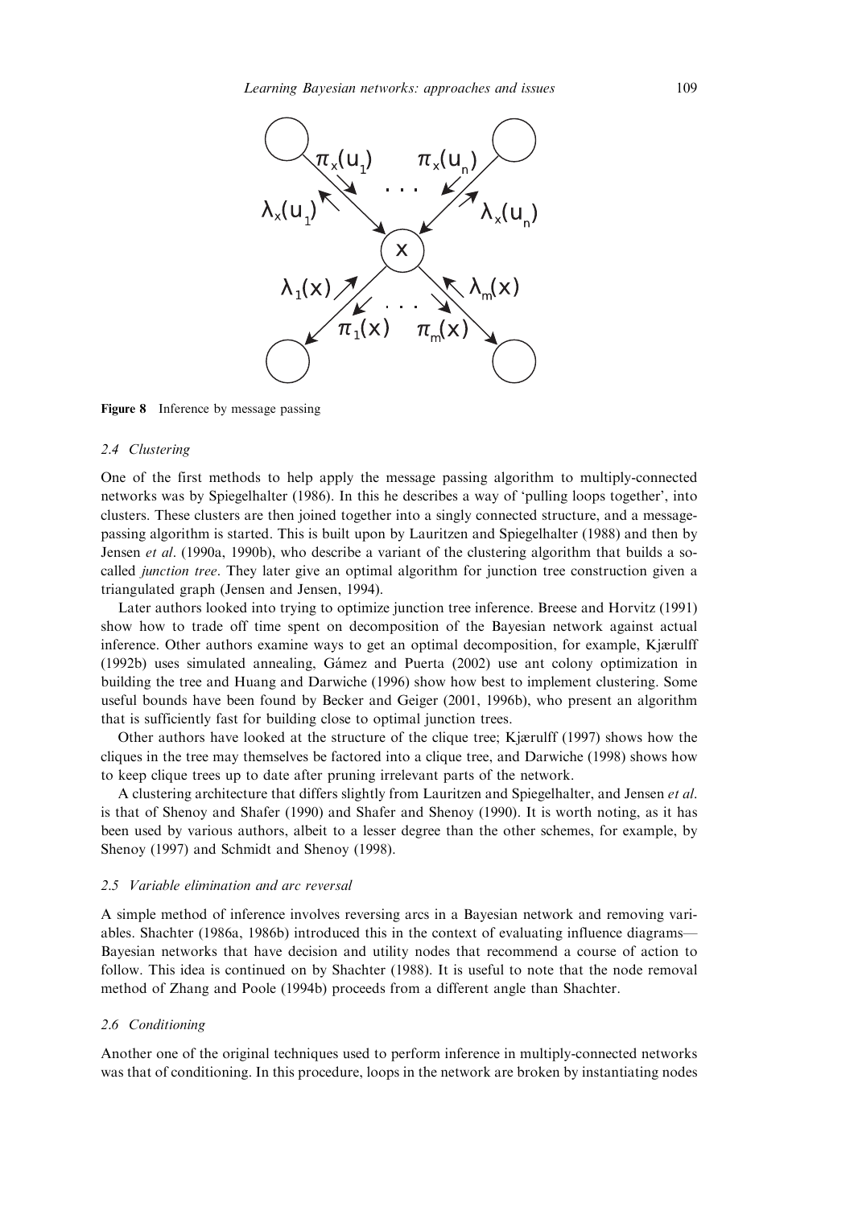Figure 8 Inference by message passing

### 2.4 Clustering

One of the first methods to help apply the message passing algorithm to multiply-connected networks was by Spiegelhalter (1986). In this he describes a way of 'pulling loops together', into clusters. These clusters are then joined together into a singly connected structure, and a message-passing algorithm is started. This is built upon by Lauritzen and Spiegelhalter (1988) and then by Jensen *et al*. (1990a, 1990b), who describe a variant of the clustering algorithm that builds a so-called *junction tree*. They later give an optimal algorithm for junction tree construction given a triangulated graph (Jensen and Jensen, 1994).

Later authors looked into trying to optimize junction tree inference. Breese and Horvitz (1991) show how to trade off time spent on decomposition of the Bayesian network against actual inference. Other authors examine ways to get an optimal decomposition, for example, Kjærulff (1992b) uses simulated annealing, Gámez and Puerta (2002) use ant colony optimization in building the tree and Huang and Darwiche (1996) show how best to implement clustering. Some useful bounds have been found by Becker and Geiger (2001, 1996b), who present an algorithm that is sufficiently fast for building close to optimal junction trees.

Other authors have looked at the structure of the clique tree; Kjærulff (1997) shows how the cliques in the tree may themselves be factored into a clique tree, and Darwiche (1998) shows how to keep clique trees up to date after pruning irrelevant parts of the network.

A clustering architecture that differs slightly from Lauritzen and Spiegelhalter, and Jensen *et al*. is that of Shenoy and Shafer (1990) and Shafer and Shenoy (1990). It is worth noting, as it has been used by various authors, albeit to a lesser degree than the other schemes, for example, by Shenoy (1997) and Schmidt and Shenoy (1998).

### 2.5 Variable elimination and arc reversal

A simple method of inference involves reversing arcs in a Bayesian network and removing variables. Shachter (1986a, 1986b) introduced this in the context of evaluating influence diagrams—Bayesian networks that have decision and utility nodes that recommend a course of action to follow. This idea is continued on by Shachter (1988). It is useful to note that the node removal method of Zhang and Poole (1994b) proceeds from a different angle than Shachter.

### 2.6 Conditioning

Another one of the original techniques used to perform inference in multiply-connected networks was that of conditioning. In this procedure, loops in the network are broken by instantiating nodes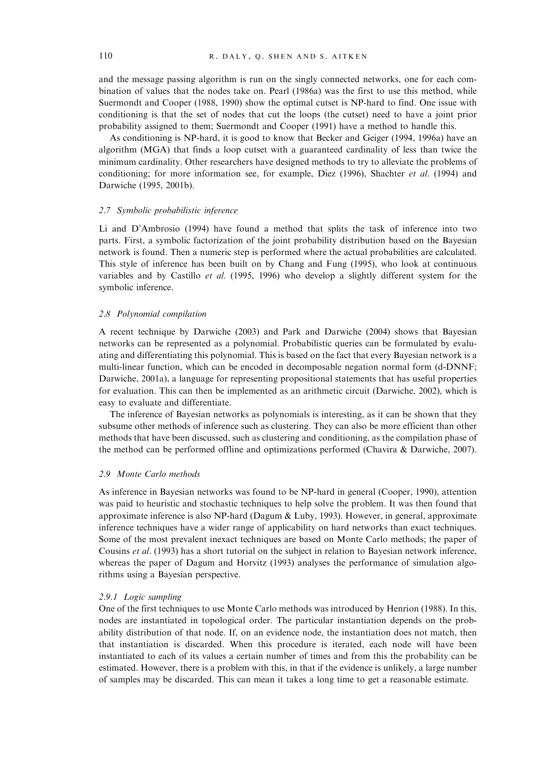and the message passing algorithm is run on the singly connected networks, one for each combination of values that the nodes take on. Pearl (1986a) was the first to use this method, while Suermondt and Cooper (1988, 1990) show the optimal cutset is NP-hard to find. One issue with conditioning is that the set of nodes that cut the loops (the cutset) need to have a joint prior probability assigned to them; Suermondt and Cooper (1991) have a method to handle this.

As conditioning is NP-hard, it is good to know that Becker and Geiger (1994, 1996a) have an algorithm (MGA) that finds a loop cutset with a guaranteed cardinality of less than twice the minimum cardinality. Other researchers have designed methods to try to alleviate the problems of conditioning; for more information see, for example, Díez (1996), Shachter *et al*. (1994) and Darwiche (1995, 2001b).

### 2.7 *Symbolic probabilistic inference*

Li and D'Ambrosio (1994) have found a method that splits the task of inference into two parts. First, a symbolic factorization of the joint probability distribution based on the Bayesian network is found. Then a numeric step is performed where the actual probabilities are calculated. This style of inference has been built on by Chang and Fung (1995), who look at continuous variables and by Castillo *et al*. (1995, 1996) who develop a slightly different system for the symbolic inference.

### 2.8 *Polynomial compilation*

A recent technique by Darwiche (2003) and Park and Darwiche (2004) shows that Bayesian networks can be represented as a polynomial. Probabilistic queries can be formulated by evaluating and differentiating this polynomial. This is based on the fact that every Bayesian network is a multi-linear function, which can be encoded in decomposable negation normal form (d-DNNF; Darwiche, 2001a), a language for representing propositional statements that has useful properties for evaluation. This can then be implemented as an arithmetic circuit (Darwiche, 2002), which is easy to evaluate and differentiate.

The inference of Bayesian networks as polynomials is interesting, as it can be shown that they subsume other methods of inference such as clustering. They can also be more efficient than other methods that have been discussed, such as clustering and conditioning, as the compilation phase of the method can be performed offline and optimizations performed (Chavira & Darwiche, 2007).

### 2.9 *Monte Carlo methods*

As inference in Bayesian networks was found to be NP-hard in general (Cooper, 1990), attention was paid to heuristic and stochastic techniques to help solve the problem. It was then found that approximate inference is also NP-hard (Dagum & Luby, 1993). However, in general, approximate inference techniques have a wider range of applicability on hard networks than exact techniques. Some of the most prevalent inexact techniques are based on Monte Carlo methods; the paper of Cousins *et al*. (1993) has a short tutorial on the subject in relation to Bayesian network inference, whereas the paper of Dagum and Horvitz (1993) analyses the performance of simulation algorithms using a Bayesian perspective.

#### 2.9.1 *Logic sampling*

One of the first techniques to use Monte Carlo methods was introduced by Henrion (1988). In this, nodes are instantiated in topological order. The particular instantiation depends on the probability distribution of that node. If, on an evidence node, the instantiation does not match, then that instantiation is discarded. When this procedure is iterated, each node will have been instantiated to each of its values a certain number of times and from this the probability can be estimated. However, there is a problem with this, in that if the evidence is unlikely, a large number of samples may be discarded. This can mean it takes a long time to get a reasonable estimate.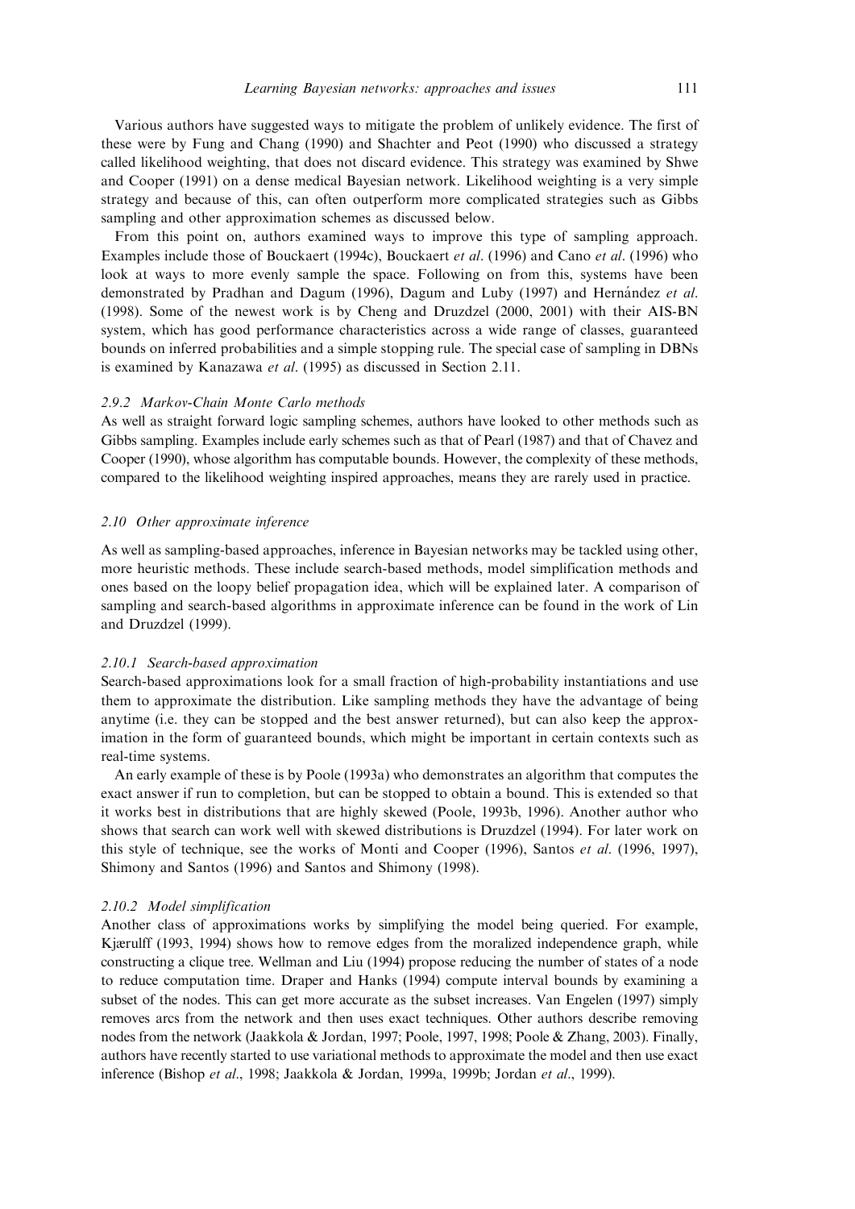Various authors have suggested ways to mitigate the problem of unlikely evidence. The first of these were by Fung and Chang (1990) and Shachter and Peot (1990) who discussed a strategy called likelihood weighting, that does not discard evidence. This strategy was examined by Shwe and Cooper (1991) on a dense medical Bayesian network. Likelihood weighting is a very simple strategy and because of this, can often outperform more complicated strategies such as Gibbs sampling and other approximation schemes as discussed below.

From this point on, authors examined ways to improve this type of sampling approach. Examples include those of Bouckaert (1994c), Bouckaert *et al*. (1996) and Cano *et al*. (1996) who look at ways to more evenly sample the space. Following on from this, systems have been demonstrated by Pradhan and Dagum (1996), Dagum and Luby (1997) and Hernández *et al*. (1998). Some of the newest work is by Cheng and Druzdzel (2000, 2001) with their AIS-BN system, which has good performance characteristics across a wide range of classes, guaranteed bounds on inferred probabilities and a simple stopping rule. The special case of sampling in DBNs is examined by Kanazawa *et al*. (1995) as discussed in Section 2.11.

#### *2.9.2 Markov-Chain Monte Carlo methods*

As well as straight forward logic sampling schemes, authors have looked to other methods such as Gibbs sampling. Examples include early schemes such as that of Pearl (1987) and that of Chavez and Cooper (1990), whose algorithm has computable bounds. However, the complexity of these methods, compared to the likelihood weighting inspired approaches, means they are rarely used in practice.

### *2.10 Other approximate inference*

As well as sampling-based approaches, inference in Bayesian networks may be tackled using other, more heuristic methods. These include search-based methods, model simplification methods and ones based on the loopy belief propagation idea, which will be explained later. A comparison of sampling and search-based algorithms in approximate inference can be found in the work of Lin and Druzdzel (1999).

#### *2.10.1 Search-based approximation*

Search-based approximations look for a small fraction of high-probability instantiations and use them to approximate the distribution. Like sampling methods they have the advantage of being anytime (i.e. they can be stopped and the best answer returned), but can also keep the approximation in the form of guaranteed bounds, which might be important in certain contexts such as real-time systems.

An early example of these is by Poole (1993a) who demonstrates an algorithm that computes the exact answer if run to completion, but can be stopped to obtain a bound. This is extended so that it works best in distributions that are highly skewed (Poole, 1993b, 1996). Another author who shows that search can work well with skewed distributions is Druzdzel (1994). For later work on this style of technique, see the works of Monti and Cooper (1996), Santos *et al*. (1996, 1997), Shimony and Santos (1996) and Santos and Shimony (1998).

#### *2.10.2 Model simplification*

Another class of approximations works by simplifying the model being queried. For example, Kjærulff (1993, 1994) shows how to remove edges from the moralized independence graph, while constructing a clique tree. Wellman and Liu (1994) propose reducing the number of states of a node to reduce computation time. Draper and Hanks (1994) compute interval bounds by examining a subset of the nodes. This can get more accurate as the subset increases. Van Engelen (1997) simply removes arcs from the network and then uses exact techniques. Other authors describe removing nodes from the network (Jaakkola & Jordan, 1997; Poole, 1997, 1998; Poole & Zhang, 2003). Finally, authors have recently started to use variational methods to approximate the model and then use exact inference (Bishop *et al*., 1998; Jaakkola & Jordan, 1999a, 1999b; Jordan *et al*., 1999).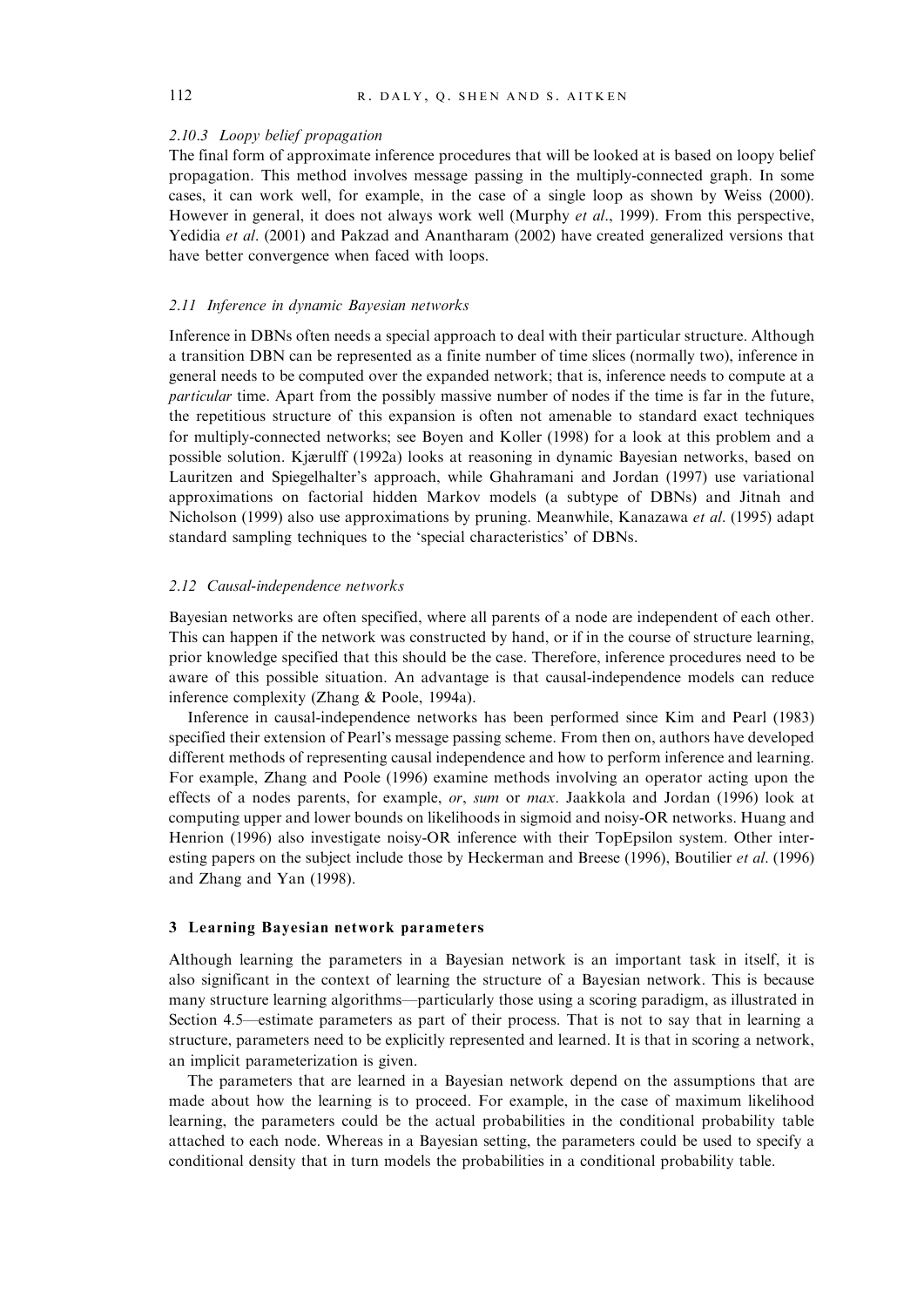#### *2.10.3 Loopy belief propagation*

The final form of approximate inference procedures that will be looked at is based on loopy belief propagation. This method involves message passing in the multiply-connected graph. In some cases, it can work well, for example, in the case of a single loop as shown by Weiss (2000). However in general, it does not always work well (Murphy *et al*., 1999). From this perspective, Yedidia *et al*. (2001) and Pakzad and Anantharam (2002) have created generalized versions that have better convergence when faced with loops.

### *2.11 Inference in dynamic Bayesian networks*

Inference in DBNs often needs a special approach to deal with their particular structure. Although a transition DBN can be represented as a finite number of time slices (normally two), inference in general needs to be computed over the expanded network; that is, inference needs to compute at a *particular* time. Apart from the possibly massive number of nodes if the time is far in the future, the repetitious structure of this expansion is often not amenable to standard exact techniques for multiply-connected networks; see Boyen and Koller (1998) for a look at this problem and a possible solution. Kjærulff (1992a) looks at reasoning in dynamic Bayesian networks, based on Lauritzen and Spiegelhalter's approach, while Ghahramani and Jordan (1997) use variational approximations on factorial hidden Markov models (a subtype of DBNs) and Jitnah and Nicholson (1999) also use approximations by pruning. Meanwhile, Kanazawa *et al*. (1995) adapt standard sampling techniques to the 'special characteristics' of DBNs.

### *2.12 Causal-independence networks*

Bayesian networks are often specified, where all parents of a node are independent of each other. This can happen if the network was constructed by hand, or if in the course of structure learning, prior knowledge specified that this should be the case. Therefore, inference procedures need to be aware of this possible situation. An advantage is that causal-independence models can reduce inference complexity (Zhang & Poole, 1994a).

Inference in causal-independence networks has been performed since Kim and Pearl (1983) specified their extension of Pearl's message passing scheme. From then on, authors have developed different methods of representing causal independence and how to perform inference and learning. For example, Zhang and Poole (1996) examine methods involving an operator acting upon the effects of a nodes parents, for example, *or*, *sum* or *max*. Jaakkola and Jordan (1996) look at computing upper and lower bounds on likelihoods in sigmoid and noisy-OR networks. Huang and Henrion (1996) also investigate noisy-OR inference with their TopEpsilon system. Other interesting papers on the subject include those by Heckerman and Breese (1996), Boutilier *et al*. (1996) and Zhang and Yan (1998).

## **3 Learning Bayesian network parameters**

Although learning the parameters in a Bayesian network is an important task in itself, it is also significant in the context of learning the structure of a Bayesian network. This is because many structure learning algorithms—particularly those using a scoring paradigm, as illustrated in Section 4.5—estimate parameters as part of their process. That is not to say that in learning a structure, parameters need to be explicitly represented and learned. It is that in scoring a network, an implicit parameterization is given.

The parameters that are learned in a Bayesian network depend on the assumptions that are made about how the learning is to proceed. For example, in the case of maximum likelihood learning, the parameters could be the actual probabilities in the conditional probability table attached to each node. Whereas in a Bayesian setting, the parameters could be used to specify a conditional density that in turn models the probabilities in a conditional probability table.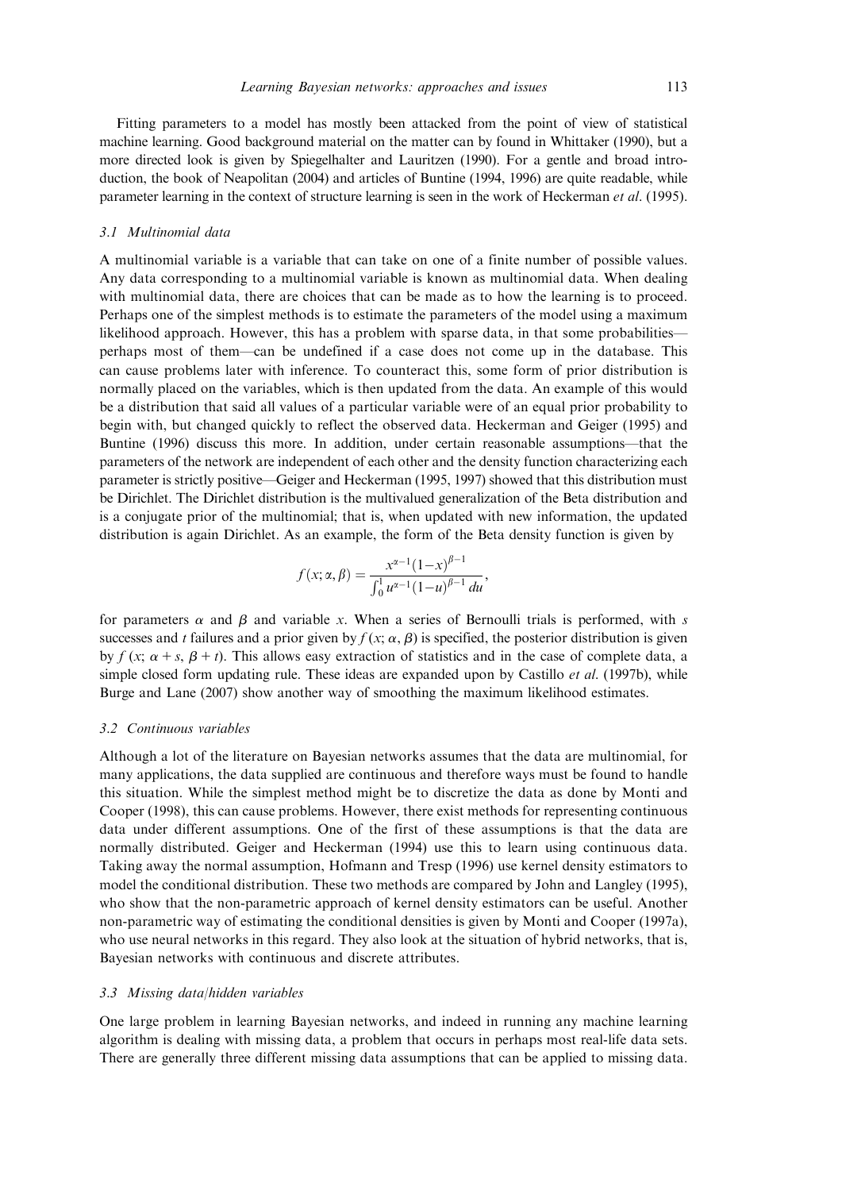Fitting parameters to a model has mostly been attacked from the point of view of statistical machine learning. Good background material on the matter can by found in Whittaker (1990), but a more directed look is given by Spiegelhalter and Lauritzen (1990). For a gentle and broad introduction, the book of Neapolitan (2004) and articles of Buntine (1994, 1996) are quite readable, while parameter learning in the context of structure learning is seen in the work of Heckerman *et al*. (1995).

### *3.1 Multinomial data*

A multinomial variable is a variable that can take on one of a finite number of possible values. Any data corresponding to a multinomial variable is known as multinomial data. When dealing with multinomial data, there are choices that can be made as to how the learning is to proceed. Perhaps one of the simplest methods is to estimate the parameters of the model using a maximum likelihood approach. However, this has a problem with sparse data, in that some probabilities—perhaps most of them—can be undefined if a case does not come up in the database. This can cause problems later with inference. To counteract this, some form of prior distribution is normally placed on the variables, which is then updated from the data. An example of this would be a distribution that said all values of a particular variable were of an equal prior probability to begin with, but changed quickly to reflect the observed data. Heckerman and Geiger (1995) and Buntine (1996) discuss this more. In addition, under certain reasonable assumptions—that the parameters of the network are independent of each other and the density function characterizing each parameter is strictly positive—Geiger and Heckerman (1995, 1997) showed that this distribution must be Dirichlet. The Dirichlet distribution is the multivalued generalization of the Beta distribution and is a conjugate prior of the multinomial; that is, when updated with new information, the updated distribution is again Dirichlet. As an example, the form of the Beta density function is given by

$$f(x;\alpha,\beta) = \frac{x^{\alpha-1}(1-x)^{\beta-1}}{\int_0^1 u^{\alpha-1}(1-u)^{\beta-1}\,du},$$

for parameters $\alpha$ and $\beta$ and variable $x$. When a series of Bernoulli trials is performed, with $s$ successes and $t$ failures and a prior given by $f(x;\alpha,\beta)$ is specified, the posterior distribution is given by $f(x;\alpha+s,\beta+t)$. This allows easy extraction of statistics and in the case of complete data, a simple closed form updating rule. These ideas are expanded upon by Castillo *et al*. (1997b), while Burge and Lane (2007) show another way of smoothing the maximum likelihood estimates.

### *3.2 Continuous variables*

Although a lot of the literature on Bayesian networks assumes that the data are multinomial, for many applications, the data supplied are continuous and therefore ways must be found to handle this situation. While the simplest method might be to discretize the data as done by Monti and Cooper (1998), this can cause problems. However, there exist methods for representing continuous data under different assumptions. One of the first of these assumptions is that the data are normally distributed. Geiger and Heckerman (1994) use this to learn using continuous data. Taking away the normal assumption, Hofmann and Tresp (1996) use kernel density estimators to model the conditional distribution. These two methods are compared by John and Langley (1995), who show that the non-parametric approach of kernel density estimators can be useful. Another non-parametric way of estimating the conditional densities is given by Monti and Cooper (1997a), who use neural networks in this regard. They also look at the situation of hybrid networks, that is, Bayesian networks with continuous and discrete attributes.

### *3.3 Missing data/hidden variables*

One large problem in learning Bayesian networks, and indeed in running any machine learning algorithm is dealing with missing data, a problem that occurs in perhaps most real-life data sets. There are generally three different missing data assumptions that can be applied to missing data.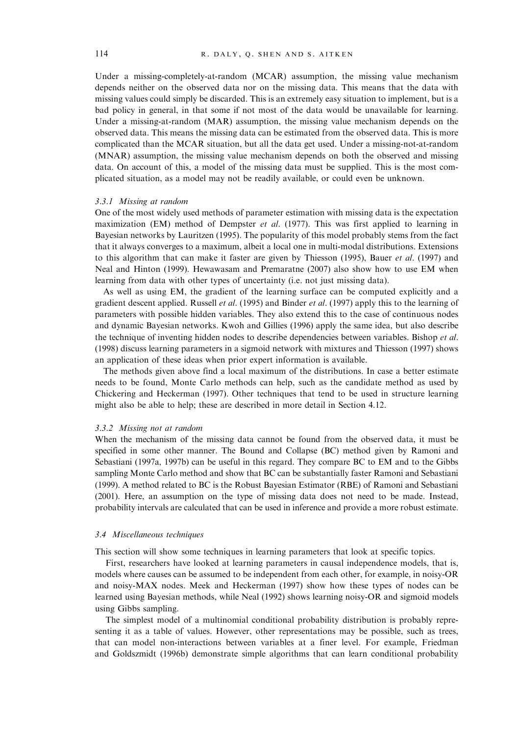Under a missing-completely-at-random (MCAR) assumption, the missing value mechanism depends neither on the observed data nor on the missing data. This means that the data with missing values could simply be discarded. This is an extremely easy situation to implement, but is a bad policy in general, in that some if not most of the data would be unavailable for learning. Under a missing-at-random (MAR) assumption, the missing value mechanism depends on the observed data. This means the missing data can be estimated from the observed data. This is more complicated than the MCAR situation, but all the data get used. Under a missing-not-at-random (MNAR) assumption, the missing value mechanism depends on both the observed and missing data. On account of this, a model of the missing data must be supplied. This is the most complicated situation, as a model may not be readily available, or could even be unknown.

### *3.3.1 Missing at random*

One of the most widely used methods of parameter estimation with missing data is the expectation maximization (EM) method of Dempster *et al*. (1977). This was first applied to learning in Bayesian networks by Lauritzen (1995). The popularity of this model probably stems from the fact that it always converges to a maximum, albeit a local one in multi-modal distributions. Extensions to this algorithm that can make it faster are given by Thiesson (1995), Bauer *et al*. (1997) and Neal and Hinton (1999). Hewawasam and Premaratne (2007) also show how to use EM when learning from data with other types of uncertainty (i.e. not just missing data).

As well as using EM, the gradient of the learning surface can be computed explicitly and a gradient descent applied. Russell *et al*. (1995) and Binder *et al*. (1997) apply this to the learning of parameters with possible hidden variables. They also extend this to the case of continuous nodes and dynamic Bayesian networks. Kwoh and Gillies (1996) apply the same idea, but also describe the technique of inventing hidden nodes to describe dependencies between variables. Bishop *et al*. (1998) discuss learning parameters in a sigmoid network with mixtures and Thiesson (1997) shows an application of these ideas when prior expert information is available.

The methods given above find a local maximum of the distributions. In case a better estimate needs to be found, Monte Carlo methods can help, such as the candidate method as used by Chickering and Heckerman (1997). Other techniques that tend to be used in structure learning might also be able to help; these are described in more detail in Section 4.12.

### *3.3.2 Missing not at random*

When the mechanism of the missing data cannot be found from the observed data, it must be specified in some other manner. The Bound and Collapse (BC) method given by Ramoni and Sebastiani (1997a, 1997b) can be useful in this regard. They compare BC to EM and to the Gibbs sampling Monte Carlo method and show that BC can be substantially faster Ramoni and Sebastiani (1999). A method related to BC is the Robust Bayesian Estimator (RBE) of Ramoni and Sebastiani (2001). Here, an assumption on the type of missing data does not need to be made. Instead, probability intervals are calculated that can be used in inference and provide a more robust estimate.

## *3.4 Miscellaneous techniques*

This section will show some techniques in learning parameters that look at specific topics.

First, researchers have looked at learning parameters in causal independence models, that is, models where causes can be assumed to be independent from each other, for example, in noisy-OR and noisy-MAX nodes. Meek and Heckerman (1997) show how these types of nodes can be learned using Bayesian methods, while Neal (1992) shows learning noisy-OR and sigmoid models using Gibbs sampling.

The simplest model of a multinomial conditional probability distribution is probably representing it as a table of values. However, other representations may be possible, such as trees, that can model non-interactions between variables at a finer level. For example, Friedman and Goldszmidt (1996b) demonstrate simple algorithms that can learn conditional probability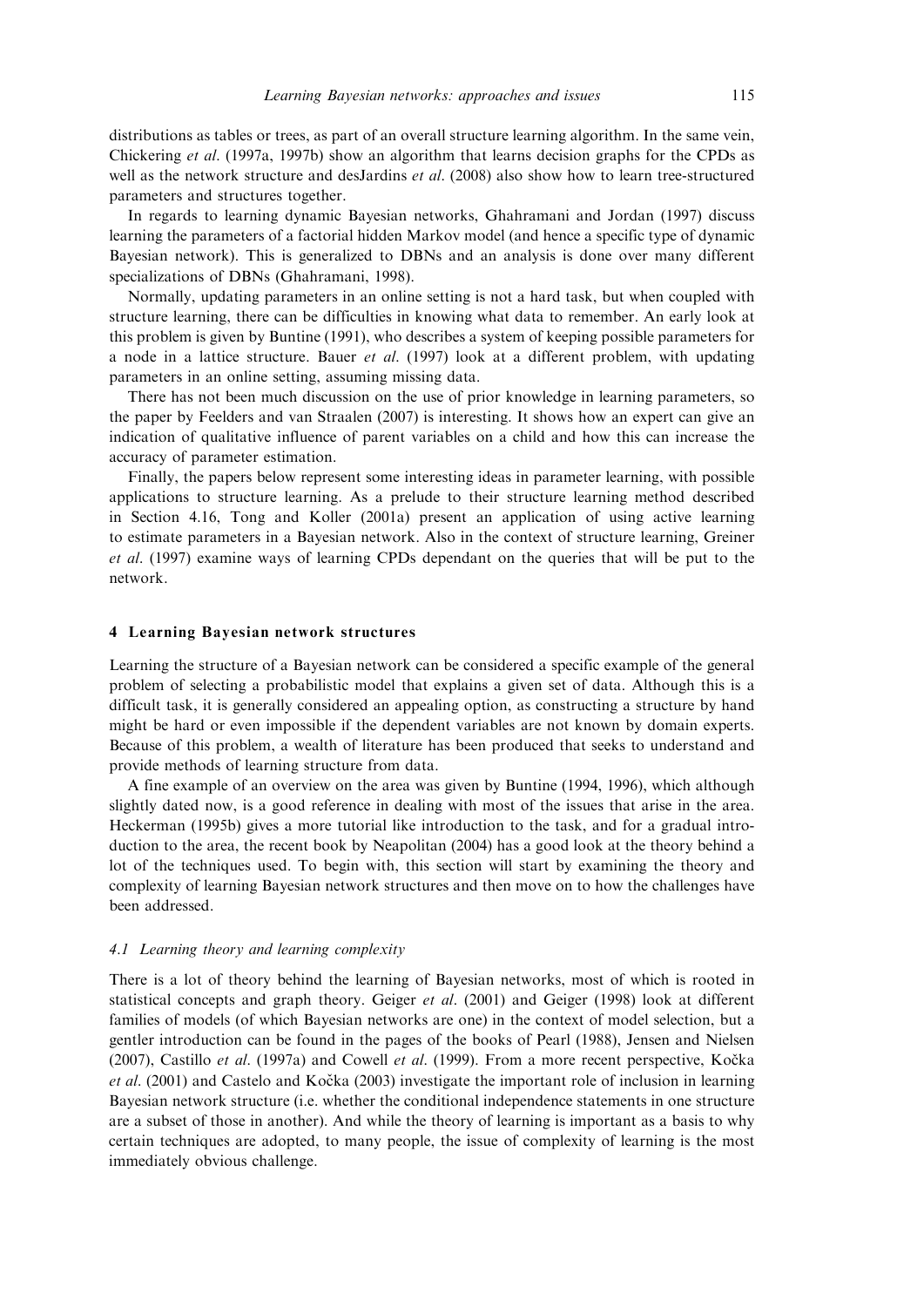distributions as tables or trees, as part of an overall structure learning algorithm. In the same vein, Chickering *et al.* (1997a, 1997b) show an algorithm that learns decision graphs for the CPDs as well as the network structure and desJardins *et al.* (2008) also show how to learn tree-structured parameters and structures together.

In regards to learning dynamic Bayesian networks, Ghahramani and Jordan (1997) discuss learning the parameters of a factorial hidden Markov model (and hence a specific type of dynamic Bayesian network). This is generalized to DBNs and an analysis is done over many different specializations of DBNs (Ghahramani, 1998).

Normally, updating parameters in an online setting is not a hard task, but when coupled with structure learning, there can be difficulties in knowing what data to remember. An early look at this problem is given by Buntine (1991), who describes a system of keeping possible parameters for a node in a lattice structure. Bauer *et al.* (1997) look at a different problem, with updating parameters in an online setting, assuming missing data.

There has not been much discussion on the use of prior knowledge in learning parameters, so the paper by Feelders and van Straalen (2007) is interesting. It shows how an expert can give an indication of qualitative influence of parent variables on a child and how this can increase the accuracy of parameter estimation.

Finally, the papers below represent some interesting ideas in parameter learning, with possible applications to structure learning. As a prelude to their structure learning method described in Section 4.16, Tong and Koller (2001a) present an application of using active learning to estimate parameters in a Bayesian network. Also in the context of structure learning, Greiner *et al.* (1997) examine ways of learning CPDs dependant on the queries that will be put to the network.

## 4 Learning Bayesian network structures

Learning the structure of a Bayesian network can be considered a specific example of the general problem of selecting a probabilistic model that explains a given set of data. Although this is a difficult task, it is generally considered an appealing option, as constructing a structure by hand might be hard or even impossible if the dependent variables are not known by domain experts. Because of this problem, a wealth of literature has been produced that seeks to understand and provide methods of learning structure from data.

A fine example of an overview on the area was given by Buntine (1994, 1996), which although slightly dated now, is a good reference in dealing with most of the issues that arise in the area. Heckerman (1995b) gives a more tutorial like introduction to the task, and for a gradual introduction to the area, the recent book by Neapolitan (2004) has a good look at the theory behind a lot of the techniques used. To begin with, this section will start by examining the theory and complexity of learning Bayesian network structures and then move on to how the challenges have been addressed.

### *4.1 Learning theory and learning complexity*

There is a lot of theory behind the learning of Bayesian networks, most of which is rooted in statistical concepts and graph theory. Geiger *et al.* (2001) and Geiger (1998) look at different families of models (of which Bayesian networks are one) in the context of model selection, but a gentler introduction can be found in the pages of the books of Pearl (1988), Jensen and Nielsen (2007), Castillo *et al.* (1997a) and Cowell *et al.* (1999). From a more recent perspective, Kočka *et al.* (2001) and Castelo and Kočka (2003) investigate the important role of inclusion in learning Bayesian network structure (i.e. whether the conditional independence statements in one structure are a subset of those in another). And while the theory of learning is important as a basis to why certain techniques are adopted, to many people, the issue of complexity of learning is the most immediately obvious challenge.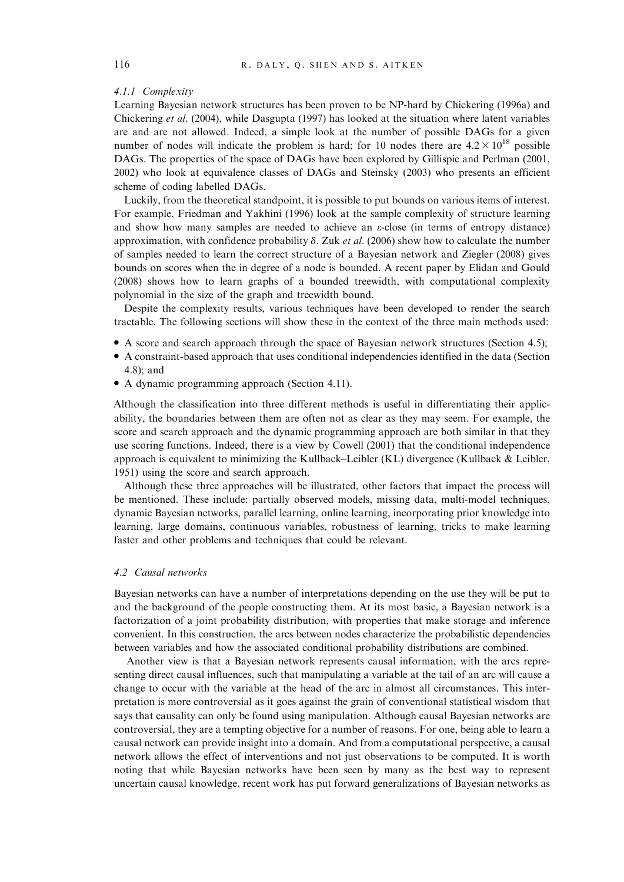#### 4.1.1 Complexity

Learning Bayesian network structures has been proven to be NP-hard by Chickering (1996a) and Chickering *et al*. (2004), while Dasgupta (1997) has looked at the situation where latent variables are and are not allowed. Indeed, a simple look at the number of possible DAGs for a given number of nodes will indicate the problem is hard; for 10 nodes there are $4.2 \times 10^{18}$ possible DAGs. The properties of the space of DAGs have been explored by Gillispie and Perlman (2001, 2002) who look at equivalence classes of DAGs and Steinsky (2003) who presents an efficient scheme of coding labelled DAGs.

Luckily, from the theoretical standpoint, it is possible to put bounds on various items of interest. For example, Friedman and Yakhini (1996) look at the sample complexity of structure learning and show how many samples are needed to achieve an $\varepsilon$-close (in terms of entropy distance) approximation, with confidence probability $\delta$. Zuk *et al*. (2006) show how to calculate the number of samples needed to learn the correct structure of a Bayesian network and Ziegler (2008) gives bounds on scores when the in degree of a node is bounded. A recent paper by Elidan and Gould (2008) shows how to learn graphs of a bounded treewidth, with computational complexity polynomial in the size of the graph and treewidth bound.

Despite the complexity results, various techniques have been developed to render the search tractable. The following sections will show these in the context of the three main methods used:

- A score and search approach through the space of Bayesian network structures (Section 4.5);
- A constraint-based approach that uses conditional independencies identified in the data (Section 4.8); and
- A dynamic programming approach (Section 4.11).

Although the classification into three different methods is useful in differentiating their applicability, the boundaries between them are often not as clear as they may seem. For example, the score and search approach and the dynamic programming approach are both similar in that they use scoring functions. Indeed, there is a view by Cowell (2001) that the conditional independence approach is equivalent to minimizing the Kullback–Leibler (KL) divergence (Kullback & Leibler, 1951) using the score and search approach.

Although these three approaches will be illustrated, other factors that impact the process will be mentioned. These include: partially observed models, missing data, multi-model techniques, dynamic Bayesian networks, parallel learning, online learning, incorporating prior knowledge into learning, large domains, continuous variables, robustness of learning, tricks to make learning faster and other problems and techniques that could be relevant.

### 4.2 Causal networks

Bayesian networks can have a number of interpretations depending on the use they will be put to and the background of the people constructing them. At its most basic, a Bayesian network is a factorization of a joint probability distribution, with properties that make storage and inference convenient. In this construction, the arcs between nodes characterize the probabilistic dependencies between variables and how the associated conditional probability distributions are combined.

Another view is that a Bayesian network represents causal information, with the arcs representing direct causal influences, such that manipulating a variable at the tail of an arc will cause a change to occur with the variable at the head of the arc in almost all circumstances. This interpretation is more controversial as it goes against the grain of conventional statistical wisdom that says that causality can only be found using manipulation. Although causal Bayesian networks are controversial, they are a tempting objective for a number of reasons. For one, being able to learn a causal network can provide insight into a domain. And from a computational perspective, a causal network allows the effect of interventions and not just observations to be computed. It is worth noting that while Bayesian networks have been seen by many as the best way to represent uncertain causal knowledge, recent work has put forward generalizations of Bayesian networks as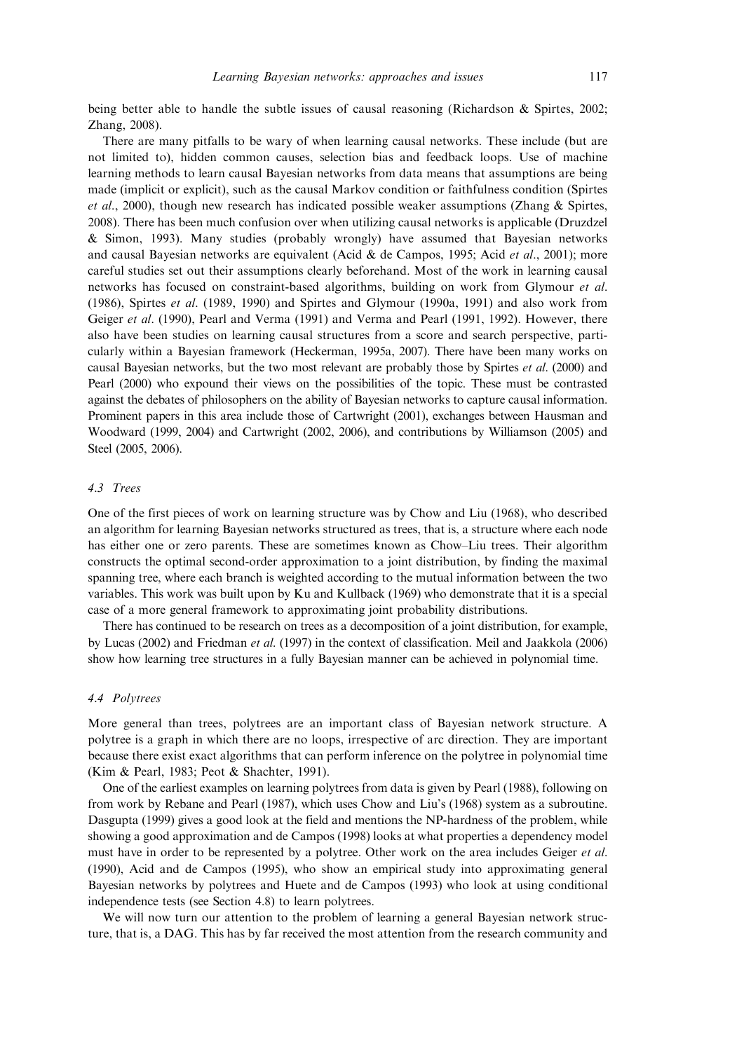being better able to handle the subtle issues of causal reasoning (Richardson & Spirtes, 2002; Zhang, 2008).

There are many pitfalls to be wary of when learning causal networks. These include (but are not limited to), hidden common causes, selection bias and feedback loops. Use of machine learning methods to learn causal Bayesian networks from data means that assumptions are being made (implicit or explicit), such as the causal Markov condition or faithfulness condition (Spirtes *et al.*, 2000), though new research has indicated possible weaker assumptions (Zhang & Spirtes, 2008). There has been much confusion over when utilizing causal networks is applicable (Druzdzel & Simon, 1993). Many studies (probably wrongly) have assumed that Bayesian networks and causal Bayesian networks are equivalent (Acid & de Campos, 1995; Acid *et al.*, 2001); more careful studies set out their assumptions clearly beforehand. Most of the work in learning causal networks has focused on constraint-based algorithms, building on work from Glymour *et al.* (1986), Spirtes *et al.* (1989, 1990) and Spirtes and Glymour (1990a, 1991) and also work from Geiger *et al.* (1990), Pearl and Verma (1991) and Verma and Pearl (1991, 1992). However, there also have been studies on learning causal structures from a score and search perspective, particularly within a Bayesian framework (Heckerman, 1995a, 2007). There have been many works on causal Bayesian networks, but the two most relevant are probably those by Spirtes *et al.* (2000) and Pearl (2000) who expound their views on the possibilities of the topic. These must be contrasted against the debates of philosophers on the ability of Bayesian networks to capture causal information. Prominent papers in this area include those of Cartwright (2001), exchanges between Hausman and Woodward (1999, 2004) and Cartwright (2002, 2006), and contributions by Williamson (2005) and Steel (2005, 2006).

### 4.3 Trees

One of the first pieces of work on learning structure was by Chow and Liu (1968), who described an algorithm for learning Bayesian networks structured as trees, that is, a structure where each node has either one or zero parents. These are sometimes known as Chow–Liu trees. Their algorithm constructs the optimal second-order approximation to a joint distribution, by finding the maximal spanning tree, where each branch is weighted according to the mutual information between the two variables. This work was built upon by Ku and Kullback (1969) who demonstrate that it is a special case of a more general framework to approximating joint probability distributions.

There has continued to be research on trees as a decomposition of a joint distribution, for example, by Lucas (2002) and Friedman *et al.* (1997) in the context of classification. Meil and Jaakkola (2006) show how learning tree structures in a fully Bayesian manner can be achieved in polynomial time.

### 4.4 Polytrees

More general than trees, polytrees are an important class of Bayesian network structure. A polytree is a graph in which there are no loops, irrespective of arc direction. They are important because there exist exact algorithms that can perform inference on the polytree in polynomial time (Kim & Pearl, 1983; Peot & Shachter, 1991).

One of the earliest examples on learning polytrees from data is given by Pearl (1988), following on from work by Rebane and Pearl (1987), which uses Chow and Liu's (1968) system as a subroutine. Dasgupta (1999) gives a good look at the field and mentions the NP-hardness of the problem, while showing a good approximation and de Campos (1998) looks at what properties a dependency model must have in order to be represented by a polytree. Other work on the area includes Geiger *et al.* (1990), Acid and de Campos (1995), who show an empirical study into approximating general Bayesian networks by polytrees and Huete and de Campos (1993) who look at using conditional independence tests (see Section 4.8) to learn polytrees.

We will now turn our attention to the problem of learning a general Bayesian network structure, that is, a DAG. This has by far received the most attention from the research community and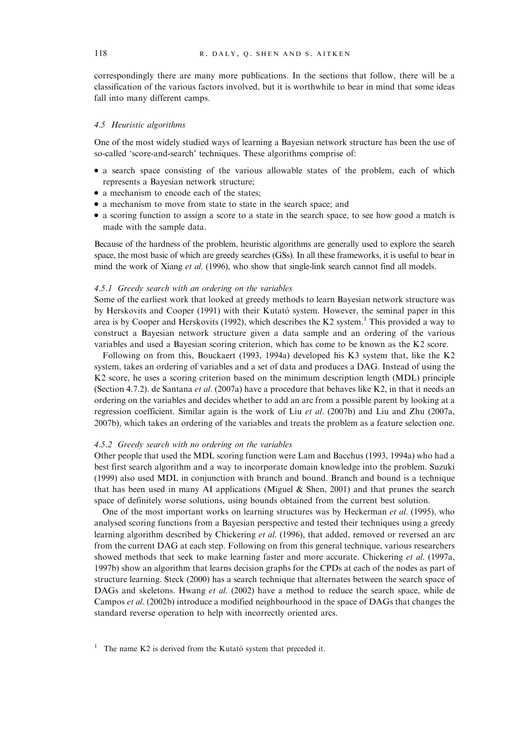correspondingly there are many more publications. In the sections that follow, there will be a classification of the various factors involved, but it is worthwhile to bear in mind that some ideas fall into many different camps.

### *4.5 Heuristic algorithms*

One of the most widely studied ways of learning a Bayesian network structure has been the use of so-called 'score-and-search' techniques. These algorithms comprise of:

- a search space consisting of the various allowable states of the problem, each of which represents a Bayesian network structure;
- a mechanism to encode each of the states;
- a mechanism to move from state to state in the search space; and
- a scoring function to assign a score to a state in the search space, to see how good a match is made with the sample data.

Because of the hardness of the problem, heuristic algorithms are generally used to explore the search space, the most basic of which are greedy searches (GSs). In all these frameworks, it is useful to bear in mind the work of Xiang *et al*. (1996), who show that single-link search cannot find all models.

#### *4.5.1 Greedy search with an ordering on the variables*

Some of the earliest work that looked at greedy methods to learn Bayesian network structure was by Herskovits and Cooper (1991) with their Kutató system. However, the seminal paper in this area is by Cooper and Herskovits (1992), which describes the K2 system.[1] This provided a way to construct a Bayesian network structure given a data sample and an ordering of the various variables and used a Bayesian scoring criterion, which has come to be known as the K2 score.

Following on from this, Bouckaert (1993, 1994a) developed his K3 system that, like the K2 system, takes an ordering of variables and a set of data and produces a DAG. Instead of using the K2 score, he uses a scoring criterion based on the minimum description length (MDL) principle (Section 4.7.2). de Santana *et al*. (2007a) have a procedure that behaves like K2, in that it needs an ordering on the variables and decides whether to add an arc from a possible parent by looking at a regression coefficient. Similar again is the work of Liu *et al*. (2007b) and Liu and Zhu (2007a, 2007b), which takes an ordering of the variables and treats the problem as a feature selection one.

#### *4.5.2 Greedy search with no ordering on the variables*

Other people that used the MDL scoring function were Lam and Bacchus (1993, 1994a) who had a best first search algorithm and a way to incorporate domain knowledge into the problem. Suzuki (1999) also used MDL in conjunction with branch and bound. Branch and bound is a technique that has been used in many AI applications (Miguel & Shen, 2001) and that prunes the search space of definitely worse solutions, using bounds obtained from the current best solution.

One of the most important works on learning structures was by Heckerman *et al*. (1995), who analysed scoring functions from a Bayesian perspective and tested their techniques using a greedy learning algorithm described by Chickering *et al*. (1996), that added, removed or reversed an arc from the current DAG at each step. Following on from this general technique, various researchers showed methods that seek to make learning faster and more accurate. Chickering *et al*. (1997a, 1997b) show an algorithm that learns decision graphs for the CPDs at each of the nodes as part of structure learning. Steck (2000) has a search technique that alternates between the search space of DAGs and skeletons. Hwang *et al*. (2002) have a method to reduce the search space, while de Campos *et al*. (2002b) introduce a modified neighbourhood in the space of DAGs that changes the standard reverse operation to help with incorrectly oriented arcs.

[1] The name K2 is derived from the Kutató system that preceded it.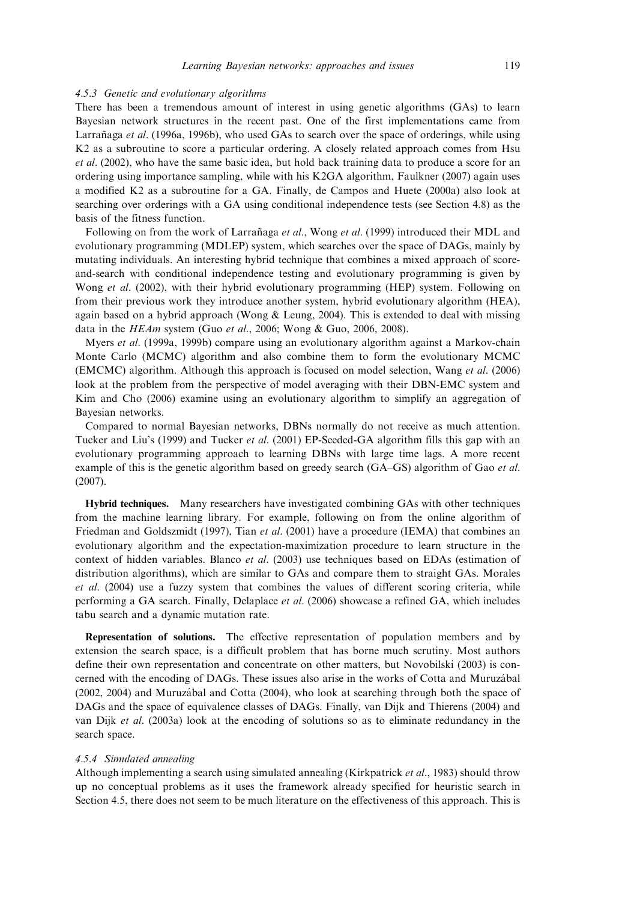#### 4.5.3 *Genetic and evolutionary algorithms*

There has been a tremendous amount of interest in using genetic algorithms (GAs) to learn Bayesian network structures in the recent past. One of the first implementations came from Larrañaga *et al*. (1996a, 1996b), who used GAs to search over the space of orderings, while using K2 as a subroutine to score a particular ordering. A closely related approach comes from Hsu *et al*. (2002), who have the same basic idea, but hold back training data to produce a score for an ordering using importance sampling, while with his K2GA algorithm, Faulkner (2007) again uses a modified K2 as a subroutine for a GA. Finally, de Campos and Huete (2000a) also look at searching over orderings with a GA using conditional independence tests (see Section 4.8) as the basis of the fitness function.

Following on from the work of Larrañaga *et al*., Wong *et al*. (1999) introduced their MDL and evolutionary programming (MDLEP) system, which searches over the space of DAGs, mainly by mutating individuals. An interesting hybrid technique that combines a mixed approach of score-and-search with conditional independence testing and evolutionary programming is given by Wong *et al*. (2002), with their hybrid evolutionary programming (HEP) system. Following on from their previous work they introduce another system, hybrid evolutionary algorithm (HEA), again based on a hybrid approach (Wong & Leung, 2004). This is extended to deal with missing data in the *HEAm* system (Guo *et al*., 2006; Wong & Guo, 2006, 2008).

Myers *et al*. (1999a, 1999b) compare using an evolutionary algorithm against a Markov-chain Monte Carlo (MCMC) algorithm and also combine them to form the evolutionary MCMC (EMCMC) algorithm. Although this approach is focused on model selection, Wang *et al*. (2006) look at the problem from the perspective of model averaging with their DBN-EMC system and Kim and Cho (2006) examine using an evolutionary algorithm to simplify an aggregation of Bayesian networks.

Compared to normal Bayesian networks, DBNs normally do not receive as much attention. Tucker and Liu's (1999) and Tucker *et al*. (2001) EP-Seeded-GA algorithm fills this gap with an evolutionary programming approach to learning DBNs with large time lags. A more recent example of this is the genetic algorithm based on greedy search (GA–GS) algorithm of Gao *et al*. (2007).

**Hybrid techniques.** Many researchers have investigated combining GAs with other techniques from the machine learning library. For example, following on from the online algorithm of Friedman and Goldszmidt (1997), Tian *et al*. (2001) have a procedure (IEMA) that combines an evolutionary algorithm and the expectation-maximization procedure to learn structure in the context of hidden variables. Blanco *et al*. (2003) use techniques based on EDAs (estimation of distribution algorithms), which are similar to GAs and compare them to straight GAs. Morales *et al*. (2004) use a fuzzy system that combines the values of different scoring criteria, while performing a GA search. Finally, Delaplace *et al*. (2006) showcase a refined GA, which includes tabu search and a dynamic mutation rate.

**Representation of solutions.** The effective representation of population members and by extension the search space, is a difficult problem that has borne much scrutiny. Most authors define their own representation and concentrate on other matters, but Novobilski (2003) is concerned with the encoding of DAGs. These issues also arise in the works of Cotta and Muruzábal (2002, 2004) and Muruzábal and Cotta (2004), who look at searching through both the space of DAGs and the space of equivalence classes of DAGs. Finally, van Dijk and Thierens (2004) and van Dijk *et al*. (2003a) look at the encoding of solutions so as to eliminate redundancy in the search space.

#### 4.5.4 *Simulated annealing*

Although implementing a search using simulated annealing (Kirkpatrick *et al*., 1983) should throw up no conceptual problems as it uses the framework already specified for heuristic search in Section 4.5, there does not seem to be much literature on the effectiveness of this approach. This is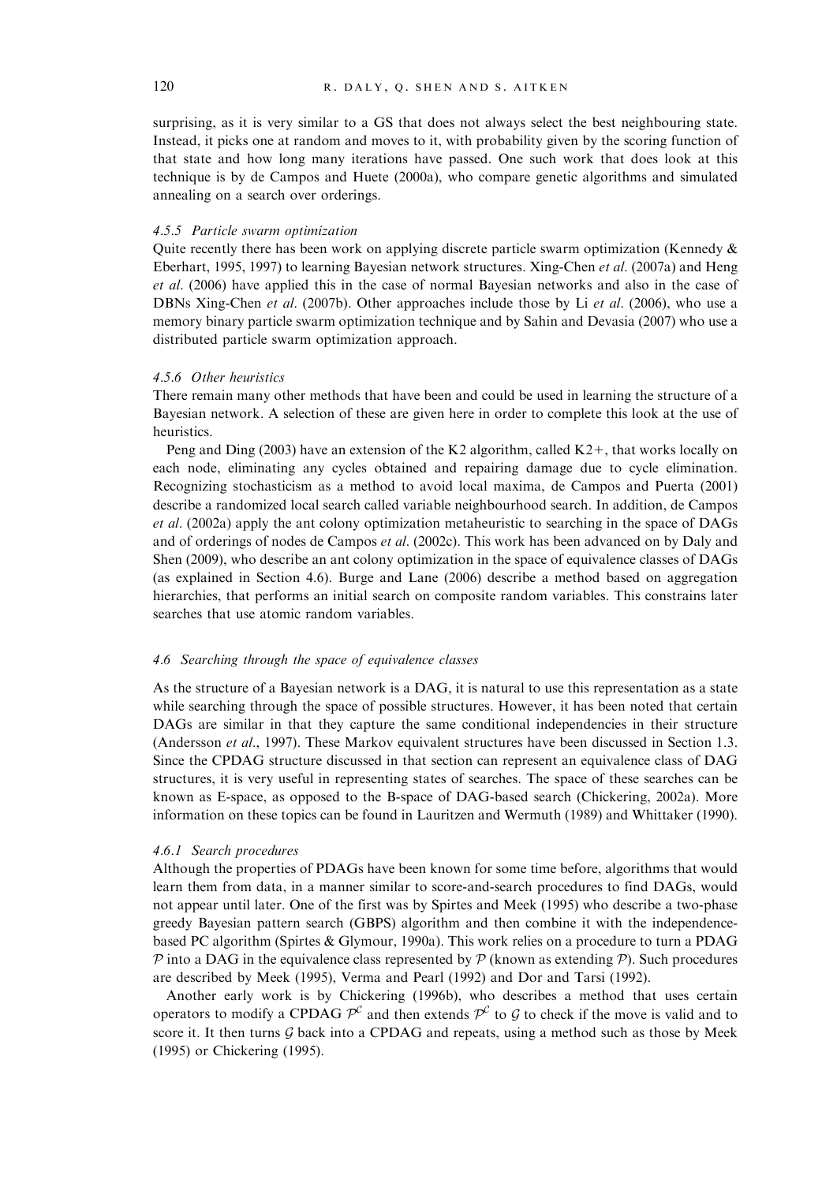surprising, as it is very similar to a GS that does not always select the best neighbouring state. Instead, it picks one at random and moves to it, with probability given by the scoring function of that state and how long many iterations have passed. One such work that does look at this technique is by de Campos and Huete (2000a), who compare genetic algorithms and simulated annealing on a search over orderings.

#### *4.5.5 Particle swarm optimization*

Quite recently there has been work on applying discrete particle swarm optimization (Kennedy & Eberhart, 1995, 1997) to learning Bayesian network structures. Xing-Chen *et al*. (2007a) and Heng *et al*. (2006) have applied this in the case of normal Bayesian networks and also in the case of DBNs Xing-Chen *et al*. (2007b). Other approaches include those by Li *et al*. (2006), who use a memory binary particle swarm optimization technique and by Sahin and Devasia (2007) who use a distributed particle swarm optimization approach.

#### *4.5.6 Other heuristics*

There remain many other methods that have been and could be used in learning the structure of a Bayesian network. A selection of these are given here in order to complete this look at the use of heuristics.

Peng and Ding (2003) have an extension of the K2 algorithm, called K2+, that works locally on each node, eliminating any cycles obtained and repairing damage due to cycle elimination. Recognizing stochasticism as a method to avoid local maxima, de Campos and Puerta (2001) describe a randomized local search called variable neighbourhood search. In addition, de Campos *et al*. (2002a) apply the ant colony optimization metaheuristic to searching in the space of DAGs and of orderings of nodes de Campos *et al*. (2002c). This work has been advanced on by Daly and Shen (2009), who describe an ant colony optimization in the space of equivalence classes of DAGs (as explained in Section 4.6). Burge and Lane (2006) describe a method based on aggregation hierarchies, that performs an initial search on composite random variables. This constrains later searches that use atomic random variables.

### *4.6 Searching through the space of equivalence classes*

As the structure of a Bayesian network is a DAG, it is natural to use this representation as a state while searching through the space of possible structures. However, it has been noted that certain DAGs are similar in that they capture the same conditional independencies in their structure (Andersson *et al*., 1997). These Markov equivalent structures have been discussed in Section 1.3. Since the CPDAG structure discussed in that section can represent an equivalence class of DAG structures, it is very useful in representing states of searches. The space of these searches can be known as E-space, as opposed to the B-space of DAG-based search (Chickering, 2002a). More information on these topics can be found in Lauritzen and Wermuth (1989) and Whittaker (1990).

#### *4.6.1 Search procedures*

Although the properties of PDAGs have been known for some time before, algorithms that would learn them from data, in a manner similar to score-and-search procedures to find DAGs, would not appear until later. One of the first was by Spirtes and Meek (1995) who describe a two-phase greedy Bayesian pattern search (GBPS) algorithm and then combine it with the independence-based PC algorithm (Spirtes & Glymour, 1990a). This work relies on a procedure to turn a PDAG $\mathcal{P}$ into a DAG in the equivalence class represented by $\mathcal{P}$ (known as extending $\mathcal{P}$). Such procedures are described by Meek (1995), Verma and Pearl (1992) and Dor and Tarsi (1992).

Another early work is by Chickering (1996b), who describes a method that uses certain operators to modify a CPDAG $\mathcal{P}^{\mathcal{C}}$ and then extends $\mathcal{P}^{\mathcal{C}}$ to $\mathcal{G}$ to check if the move is valid and to score it. It then turns $\mathcal{G}$ back into a CPDAG and repeats, using a method such as those by Meek (1995) or Chickering (1995).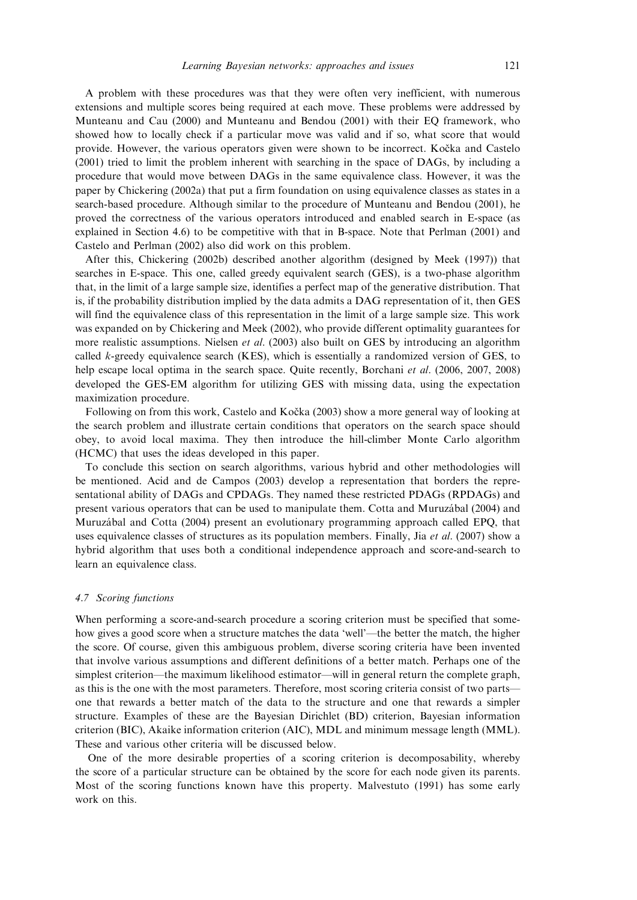A problem with these procedures was that they were often very inefficient, with numerous extensions and multiple scores being required at each move. These problems were addressed by Munteanu and Cau (2000) and Munteanu and Bendou (2001) with their EQ framework, who showed how to locally check if a particular move was valid and if so, what score that would provide. However, the various operators given were shown to be incorrect. Kočka and Castelo (2001) tried to limit the problem inherent with searching in the space of DAGs, by including a procedure that would move between DAGs in the same equivalence class. However, it was the paper by Chickering (2002a) that put a firm foundation on using equivalence classes as states in a search-based procedure. Although similar to the procedure of Munteanu and Bendou (2001), he proved the correctness of the various operators introduced and enabled search in E-space (as explained in Section 4.6) to be competitive with that in B-space. Note that Perlman (2001) and Castelo and Perlman (2002) also did work on this problem.

After this, Chickering (2002b) described another algorithm (designed by Meek (1997)) that searches in E-space. This one, called greedy equivalent search (GES), is a two-phase algorithm that, in the limit of a large sample size, identifies a perfect map of the generative distribution. That is, if the probability distribution implied by the data admits a DAG representation of it, then GES will find the equivalence class of this representation in the limit of a large sample size. This work was expanded on by Chickering and Meek (2002), who provide different optimality guarantees for more realistic assumptions. Nielsen *et al*. (2003) also built on GES by introducing an algorithm called *k*-greedy equivalence search (KES), which is essentially a randomized version of GES, to help escape local optima in the search space. Quite recently, Borchani *et al*. (2006, 2007, 2008) developed the GES-EM algorithm for utilizing GES with missing data, using the expectation maximization procedure.

Following on from this work, Castelo and Kočka (2003) show a more general way of looking at the search problem and illustrate certain conditions that operators on the search space should obey, to avoid local maxima. They then introduce the hill-climber Monte Carlo algorithm (HCMC) that uses the ideas developed in this paper.

To conclude this section on search algorithms, various hybrid and other methodologies will be mentioned. Acid and de Campos (2003) develop a representation that borders the representational ability of DAGs and CPDAGs. They named these restricted PDAGs (RPDAGs) and present various operators that can be used to manipulate them. Cotta and Muruzábal (2004) and Muruzábal and Cotta (2004) present an evolutionary programming approach called EPQ, that uses equivalence classes of structures as its population members. Finally, Jia *et al*. (2007) show a hybrid algorithm that uses both a conditional independence approach and score-and-search to learn an equivalence class.

### 4.7 Scoring functions

When performing a score-and-search procedure a scoring criterion must be specified that somehow gives a good score when a structure matches the data 'well'—the better the match, the higher the score. Of course, given this ambiguous problem, diverse scoring criteria have been invented that involve various assumptions and different definitions of a better match. Perhaps one of the simplest criterion—the maximum likelihood estimator—will in general return the complete graph, as this is the one with the most parameters. Therefore, most scoring criteria consist of two parts—one that rewards a better match of the data to the structure and one that rewards a simpler structure. Examples of these are the Bayesian Dirichlet (BD) criterion, Bayesian information criterion (BIC), Akaike information criterion (AIC), MDL and minimum message length (MML). These and various other criteria will be discussed below.

One of the more desirable properties of a scoring criterion is decomposability, whereby the score of a particular structure can be obtained by the score for each node given its parents. Most of the scoring functions known have this property. Malvestuto (1991) has some early work on this.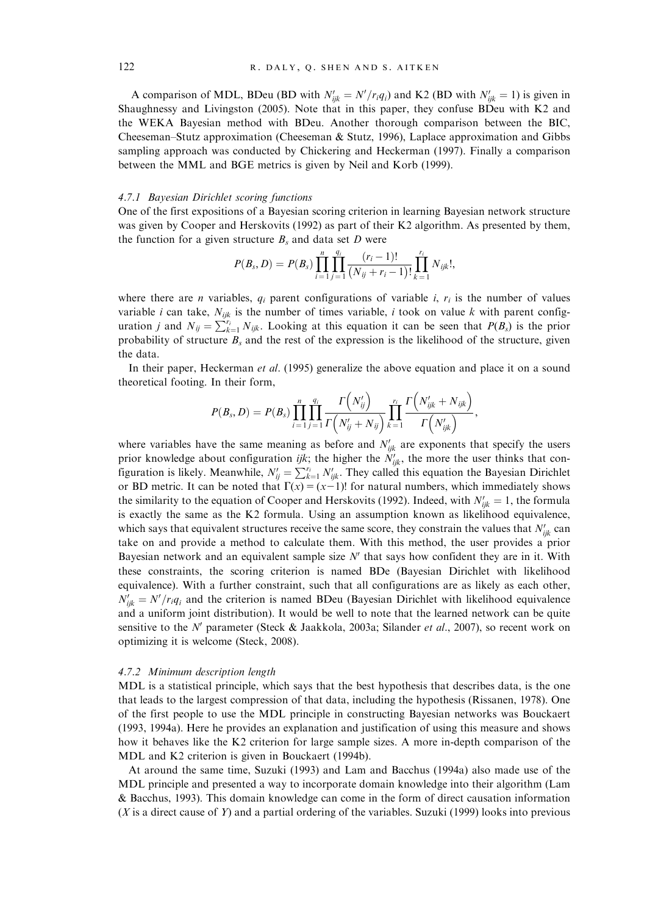A comparison of MDL, BDeu (BD with $N'_{ijk} = N'/r_i q_i$) and K2 (BD with $N'_{ijk} = 1$) is given in Shaughnessy and Livingston (2005). Note that in this paper, they confuse BDeu with K2 and the WEKA Bayesian method with BDeu. Another thorough comparison between the BIC, Cheeseman–Stutz approximation (Cheeseman & Stutz, 1996), Laplace approximation and Gibbs sampling approach was conducted by Chickering and Heckerman (1997). Finally a comparison between the MML and BGE metrics is given by Neil and Korb (1999).

#### 4.7.1 *Bayesian Dirichlet scoring functions*

One of the first expositions of a Bayesian scoring criterion in learning Bayesian network structure was given by Cooper and Herskovits (1992) as part of their K2 algorithm. As presented by them, the function for a given structure $B_s$ and data set $D$ were

$$P(B_s, D) = P(B_s) \prod_{i=1}^{n} \prod_{j=1}^{q_i} \frac{(r_i - 1)!}{(N_{ij} + r_i - 1)!} \prod_{k=1}^{r_i} N_{ijk}!,$$

where there are $n$ variables, $q_i$ parent configurations of variable $i$, $r_i$ is the number of values variable $i$ can take, $N_{ijk}$ is the number of times variable, $i$ took on value $k$ with parent configuration $j$ and $N_{ij} = \sum_{k=1}^{r_i} N_{ijk}$. Looking at this equation it can be seen that $P(B_s)$ is the prior probability of structure $B_s$ and the rest of the expression is the likelihood of the structure, given the data.

In their paper, Heckerman *et al*. (1995) generalize the above equation and place it on a sound theoretical footing. In their form,

$$P(B_s, D) = P(B_s) \prod_{i=1}^{n} \prod_{j=1}^{q_i} \frac{\Gamma\left(N'_{ij}\right)}{\Gamma\left(N'_{ij} + N_{ij}\right)} \prod_{k=1}^{r_i} \frac{\Gamma\left(N'_{ijk} + N_{ijk}\right)}{\Gamma\left(N'_{ijk}\right)},$$

where variables have the same meaning as before and $N'_{ijk}$ are exponents that specify the users prior knowledge about configuration *ijk*; the higher the $N'_{ijk}$, the more the user thinks that configuration is likely. Meanwhile, $N'_{ij} = \sum_{k=1}^{r_i} N'_{ijk}$. They called this equation the Bayesian Dirichlet or BD metric. It can be noted that $\Gamma(x) = (x-1)!$ for natural numbers, which immediately shows the similarity to the equation of Cooper and Herskovits (1992). Indeed, with $N'_{ijk} = 1$, the formula is exactly the same as the K2 formula. Using an assumption known as likelihood equivalence, which says that equivalent structures receive the same score, they constrain the values that $N'_{ijk}$ can take on and provide a method to calculate them. With this method, the user provides a prior Bayesian network and an equivalent sample size $N'$ that says how confident they are in it. With these constraints, the scoring criterion is named BDe (Bayesian Dirichlet with likelihood equivalence). With a further constraint, such that all configurations are as likely as each other, $N'_{ijk} = N'/r_i q_i$ and the criterion is named BDeu (Bayesian Dirichlet with likelihood equivalence and a uniform joint distribution). It would be well to note that the learned network can be quite sensitive to the $N'$ parameter (Steck & Jaakkola, 2003a; Silander *et al*., 2007), so recent work on optimizing it is welcome (Steck, 2008).

#### 4.7.2 *Minimum description length*

MDL is a statistical principle, which says that the best hypothesis that describes data, is the one that leads to the largest compression of that data, including the hypothesis (Rissanen, 1978). One of the first people to use the MDL principle in constructing Bayesian networks was Bouckaert (1993, 1994a). Here he provides an explanation and justification of using this measure and shows how it behaves like the K2 criterion for large sample sizes. A more in-depth comparison of the MDL and K2 criterion is given in Bouckaert (1994b).

At around the same time, Suzuki (1993) and Lam and Bacchus (1994a) also made use of the MDL principle and presented a way to incorporate domain knowledge into their algorithm (Lam & Bacchus, 1993). This domain knowledge can come in the form of direct causation information ($X$ is a direct cause of $Y$) and a partial ordering of the variables. Suzuki (1999) looks into previous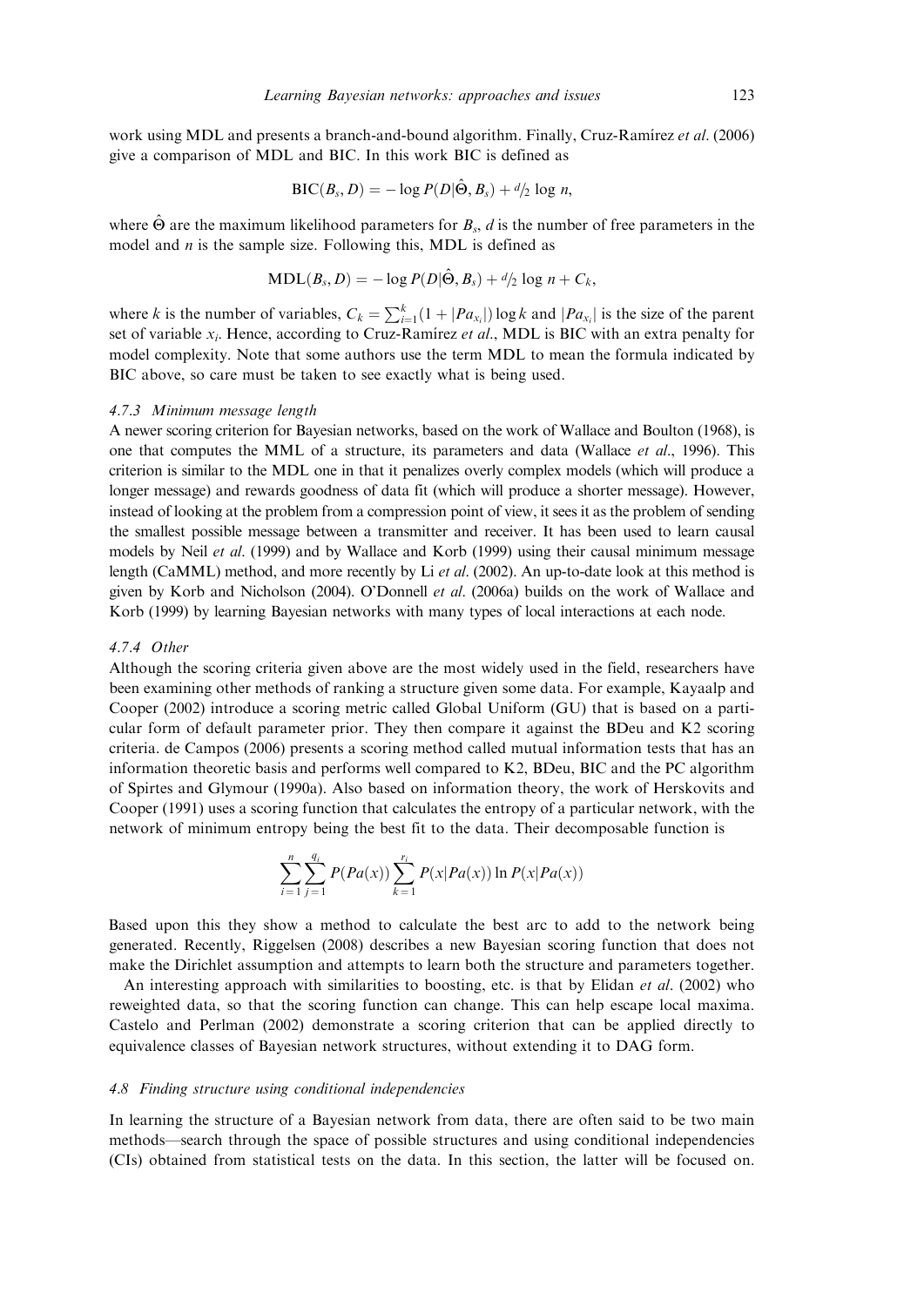work using MDL and presents a branch-and-bound algorithm. Finally, Cruz-Ramírez *et al.* (2006) give a comparison of MDL and BIC. In this work BIC is defined as

$$\mathrm{BIC}(B_s, D) = -\log P(D|\hat{\Theta}, B_s) + {}^{d}\!/_{2} \log n,$$

where $\hat{\Theta}$ are the maximum likelihood parameters for $B_s$, $d$ is the number of free parameters in the model and $n$ is the sample size. Following this, MDL is defined as

$$\mathrm{MDL}(B_s, D) = -\log P(D|\hat{\Theta}, B_s) + {}^{d}\!/_{2} \log n + C_k,$$

where $k$ is the number of variables, $C_k = \sum_{i=1}^{k}(1 + |Pa_{x_i}|)\log k$ and $|Pa_{x_i}|$ is the size of the parent set of variable $x_i$. Hence, according to Cruz-Ramírez *et al.*, MDL is BIC with an extra penalty for model complexity. Note that some authors use the term MDL to mean the formula indicated by BIC above, so care must be taken to see exactly what is being used.

#### 4.7.3 Minimum message length

A newer scoring criterion for Bayesian networks, based on the work of Wallace and Boulton (1968), is one that computes the MML of a structure, its parameters and data (Wallace *et al.*, 1996). This criterion is similar to the MDL one in that it penalizes overly complex models (which will produce a longer message) and rewards goodness of data fit (which will produce a shorter message). However, instead of looking at the problem from a compression point of view, it sees it as the problem of sending the smallest possible message between a transmitter and receiver. It has been used to learn causal models by Neil *et al.* (1999) and by Wallace and Korb (1999) using their causal minimum message length (CaMML) method, and more recently by Li *et al.* (2002). An up-to-date look at this method is given by Korb and Nicholson (2004). O'Donnell *et al.* (2006a) builds on the work of Wallace and Korb (1999) by learning Bayesian networks with many types of local interactions at each node.

#### 4.7.4 Other

Although the scoring criteria given above are the most widely used in the field, researchers have been examining other methods of ranking a structure given some data. For example, Kayaalp and Cooper (2002) introduce a scoring metric called Global Uniform (GU) that is based on a particular form of default parameter prior. They then compare it against the BDeu and K2 scoring criteria. de Campos (2006) presents a scoring method called mutual information tests that has an information theoretic basis and performs well compared to K2, BDeu, BIC and the PC algorithm of Spirtes and Glymour (1990a). Also based on information theory, the work of Herskovits and Cooper (1991) uses a scoring function that calculates the entropy of a particular network, with the network of minimum entropy being the best fit to the data. Their decomposable function is

$$\sum_{i=1}^{n}\sum_{j=1}^{q_i} P(Pa(x)) \sum_{k=1}^{r_i} P(x|Pa(x)) \ln P(x|Pa(x))$$

Based upon this they show a method to calculate the best arc to add to the network being generated. Recently, Riggelsen (2008) describes a new Bayesian scoring function that does not make the Dirichlet assumption and attempts to learn both the structure and parameters together.

An interesting approach with similarities to boosting, etc. is that by Elidan *et al.* (2002) who reweighted data, so that the scoring function can change. This can help escape local maxima. Castelo and Perlman (2002) demonstrate a scoring criterion that can be applied directly to equivalence classes of Bayesian network structures, without extending it to DAG form.

### 4.8 Finding structure using conditional independencies

In learning the structure of a Bayesian network from data, there are often said to be two main methods—search through the space of possible structures and using conditional independencies (CIs) obtained from statistical tests on the data. In this section, the latter will be focused on.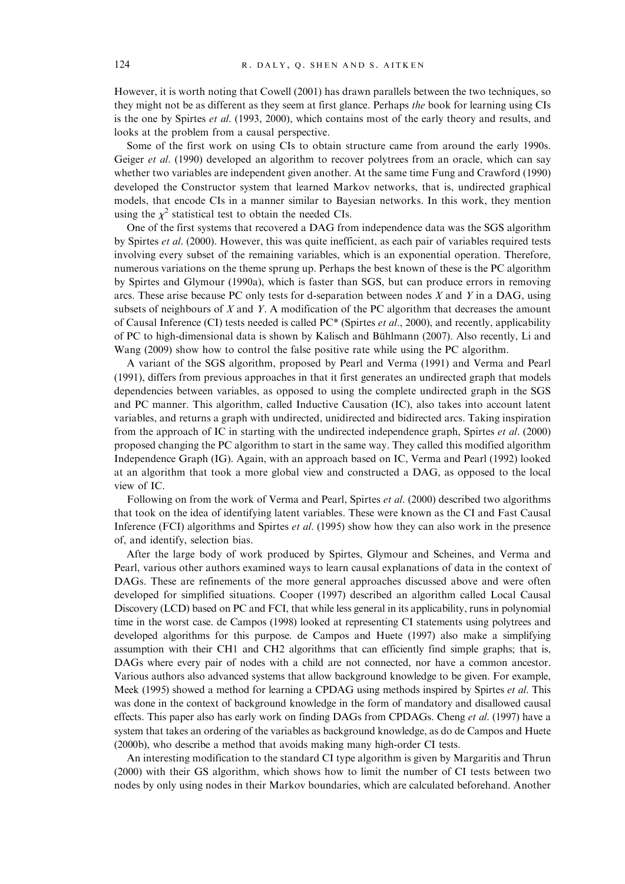However, it is worth noting that Cowell (2001) has drawn parallels between the two techniques, so they might not be as different as they seem at first glance. Perhaps *the* book for learning using CIs is the one by Spirtes *et al*. (1993, 2000), which contains most of the early theory and results, and looks at the problem from a causal perspective.

Some of the first work on using CIs to obtain structure came from around the early 1990s. Geiger *et al*. (1990) developed an algorithm to recover polytrees from an oracle, which can say whether two variables are independent given another. At the same time Fung and Crawford (1990) developed the Constructor system that learned Markov networks, that is, undirected graphical models, that encode CIs in a manner similar to Bayesian networks. In this work, they mention using the $\chi^2$ statistical test to obtain the needed CIs.

One of the first systems that recovered a DAG from independence data was the SGS algorithm by Spirtes *et al*. (2000). However, this was quite inefficient, as each pair of variables required tests involving every subset of the remaining variables, which is an exponential operation. Therefore, numerous variations on the theme sprung up. Perhaps the best known of these is the PC algorithm by Spirtes and Glymour (1990a), which is faster than SGS, but can produce errors in removing arcs. These arise because PC only tests for d-separation between nodes $X$ and $Y$ in a DAG, using subsets of neighbours of $X$ and $Y$. A modification of the PC algorithm that decreases the amount of Causal Inference (CI) tests needed is called PC* (Spirtes *et al*., 2000), and recently, applicability of PC to high-dimensional data is shown by Kalisch and Bühlmann (2007). Also recently, Li and Wang (2009) show how to control the false positive rate while using the PC algorithm.

A variant of the SGS algorithm, proposed by Pearl and Verma (1991) and Verma and Pearl (1991), differs from previous approaches in that it first generates an undirected graph that models dependencies between variables, as opposed to using the complete undirected graph in the SGS and PC manner. This algorithm, called Inductive Causation (IC), also takes into account latent variables, and returns a graph with undirected, unidirected and bidirected arcs. Taking inspiration from the approach of IC in starting with the undirected independence graph, Spirtes *et al*. (2000) proposed changing the PC algorithm to start in the same way. They called this modified algorithm Independence Graph (IG). Again, with an approach based on IC, Verma and Pearl (1992) looked at an algorithm that took a more global view and constructed a DAG, as opposed to the local view of IC.

Following on from the work of Verma and Pearl, Spirtes *et al*. (2000) described two algorithms that took on the idea of identifying latent variables. These were known as the CI and Fast Causal Inference (FCI) algorithms and Spirtes *et al*. (1995) show how they can also work in the presence of, and identify, selection bias.

After the large body of work produced by Spirtes, Glymour and Scheines, and Verma and Pearl, various other authors examined ways to learn causal explanations of data in the context of DAGs. These are refinements of the more general approaches discussed above and were often developed for simplified situations. Cooper (1997) described an algorithm called Local Causal Discovery (LCD) based on PC and FCI, that while less general in its applicability, runs in polynomial time in the worst case. de Campos (1998) looked at representing CI statements using polytrees and developed algorithms for this purpose. de Campos and Huete (1997) also make a simplifying assumption with their CH1 and CH2 algorithms that can efficiently find simple graphs; that is, DAGs where every pair of nodes with a child are not connected, nor have a common ancestor. Various authors also advanced systems that allow background knowledge to be given. For example, Meek (1995) showed a method for learning a CPDAG using methods inspired by Spirtes *et al*. This was done in the context of background knowledge in the form of mandatory and disallowed causal effects. This paper also has early work on finding DAGs from CPDAGs. Cheng *et al*. (1997) have a system that takes an ordering of the variables as background knowledge, as do de Campos and Huete (2000b), who describe a method that avoids making many high-order CI tests.

An interesting modification to the standard CI type algorithm is given by Margaritis and Thrun (2000) with their GS algorithm, which shows how to limit the number of CI tests between two nodes by only using nodes in their Markov boundaries, which are calculated beforehand. Another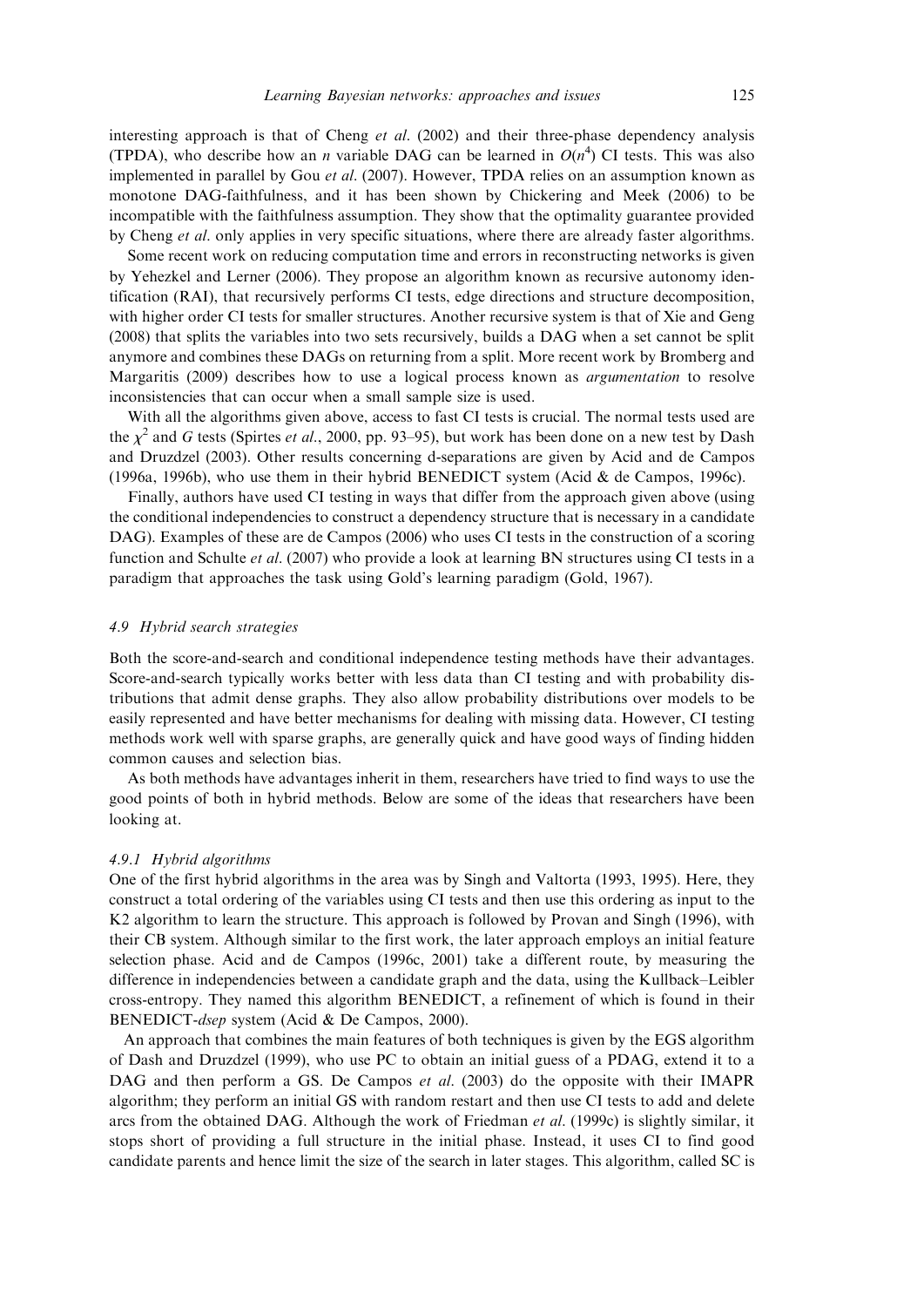interesting approach is that of Cheng *et al.* (2002) and their three-phase dependency analysis (TPDA), who describe how an $n$ variable DAG can be learned in $O(n^4)$ CI tests. This was also implemented in parallel by Gou *et al.* (2007). However, TPDA relies on an assumption known as monotone DAG-faithfulness, and it has been shown by Chickering and Meek (2006) to be incompatible with the faithfulness assumption. They show that the optimality guarantee provided by Cheng *et al.* only applies in very specific situations, where there are already faster algorithms.

Some recent work on reducing computation time and errors in reconstructing networks is given by Yehezkel and Lerner (2006). They propose an algorithm known as recursive autonomy identification (RAI), that recursively performs CI tests, edge directions and structure decomposition, with higher order CI tests for smaller structures. Another recursive system is that of Xie and Geng (2008) that splits the variables into two sets recursively, builds a DAG when a set cannot be split anymore and combines these DAGs on returning from a split. More recent work by Bromberg and Margaritis (2009) describes how to use a logical process known as *argumentation* to resolve inconsistencies that can occur when a small sample size is used.

With all the algorithms given above, access to fast CI tests is crucial. The normal tests used are the $\chi^2$ and $G$ tests (Spirtes *et al.*, 2000, pp. 93–95), but work has been done on a new test by Dash and Druzdzel (2003). Other results concerning d-separations are given by Acid and de Campos (1996a, 1996b), who use them in their hybrid BENEDICT system (Acid & de Campos, 1996c).

Finally, authors have used CI testing in ways that differ from the approach given above (using the conditional independencies to construct a dependency structure that is necessary in a candidate DAG). Examples of these are de Campos (2006) who uses CI tests in the construction of a scoring function and Schulte *et al.* (2007) who provide a look at learning BN structures using CI tests in a paradigm that approaches the task using Gold's learning paradigm (Gold, 1967).

### *4.9 Hybrid search strategies*

Both the score-and-search and conditional independence testing methods have their advantages. Score-and-search typically works better with less data than CI testing and with probability distributions that admit dense graphs. They also allow probability distributions over models to be easily represented and have better mechanisms for dealing with missing data. However, CI testing methods work well with sparse graphs, are generally quick and have good ways of finding hidden common causes and selection bias.

As both methods have advantages inherit in them, researchers have tried to find ways to use the good points of both in hybrid methods. Below are some of the ideas that researchers have been looking at.

#### *4.9.1 Hybrid algorithms*

One of the first hybrid algorithms in the area was by Singh and Valtorta (1993, 1995). Here, they construct a total ordering of the variables using CI tests and then use this ordering as input to the K2 algorithm to learn the structure. This approach is followed by Provan and Singh (1996), with their CB system. Although similar to the first work, the later approach employs an initial feature selection phase. Acid and de Campos (1996c, 2001) take a different route, by measuring the difference in independencies between a candidate graph and the data, using the Kullback–Leibler cross-entropy. They named this algorithm BENEDICT, a refinement of which is found in their BENEDICT-*dsep* system (Acid & De Campos, 2000).

An approach that combines the main features of both techniques is given by the EGS algorithm of Dash and Druzdzel (1999), who use PC to obtain an initial guess of a PDAG, extend it to a DAG and then perform a GS. De Campos *et al.* (2003) do the opposite with their IMAPR algorithm; they perform an initial GS with random restart and then use CI tests to add and delete arcs from the obtained DAG. Although the work of Friedman *et al.* (1999c) is slightly similar, it stops short of providing a full structure in the initial phase. Instead, it uses CI to find good candidate parents and hence limit the size of the search in later stages. This algorithm, called SC is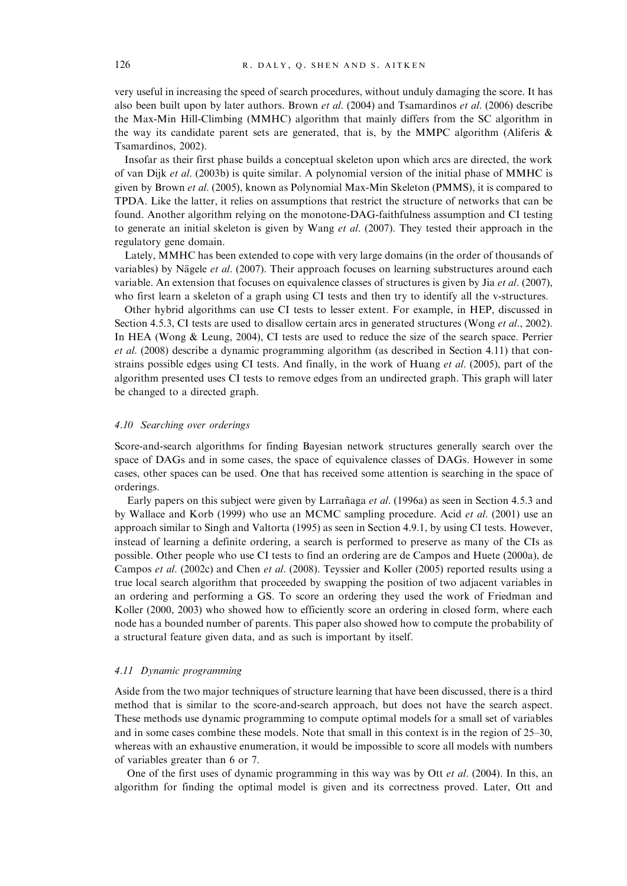very useful in increasing the speed of search procedures, without unduly damaging the score. It has also been built upon by later authors. Brown *et al.* (2004) and Tsamardinos *et al.* (2006) describe the Max-Min Hill-Climbing (MMHC) algorithm that mainly differs from the SC algorithm in the way its candidate parent sets are generated, that is, by the MMPC algorithm (Aliferis & Tsamardinos, 2002).

Insofar as their first phase builds a conceptual skeleton upon which arcs are directed, the work of van Dijk *et al.* (2003b) is quite similar. A polynomial version of the initial phase of MMHC is given by Brown *et al.* (2005), known as Polynomial Max-Min Skeleton (PMMS), it is compared to TPDA. Like the latter, it relies on assumptions that restrict the structure of networks that can be found. Another algorithm relying on the monotone-DAG-faithfulness assumption and CI testing to generate an initial skeleton is given by Wang *et al.* (2007). They tested their approach in the regulatory gene domain.

Lately, MMHC has been extended to cope with very large domains (in the order of thousands of variables) by Nägele *et al.* (2007). Their approach focuses on learning substructures around each variable. An extension that focuses on equivalence classes of structures is given by Jia *et al.* (2007), who first learn a skeleton of a graph using CI tests and then try to identify all the v-structures.

Other hybrid algorithms can use CI tests to lesser extent. For example, in HEP, discussed in Section 4.5.3, CI tests are used to disallow certain arcs in generated structures (Wong *et al.*, 2002). In HEA (Wong & Leung, 2004), CI tests are used to reduce the size of the search space. Perrier *et al.* (2008) describe a dynamic programming algorithm (as described in Section 4.11) that constrains possible edges using CI tests. And finally, in the work of Huang *et al.* (2005), part of the algorithm presented uses CI tests to remove edges from an undirected graph. This graph will later be changed to a directed graph.

### *4.10 Searching over orderings*

Score-and-search algorithms for finding Bayesian network structures generally search over the space of DAGs and in some cases, the space of equivalence classes of DAGs. However in some cases, other spaces can be used. One that has received some attention is searching in the space of orderings.

Early papers on this subject were given by Larrañaga *et al.* (1996a) as seen in Section 4.5.3 and by Wallace and Korb (1999) who use an MCMC sampling procedure. Acid *et al.* (2001) use an approach similar to Singh and Valtorta (1995) as seen in Section 4.9.1, by using CI tests. However, instead of learning a definite ordering, a search is performed to preserve as many of the CIs as possible. Other people who use CI tests to find an ordering are de Campos and Huete (2000a), de Campos *et al.* (2002c) and Chen *et al.* (2008). Teyssier and Koller (2005) reported results using a true local search algorithm that proceeded by swapping the position of two adjacent variables in an ordering and performing a GS. To score an ordering they used the work of Friedman and Koller (2000, 2003) who showed how to efficiently score an ordering in closed form, where each node has a bounded number of parents. This paper also showed how to compute the probability of a structural feature given data, and as such is important by itself.

### *4.11 Dynamic programming*

Aside from the two major techniques of structure learning that have been discussed, there is a third method that is similar to the score-and-search approach, but does not have the search aspect. These methods use dynamic programming to compute optimal models for a small set of variables and in some cases combine these models. Note that small in this context is in the region of 25–30, whereas with an exhaustive enumeration, it would be impossible to score all models with numbers of variables greater than 6 or 7.

One of the first uses of dynamic programming in this way was by Ott *et al.* (2004). In this, an algorithm for finding the optimal model is given and its correctness proved. Later, Ott and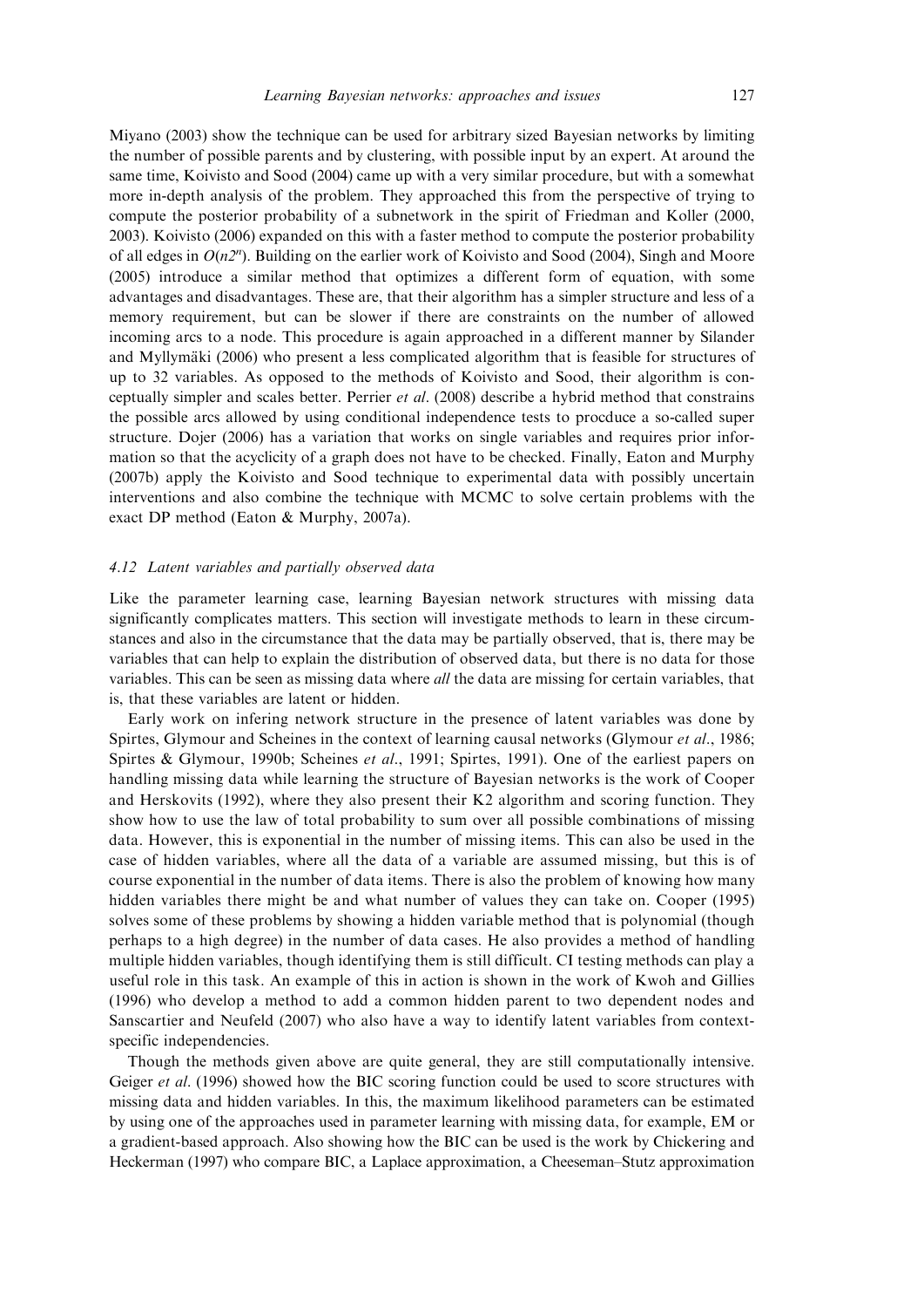Miyano (2003) show the technique can be used for arbitrary sized Bayesian networks by limiting the number of possible parents and by clustering, with possible input by an expert. At around the same time, Koivisto and Sood (2004) came up with a very similar procedure, but with a somewhat more in-depth analysis of the problem. They approached this from the perspective of trying to compute the posterior probability of a subnetwork in the spirit of Friedman and Koller (2000, 2003). Koivisto (2006) expanded on this with a faster method to compute the posterior probability of all edges in $O(n2^n)$. Building on the earlier work of Koivisto and Sood (2004), Singh and Moore (2005) introduce a similar method that optimizes a different form of equation, with some advantages and disadvantages. These are, that their algorithm has a simpler structure and less of a memory requirement, but can be slower if there are constraints on the number of allowed incoming arcs to a node. This procedure is again approached in a different manner by Silander and Myllymäki (2006) who present a less complicated algorithm that is feasible for structures of up to 32 variables. As opposed to the methods of Koivisto and Sood, their algorithm is conceptually simpler and scales better. Perrier *et al*. (2008) describe a hybrid method that constrains the possible arcs allowed by using conditional independence tests to procduce a so-called super structure. Dojer (2006) has a variation that works on single variables and requires prior information so that the acyclicity of a graph does not have to be checked. Finally, Eaton and Murphy (2007b) apply the Koivisto and Sood technique to experimental data with possibly uncertain interventions and also combine the technique with MCMC to solve certain problems with the exact DP method (Eaton & Murphy, 2007a).

### 4.12 *Latent variables and partially observed data*

Like the parameter learning case, learning Bayesian network structures with missing data significantly complicates matters. This section will investigate methods to learn in these circumstances and also in the circumstance that the data may be partially observed, that is, there may be variables that can help to explain the distribution of observed data, but there is no data for those variables. This can be seen as missing data where *all* the data are missing for certain variables, that is, that these variables are latent or hidden.

Early work on infering network structure in the presence of latent variables was done by Spirtes, Glymour and Scheines in the context of learning causal networks (Glymour *et al*., 1986; Spirtes & Glymour, 1990b; Scheines *et al*., 1991; Spirtes, 1991). One of the earliest papers on handling missing data while learning the structure of Bayesian networks is the work of Cooper and Herskovits (1992), where they also present their K2 algorithm and scoring function. They show how to use the law of total probability to sum over all possible combinations of missing data. However, this is exponential in the number of missing items. This can also be used in the case of hidden variables, where all the data of a variable are assumed missing, but this is of course exponential in the number of data items. There is also the problem of knowing how many hidden variables there might be and what number of values they can take on. Cooper (1995) solves some of these problems by showing a hidden variable method that is polynomial (though perhaps to a high degree) in the number of data cases. He also provides a method of handling multiple hidden variables, though identifying them is still difficult. CI testing methods can play a useful role in this task. An example of this in action is shown in the work of Kwoh and Gillies (1996) who develop a method to add a common hidden parent to two dependent nodes and Sanscartier and Neufeld (2007) who also have a way to identify latent variables from context-specific independencies.

Though the methods given above are quite general, they are still computationally intensive. Geiger *et al*. (1996) showed how the BIC scoring function could be used to score structures with missing data and hidden variables. In this, the maximum likelihood parameters can be estimated by using one of the approaches used in parameter learning with missing data, for example, EM or a gradient-based approach. Also showing how the BIC can be used is the work by Chickering and Heckerman (1997) who compare BIC, a Laplace approximation, a Cheeseman–Stutz approximation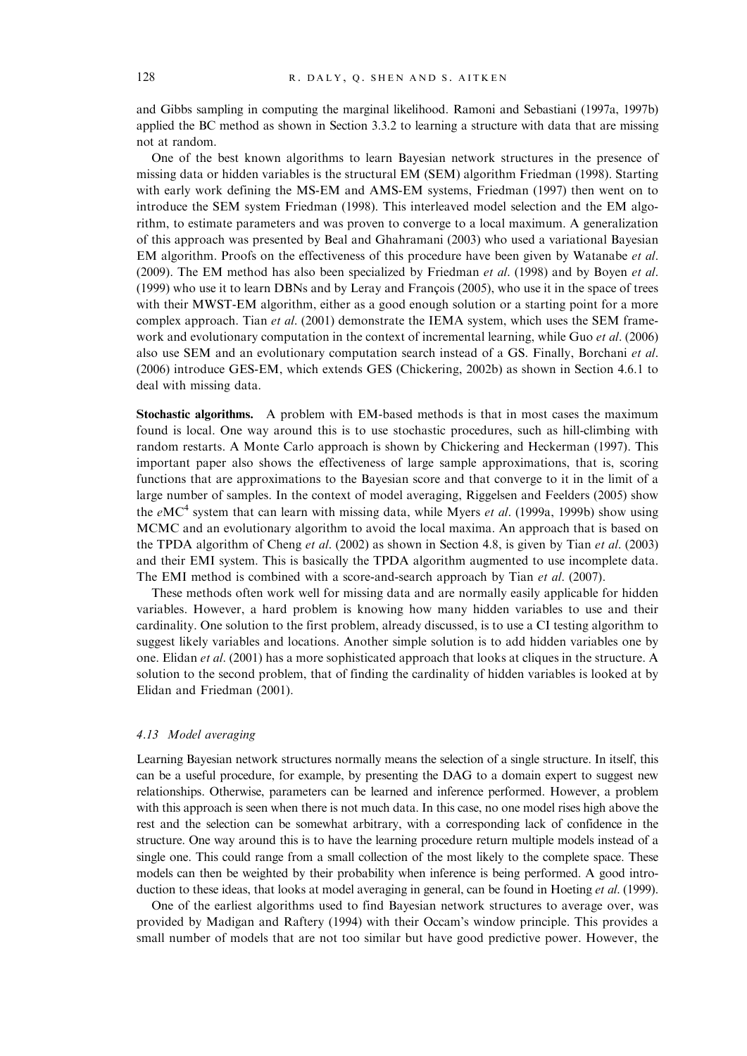and Gibbs sampling in computing the marginal likelihood. Ramoni and Sebastiani (1997a, 1997b) applied the BC method as shown in Section 3.3.2 to learning a structure with data that are missing not at random.

One of the best known algorithms to learn Bayesian network structures in the presence of missing data or hidden variables is the structural EM (SEM) algorithm Friedman (1998). Starting with early work defining the MS-EM and AMS-EM systems, Friedman (1997) then went on to introduce the SEM system Friedman (1998). This interleaved model selection and the EM algorithm, to estimate parameters and was proven to converge to a local maximum. A generalization of this approach was presented by Beal and Ghahramani (2003) who used a variational Bayesian EM algorithm. Proofs on the effectiveness of this procedure have been given by Watanabe *et al.* (2009). The EM method has also been specialized by Friedman *et al.* (1998) and by Boyen *et al.* (1999) who use it to learn DBNs and by Leray and François (2005), who use it in the space of trees with their MWST-EM algorithm, either as a good enough solution or a starting point for a more complex approach. Tian *et al.* (2001) demonstrate the IEMA system, which uses the SEM framework and evolutionary computation in the context of incremental learning, while Guo *et al.* (2006) also use SEM and an evolutionary computation search instead of a GS. Finally, Borchani *et al.* (2006) introduce GES-EM, which extends GES (Chickering, 2002b) as shown in Section 4.6.1 to deal with missing data.

**Stochastic algorithms.** A problem with EM-based methods is that in most cases the maximum found is local. One way around this is to use stochastic procedures, such as hill-climbing with random restarts. A Monte Carlo approach is shown by Chickering and Heckerman (1997). This important paper also shows the effectiveness of large sample approximations, that is, scoring functions that are approximations to the Bayesian score and that converge to it in the limit of a large number of samples. In the context of model averaging, Riggelsen and Feelders (2005) show the $e\text{MC}^4$ system that can learn with missing data, while Myers *et al.* (1999a, 1999b) show using MCMC and an evolutionary algorithm to avoid the local maxima. An approach that is based on the TPDA algorithm of Cheng *et al.* (2002) as shown in Section 4.8, is given by Tian *et al.* (2003) and their EMI system. This is basically the TPDA algorithm augmented to use incomplete data. The EMI method is combined with a score-and-search approach by Tian *et al.* (2007).

These methods often work well for missing data and are normally easily applicable for hidden variables. However, a hard problem is knowing how many hidden variables to use and their cardinality. One solution to the first problem, already discussed, is to use a CI testing algorithm to suggest likely variables and locations. Another simple solution is to add hidden variables one by one. Elidan *et al.* (2001) has a more sophisticated approach that looks at cliques in the structure. A solution to the second problem, that of finding the cardinality of hidden variables is looked at by Elidan and Friedman (2001).

### *4.13 Model averaging*

Learning Bayesian network structures normally means the selection of a single structure. In itself, this can be a useful procedure, for example, by presenting the DAG to a domain expert to suggest new relationships. Otherwise, parameters can be learned and inference performed. However, a problem with this approach is seen when there is not much data. In this case, no one model rises high above the rest and the selection can be somewhat arbitrary, with a corresponding lack of confidence in the structure. One way around this is to have the learning procedure return multiple models instead of a single one. This could range from a small collection of the most likely to the complete space. These models can then be weighted by their probability when inference is being performed. A good introduction to these ideas, that looks at model averaging in general, can be found in Hoeting *et al.* (1999).

One of the earliest algorithms used to find Bayesian network structures to average over, was provided by Madigan and Raftery (1994) with their Occam's window principle. This provides a small number of models that are not too similar but have good predictive power. However, the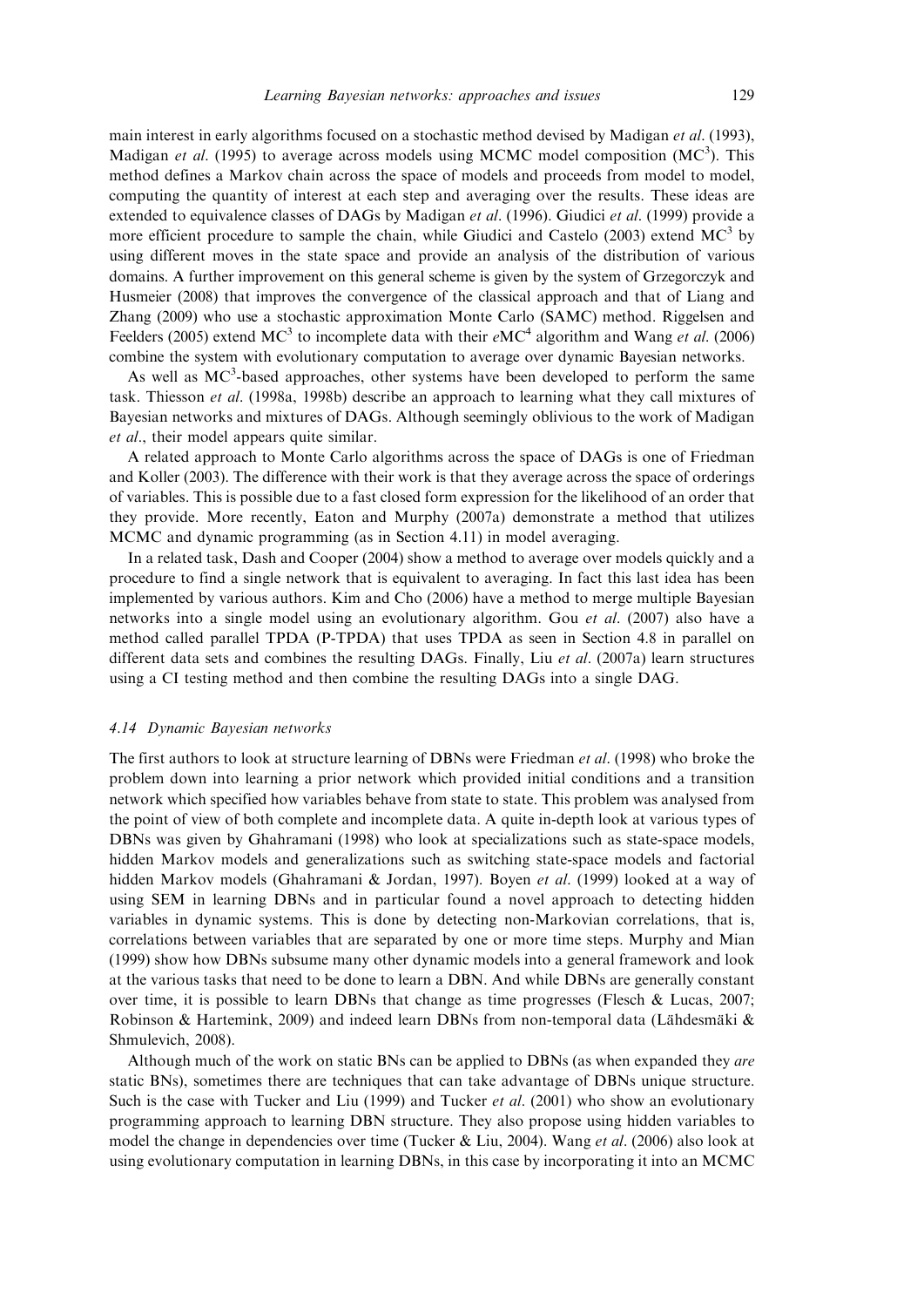main interest in early algorithms focused on a stochastic method devised by Madigan *et al*. (1993), Madigan *et al*. (1995) to average across models using MCMC model composition ($MC^3$). This method defines a Markov chain across the space of models and proceeds from model to model, computing the quantity of interest at each step and averaging over the results. These ideas are extended to equivalence classes of DAGs by Madigan *et al*. (1996). Giudici *et al*. (1999) provide a more efficient procedure to sample the chain, while Giudici and Castelo (2003) extend $MC^3$ by using different moves in the state space and provide an analysis of the distribution of various domains. A further improvement on this general scheme is given by the system of Grzegorczyk and Husmeier (2008) that improves the convergence of the classical approach and that of Liang and Zhang (2009) who use a stochastic approximation Monte Carlo (SAMC) method. Riggelsen and Feelders (2005) extend $MC^3$ to incomplete data with their $eMC^4$ algorithm and Wang *et al*. (2006) combine the system with evolutionary computation to average over dynamic Bayesian networks.

As well as $MC^3$-based approaches, other systems have been developed to perform the same task. Thiesson *et al*. (1998a, 1998b) describe an approach to learning what they call mixtures of Bayesian networks and mixtures of DAGs. Although seemingly oblivious to the work of Madigan *et al*., their model appears quite similar.

A related approach to Monte Carlo algorithms across the space of DAGs is one of Friedman and Koller (2003). The difference with their work is that they average across the space of orderings of variables. This is possible due to a fast closed form expression for the likelihood of an order that they provide. More recently, Eaton and Murphy (2007a) demonstrate a method that utilizes MCMC and dynamic programming (as in Section 4.11) in model averaging.

In a related task, Dash and Cooper (2004) show a method to average over models quickly and a procedure to find a single network that is equivalent to averaging. In fact this last idea has been implemented by various authors. Kim and Cho (2006) have a method to merge multiple Bayesian networks into a single model using an evolutionary algorithm. Gou *et al*. (2007) also have a method called parallel TPDA (P-TPDA) that uses TPDA as seen in Section 4.8 in parallel on different data sets and combines the resulting DAGs. Finally, Liu *et al*. (2007a) learn structures using a CI testing method and then combine the resulting DAGs into a single DAG.

### *4.14 Dynamic Bayesian networks*

The first authors to look at structure learning of DBNs were Friedman *et al*. (1998) who broke the problem down into learning a prior network which provided initial conditions and a transition network which specified how variables behave from state to state. This problem was analysed from the point of view of both complete and incomplete data. A quite in-depth look at various types of DBNs was given by Ghahramani (1998) who look at specializations such as state-space models, hidden Markov models and generalizations such as switching state-space models and factorial hidden Markov models (Ghahramani & Jordan, 1997). Boyen *et al*. (1999) looked at a way of using SEM in learning DBNs and in particular found a novel approach to detecting hidden variables in dynamic systems. This is done by detecting non-Markovian correlations, that is, correlations between variables that are separated by one or more time steps. Murphy and Mian (1999) show how DBNs subsume many other dynamic models into a general framework and look at the various tasks that need to be done to learn a DBN. And while DBNs are generally constant over time, it is possible to learn DBNs that change as time progresses (Flesch & Lucas, 2007; Robinson & Hartemink, 2009) and indeed learn DBNs from non-temporal data (Lähdesmäki & Shmulevich, 2008).

Although much of the work on static BNs can be applied to DBNs (as when expanded they *are* static BNs), sometimes there are techniques that can take advantage of DBNs unique structure. Such is the case with Tucker and Liu (1999) and Tucker *et al*. (2001) who show an evolutionary programming approach to learning DBN structure. They also propose using hidden variables to model the change in dependencies over time (Tucker & Liu, 2004). Wang *et al*. (2006) also look at using evolutionary computation in learning DBNs, in this case by incorporating it into an MCMC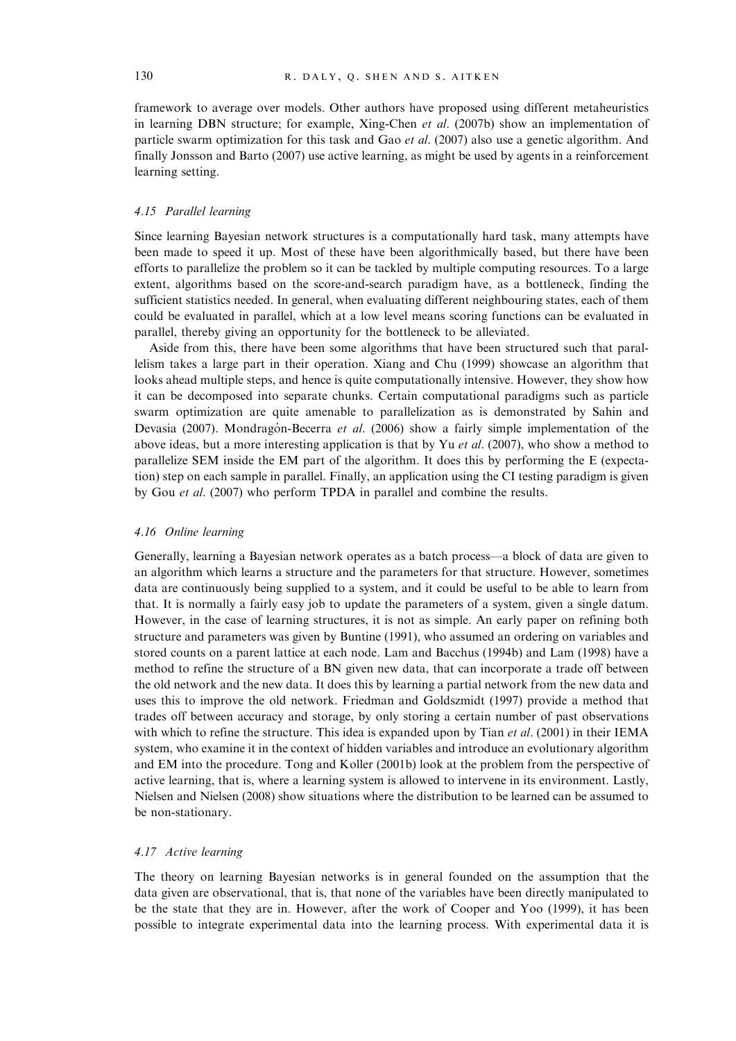framework to average over models. Other authors have proposed using different metaheuristics in learning DBN structure; for example, Xing-Chen *et al.* (2007b) show an implementation of particle swarm optimization for this task and Gao *et al.* (2007) also use a genetic algorithm. And finally Jonsson and Barto (2007) use active learning, as might be used by agents in a reinforcement learning setting.

### *4.15 Parallel learning*

Since learning Bayesian network structures is a computationally hard task, many attempts have been made to speed it up. Most of these have been algorithmically based, but there have been efforts to parallelize the problem so it can be tackled by multiple computing resources. To a large extent, algorithms based on the score-and-search paradigm have, as a bottleneck, finding the sufficient statistics needed. In general, when evaluating different neighbouring states, each of them could be evaluated in parallel, which at a low level means scoring functions can be evaluated in parallel, thereby giving an opportunity for the bottleneck to be alleviated.

Aside from this, there have been some algorithms that have been structured such that parallelism takes a large part in their operation. Xiang and Chu (1999) showcase an algorithm that looks ahead multiple steps, and hence is quite computationally intensive. However, they show how it can be decomposed into separate chunks. Certain computational paradigms such as particle swarm optimization are quite amenable to parallelization as is demonstrated by Sahin and Devasia (2007). Mondragón-Becerra *et al.* (2006) show a fairly simple implementation of the above ideas, but a more interesting application is that by Yu *et al.* (2007), who show a method to parallelize SEM inside the EM part of the algorithm. It does this by performing the E (expectation) step on each sample in parallel. Finally, an application using the CI testing paradigm is given by Gou *et al.* (2007) who perform TPDA in parallel and combine the results.

### *4.16 Online learning*

Generally, learning a Bayesian network operates as a batch process—a block of data are given to an algorithm which learns a structure and the parameters for that structure. However, sometimes data are continuously being supplied to a system, and it could be useful to be able to learn from that. It is normally a fairly easy job to update the parameters of a system, given a single datum. However, in the case of learning structures, it is not as simple. An early paper on refining both structure and parameters was given by Buntine (1991), who assumed an ordering on variables and stored counts on a parent lattice at each node. Lam and Bacchus (1994b) and Lam (1998) have a method to refine the structure of a BN given new data, that can incorporate a trade off between the old network and the new data. It does this by learning a partial network from the new data and uses this to improve the old network. Friedman and Goldszmidt (1997) provide a method that trades off between accuracy and storage, by only storing a certain number of past observations with which to refine the structure. This idea is expanded upon by Tian *et al.* (2001) in their IEMA system, who examine it in the context of hidden variables and introduce an evolutionary algorithm and EM into the procedure. Tong and Koller (2001b) look at the problem from the perspective of active learning, that is, where a learning system is allowed to intervene in its environment. Lastly, Nielsen and Nielsen (2008) show situations where the distribution to be learned can be assumed to be non-stationary.

### *4.17 Active learning*

The theory on learning Bayesian networks is in general founded on the assumption that the data given are observational, that is, that none of the variables have been directly manipulated to be the state that they are in. However, after the work of Cooper and Yoo (1999), it has been possible to integrate experimental data into the learning process. With experimental data it is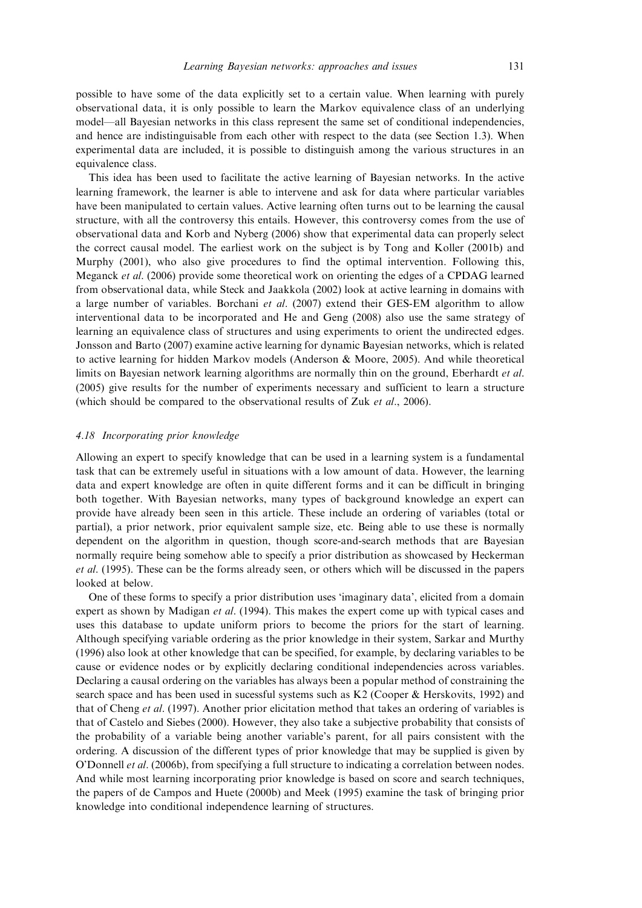possible to have some of the data explicitly set to a certain value. When learning with purely observational data, it is only possible to learn the Markov equivalence class of an underlying model—all Bayesian networks in this class represent the same set of conditional independencies, and hence are indistinguisable from each other with respect to the data (see Section 1.3). When experimental data are included, it is possible to distinguish among the various structures in an equivalence class.

This idea has been used to facilitate the active learning of Bayesian networks. In the active learning framework, the learner is able to intervene and ask for data where particular variables have been manipulated to certain values. Active learning often turns out to be learning the causal structure, with all the controversy this entails. However, this controversy comes from the use of observational data and Korb and Nyberg (2006) show that experimental data can properly select the correct causal model. The earliest work on the subject is by Tong and Koller (2001b) and Murphy (2001), who also give procedures to find the optimal intervention. Following this, Meganck *et al*. (2006) provide some theoretical work on orienting the edges of a CPDAG learned from observational data, while Steck and Jaakkola (2002) look at active learning in domains with a large number of variables. Borchani *et al*. (2007) extend their GES-EM algorithm to allow interventional data to be incorporated and He and Geng (2008) also use the same strategy of learning an equivalence class of structures and using experiments to orient the undirected edges. Jonsson and Barto (2007) examine active learning for dynamic Bayesian networks, which is related to active learning for hidden Markov models (Anderson & Moore, 2005). And while theoretical limits on Bayesian network learning algorithms are normally thin on the ground, Eberhardt *et al*. (2005) give results for the number of experiments necessary and sufficient to learn a structure (which should be compared to the observational results of Zuk *et al*., 2006).

### *4.18 Incorporating prior knowledge*

Allowing an expert to specify knowledge that can be used in a learning system is a fundamental task that can be extremely useful in situations with a low amount of data. However, the learning data and expert knowledge are often in quite different forms and it can be difficult in bringing both together. With Bayesian networks, many types of background knowledge an expert can provide have already been seen in this article. These include an ordering of variables (total or partial), a prior network, prior equivalent sample size, etc. Being able to use these is normally dependent on the algorithm in question, though score-and-search methods that are Bayesian normally require being somehow able to specify a prior distribution as showcased by Heckerman *et al*. (1995). These can be the forms already seen, or others which will be discussed in the papers looked at below.

One of these forms to specify a prior distribution uses 'imaginary data', elicited from a domain expert as shown by Madigan *et al*. (1994). This makes the expert come up with typical cases and uses this database to update uniform priors to become the priors for the start of learning. Although specifying variable ordering as the prior knowledge in their system, Sarkar and Murthy (1996) also look at other knowledge that can be specified, for example, by declaring variables to be cause or evidence nodes or by explicitly declaring conditional independencies across variables. Declaring a causal ordering on the variables has always been a popular method of constraining the search space and has been used in sucessful systems such as K2 (Cooper & Herskovits, 1992) and that of Cheng *et al*. (1997). Another prior elicitation method that takes an ordering of variables is that of Castelo and Siebes (2000). However, they also take a subjective probability that consists of the probability of a variable being another variable's parent, for all pairs consistent with the ordering. A discussion of the different types of prior knowledge that may be supplied is given by O'Donnell *et al*. (2006b), from specifying a full structure to indicating a correlation between nodes. And while most learning incorporating prior knowledge is based on score and search techniques, the papers of de Campos and Huete (2000b) and Meek (1995) examine the task of bringing prior knowledge into conditional independence learning of structures.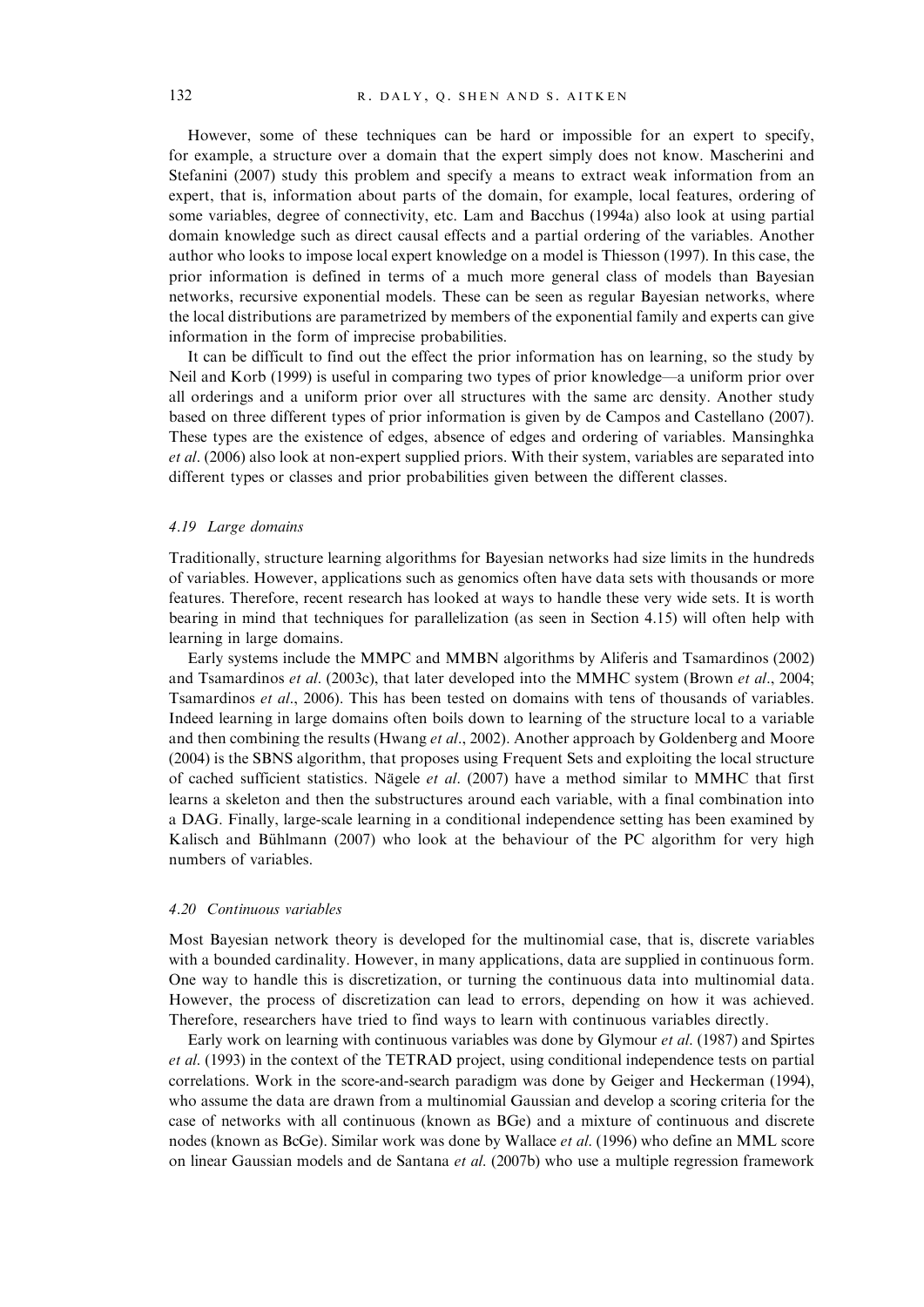However, some of these techniques can be hard or impossible for an expert to specify, for example, a structure over a domain that the expert simply does not know. Mascherini and Stefanini (2007) study this problem and specify a means to extract weak information from an expert, that is, information about parts of the domain, for example, local features, ordering of some variables, degree of connectivity, etc. Lam and Bacchus (1994a) also look at using partial domain knowledge such as direct causal effects and a partial ordering of the variables. Another author who looks to impose local expert knowledge on a model is Thiesson (1997). In this case, the prior information is defined in terms of a much more general class of models than Bayesian networks, recursive exponential models. These can be seen as regular Bayesian networks, where the local distributions are parametrized by members of the exponential family and experts can give information in the form of imprecise probabilities.

It can be difficult to find out the effect the prior information has on learning, so the study by Neil and Korb (1999) is useful in comparing two types of prior knowledge—a uniform prior over all orderings and a uniform prior over all structures with the same arc density. Another study based on three different types of prior information is given by de Campos and Castellano (2007). These types are the existence of edges, absence of edges and ordering of variables. Mansinghka *et al*. (2006) also look at non-expert supplied priors. With their system, variables are separated into different types or classes and prior probabilities given between the different classes.

### *4.19 Large domains*

Traditionally, structure learning algorithms for Bayesian networks had size limits in the hundreds of variables. However, applications such as genomics often have data sets with thousands or more features. Therefore, recent research has looked at ways to handle these very wide sets. It is worth bearing in mind that techniques for parallelization (as seen in Section 4.15) will often help with learning in large domains.

Early systems include the MMPC and MMBN algorithms by Aliferis and Tsamardinos (2002) and Tsamardinos *et al*. (2003c), that later developed into the MMHC system (Brown *et al*., 2004; Tsamardinos *et al*., 2006). This has been tested on domains with tens of thousands of variables. Indeed learning in large domains often boils down to learning of the structure local to a variable and then combining the results (Hwang *et al*., 2002). Another approach by Goldenberg and Moore (2004) is the SBNS algorithm, that proposes using Frequent Sets and exploiting the local structure of cached sufficient statistics. Nägele *et al*. (2007) have a method similar to MMHC that first learns a skeleton and then the substructures around each variable, with a final combination into a DAG. Finally, large-scale learning in a conditional independence setting has been examined by Kalisch and Bühlmann (2007) who look at the behaviour of the PC algorithm for very high numbers of variables.

### *4.20 Continuous variables*

Most Bayesian network theory is developed for the multinomial case, that is, discrete variables with a bounded cardinality. However, in many applications, data are supplied in continuous form. One way to handle this is discretization, or turning the continuous data into multinomial data. However, the process of discretization can lead to errors, depending on how it was achieved. Therefore, researchers have tried to find ways to learn with continuous variables directly.

Early work on learning with continuous variables was done by Glymour *et al*. (1987) and Spirtes *et al*. (1993) in the context of the TETRAD project, using conditional independence tests on partial correlations. Work in the score-and-search paradigm was done by Geiger and Heckerman (1994), who assume the data are drawn from a multinomial Gaussian and develop a scoring criteria for the case of networks with all continuous (known as BGe) and a mixture of continuous and discrete nodes (known as BcGe). Similar work was done by Wallace *et al*. (1996) who define an MML score on linear Gaussian models and de Santana *et al*. (2007b) who use a multiple regression framework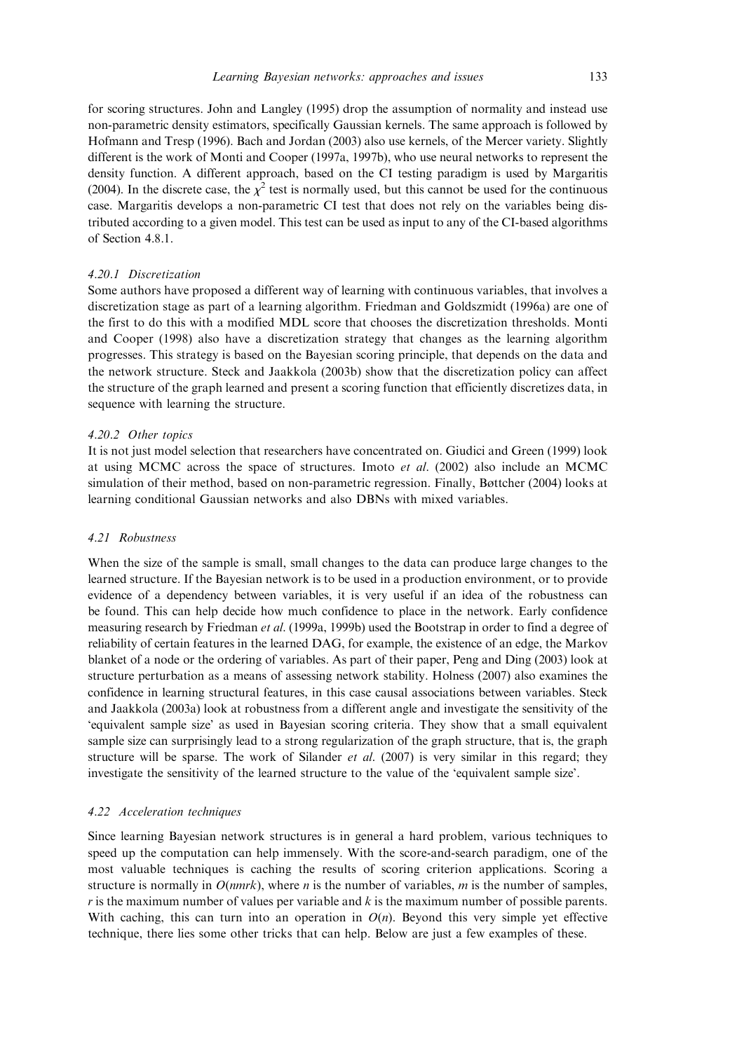for scoring structures. John and Langley (1995) drop the assumption of normality and instead use non-parametric density estimators, specifically Gaussian kernels. The same approach is followed by Hofmann and Tresp (1996). Bach and Jordan (2003) also use kernels, of the Mercer variety. Slightly different is the work of Monti and Cooper (1997a, 1997b), who use neural networks to represent the density function. A different approach, based on the CI testing paradigm is used by Margaritis (2004). In the discrete case, the $\chi^2$ test is normally used, but this cannot be used for the continuous case. Margaritis develops a non-parametric CI test that does not rely on the variables being distributed according to a given model. This test can be used as input to any of the CI-based algorithms of Section 4.8.1.

#### *4.20.1 Discretization*

Some authors have proposed a different way of learning with continuous variables, that involves a discretization stage as part of a learning algorithm. Friedman and Goldszmidt (1996a) are one of the first to do this with a modified MDL score that chooses the discretization thresholds. Monti and Cooper (1998) also have a discretization strategy that changes as the learning algorithm progresses. This strategy is based on the Bayesian scoring principle, that depends on the data and the network structure. Steck and Jaakkola (2003b) show that the discretization policy can affect the structure of the graph learned and present a scoring function that efficiently discretizes data, in sequence with learning the structure.

#### *4.20.2 Other topics*

It is not just model selection that researchers have concentrated on. Giudici and Green (1999) look at using MCMC across the space of structures. Imoto *et al.* (2002) also include an MCMC simulation of their method, based on non-parametric regression. Finally, Bøttcher (2004) looks at learning conditional Gaussian networks and also DBNs with mixed variables.

### *4.21 Robustness*

When the size of the sample is small, small changes to the data can produce large changes to the learned structure. If the Bayesian network is to be used in a production environment, or to provide evidence of a dependency between variables, it is very useful if an idea of the robustness can be found. This can help decide how much confidence to place in the network. Early confidence measuring research by Friedman *et al.* (1999a, 1999b) used the Bootstrap in order to find a degree of reliability of certain features in the learned DAG, for example, the existence of an edge, the Markov blanket of a node or the ordering of variables. As part of their paper, Peng and Ding (2003) look at structure perturbation as a means of assessing network stability. Holness (2007) also examines the confidence in learning structural features, in this case causal associations between variables. Steck and Jaakkola (2003a) look at robustness from a different angle and investigate the sensitivity of the 'equivalent sample size' as used in Bayesian scoring criteria. They show that a small equivalent sample size can surprisingly lead to a strong regularization of the graph structure, that is, the graph structure will be sparse. The work of Silander *et al.* (2007) is very similar in this regard; they investigate the sensitivity of the learned structure to the value of the 'equivalent sample size'.

### *4.22 Acceleration techniques*

Since learning Bayesian network structures is in general a hard problem, various techniques to speed up the computation can help immensely. With the score-and-search paradigm, one of the most valuable techniques is caching the results of scoring criterion applications. Scoring a structure is normally in $O(nmrk)$, where $n$ is the number of variables, $m$ is the number of samples, $r$ is the maximum number of values per variable and $k$ is the maximum number of possible parents. With caching, this can turn into an operation in $O(n)$. Beyond this very simple yet effective technique, there lies some other tricks that can help. Below are just a few examples of these.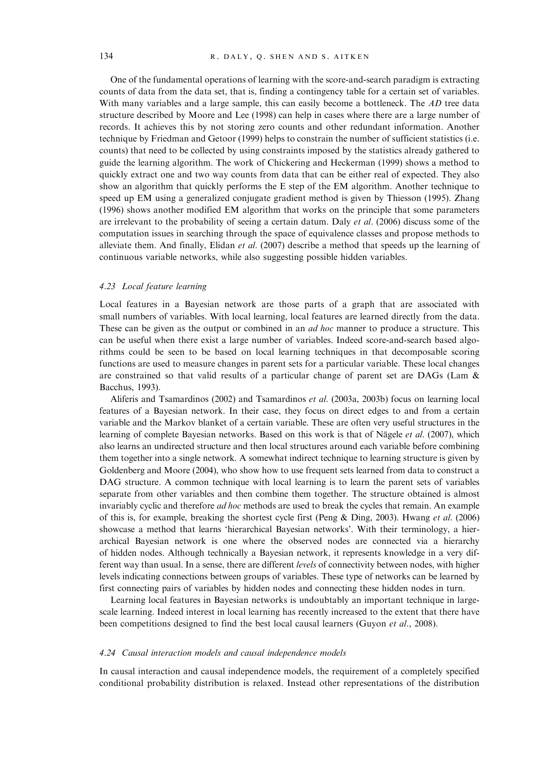One of the fundamental operations of learning with the score-and-search paradigm is extracting counts of data from the data set, that is, finding a contingency table for a certain set of variables. With many variables and a large sample, this can easily become a bottleneck. The *AD* tree data structure described by Moore and Lee (1998) can help in cases where there are a large number of records. It achieves this by not storing zero counts and other redundant information. Another technique by Friedman and Getoor (1999) helps to constrain the number of sufficient statistics (i.e. counts) that need to be collected by using constraints imposed by the statistics already gathered to guide the learning algorithm. The work of Chickering and Heckerman (1999) shows a method to quickly extract one and two way counts from data that can be either real of expected. They also show an algorithm that quickly performs the E step of the EM algorithm. Another technique to speed up EM using a generalized conjugate gradient method is given by Thiesson (1995). Zhang (1996) shows another modified EM algorithm that works on the principle that some parameters are irrelevant to the probability of seeing a certain datum. Daly *et al*. (2006) discuss some of the computation issues in searching through the space of equivalence classes and propose methods to alleviate them. And finally, Elidan *et al*. (2007) describe a method that speeds up the learning of continuous variable networks, while also suggesting possible hidden variables.

### *4.23 Local feature learning*

Local features in a Bayesian network are those parts of a graph that are associated with small numbers of variables. With local learning, local features are learned directly from the data. These can be given as the output or combined in an *ad hoc* manner to produce a structure. This can be useful when there exist a large number of variables. Indeed score-and-search based algorithms could be seen to be based on local learning techniques in that decomposable scoring functions are used to measure changes in parent sets for a particular variable. These local changes are constrained so that valid results of a particular change of parent set are DAGs (Lam & Bacchus, 1993).

Aliferis and Tsamardinos (2002) and Tsamardinos *et al*. (2003a, 2003b) focus on learning local features of a Bayesian network. In their case, they focus on direct edges to and from a certain variable and the Markov blanket of a certain variable. These are often very useful structures in the learning of complete Bayesian networks. Based on this work is that of Nägele *et al*. (2007), which also learns an undirected structure and then local structures around each variable before combining them together into a single network. A somewhat indirect technique to learning structure is given by Goldenberg and Moore (2004), who show how to use frequent sets learned from data to construct a DAG structure. A common technique with local learning is to learn the parent sets of variables separate from other variables and then combine them together. The structure obtained is almost invariably cyclic and therefore *ad hoc* methods are used to break the cycles that remain. An example of this is, for example, breaking the shortest cycle first (Peng & Ding, 2003). Hwang *et al*. (2006) showcase a method that learns 'hierarchical Bayesian networks'. With their terminology, a hierarchical Bayesian network is one where the observed nodes are connected via a hierarchy of hidden nodes. Although technically a Bayesian network, it represents knowledge in a very different way than usual. In a sense, there are different *levels* of connectivity between nodes, with higher levels indicating connections between groups of variables. These type of networks can be learned by first connecting pairs of variables by hidden nodes and connecting these hidden nodes in turn.

Learning local features in Bayesian networks is undoubtably an important technique in large-scale learning. Indeed interest in local learning has recently increased to the extent that there have been competitions designed to find the best local causal learners (Guyon *et al*., 2008).

### *4.24 Causal interaction models and causal independence models*

In causal interaction and causal independence models, the requirement of a completely specified conditional probability distribution is relaxed. Instead other representations of the distribution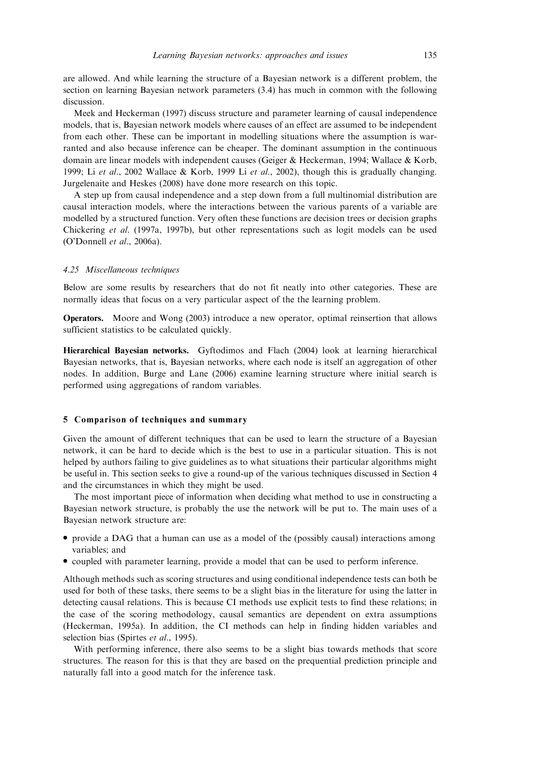are allowed. And while learning the structure of a Bayesian network is a different problem, the section on learning Bayesian network parameters (3.4) has much in common with the following discussion.

Meek and Heckerman (1997) discuss structure and parameter learning of causal independence models, that is, Bayesian network models where causes of an effect are assumed to be independent from each other. These can be important in modelling situations where the assumption is warranted and also because inference can be cheaper. The dominant assumption in the continuous domain are linear models with independent causes (Geiger & Heckerman, 1994; Wallace & Korb, 1999; Li *et al*., 2002 Wallace & Korb, 1999 Li *et al*., 2002), though this is gradually changing. Jurgelenaite and Heskes (2008) have done more research on this topic.

A step up from causal independence and a step down from a full multinomial distribution are causal interaction models, where the interactions between the various parents of a variable are modelled by a structured function. Very often these functions are decision trees or decision graphs Chickering *et al*. (1997a, 1997b), but other representations such as logit models can be used (O'Donnell *et al*., 2006a).

### 4.25 Miscellaneous techniques

Below are some results by researchers that do not fit neatly into other categories. These are normally ideas that focus on a very particular aspect of the the learning problem.

**Operators.** Moore and Wong (2003) introduce a new operator, optimal reinsertion that allows sufficient statistics to be calculated quickly.

**Hierarchical Bayesian networks.** Gyftodimos and Flach (2004) look at learning hierarchical Bayesian networks, that is, Bayesian networks, where each node is itself an aggregation of other nodes. In addition, Burge and Lane (2006) examine learning structure where initial search is performed using aggregations of random variables.

## 5 Comparison of techniques and summary

Given the amount of different techniques that can be used to learn the structure of a Bayesian network, it can be hard to decide which is the best to use in a particular situation. This is not helped by authors failing to give guidelines as to what situations their particular algorithms might be useful in. This section seeks to give a round-up of the various techniques discussed in Section 4 and the circumstances in which they might be used.

The most important piece of information when deciding what method to use in constructing a Bayesian network structure, is probably the use the network will be put to. The main uses of a Bayesian network structure are:

- provide a DAG that a human can use as a model of the (possibly causal) interactions among variables; and
- coupled with parameter learning, provide a model that can be used to perform inference.

Although methods such as scoring structures and using conditional independence tests can both be used for both of these tasks, there seems to be a slight bias in the literature for using the latter in detecting causal relations. This is because CI methods use explicit tests to find these relations; in the case of the scoring methodology, causal semantics are dependent on extra assumptions (Heckerman, 1995a). In addition, the CI methods can help in finding hidden variables and selection bias (Spirtes *et al*., 1995).

With performing inference, there also seems to be a slight bias towards methods that score structures. The reason for this is that they are based on the prequential prediction principle and naturally fall into a good match for the inference task.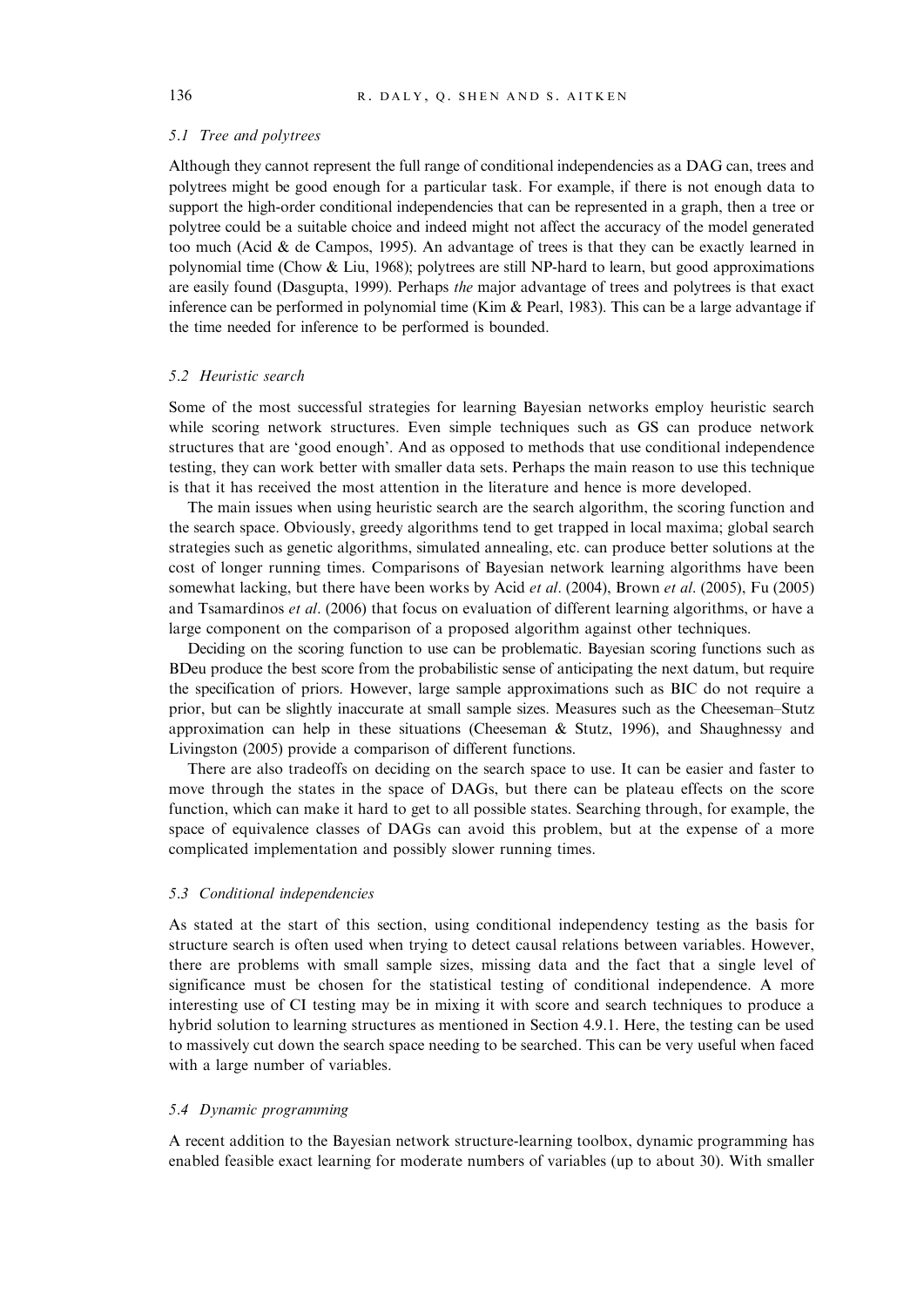### 5.1 Tree and polytrees

Although they cannot represent the full range of conditional independencies as a DAG can, trees and polytrees might be good enough for a particular task. For example, if there is not enough data to support the high-order conditional independencies that can be represented in a graph, then a tree or polytree could be a suitable choice and indeed might not affect the accuracy of the model generated too much (Acid & de Campos, 1995). An advantage of trees is that they can be exactly learned in polynomial time (Chow & Liu, 1968); polytrees are still NP-hard to learn, but good approximations are easily found (Dasgupta, 1999). Perhaps *the* major advantage of trees and polytrees is that exact inference can be performed in polynomial time (Kim & Pearl, 1983). This can be a large advantage if the time needed for inference to be performed is bounded.

### 5.2 Heuristic search

Some of the most successful strategies for learning Bayesian networks employ heuristic search while scoring network structures. Even simple techniques such as GS can produce network structures that are 'good enough'. And as opposed to methods that use conditional independence testing, they can work better with smaller data sets. Perhaps the main reason to use this technique is that it has received the most attention in the literature and hence is more developed.

The main issues when using heuristic search are the search algorithm, the scoring function and the search space. Obviously, greedy algorithms tend to get trapped in local maxima; global search strategies such as genetic algorithms, simulated annealing, etc. can produce better solutions at the cost of longer running times. Comparisons of Bayesian network learning algorithms have been somewhat lacking, but there have been works by Acid *et al*. (2004), Brown *et al*. (2005), Fu (2005) and Tsamardinos *et al*. (2006) that focus on evaluation of different learning algorithms, or have a large component on the comparison of a proposed algorithm against other techniques.

Deciding on the scoring function to use can be problematic. Bayesian scoring functions such as BDeu produce the best score from the probabilistic sense of anticipating the next datum, but require the specification of priors. However, large sample approximations such as BIC do not require a prior, but can be slightly inaccurate at small sample sizes. Measures such as the Cheeseman–Stutz approximation can help in these situations (Cheeseman & Stutz, 1996), and Shaughnessy and Livingston (2005) provide a comparison of different functions.

There are also tradeoffs on deciding on the search space to use. It can be easier and faster to move through the states in the space of DAGs, but there can be plateau effects on the score function, which can make it hard to get to all possible states. Searching through, for example, the space of equivalence classes of DAGs can avoid this problem, but at the expense of a more complicated implementation and possibly slower running times.

### 5.3 Conditional independencies

As stated at the start of this section, using conditional independency testing as the basis for structure search is often used when trying to detect causal relations between variables. However, there are problems with small sample sizes, missing data and the fact that a single level of significance must be chosen for the statistical testing of conditional independence. A more interesting use of CI testing may be in mixing it with score and search techniques to produce a hybrid solution to learning structures as mentioned in Section 4.9.1. Here, the testing can be used to massively cut down the search space needing to be searched. This can be very useful when faced with a large number of variables.

### 5.4 Dynamic programming

A recent addition to the Bayesian network structure-learning toolbox, dynamic programming has enabled feasible exact learning for moderate numbers of variables (up to about 30). With smaller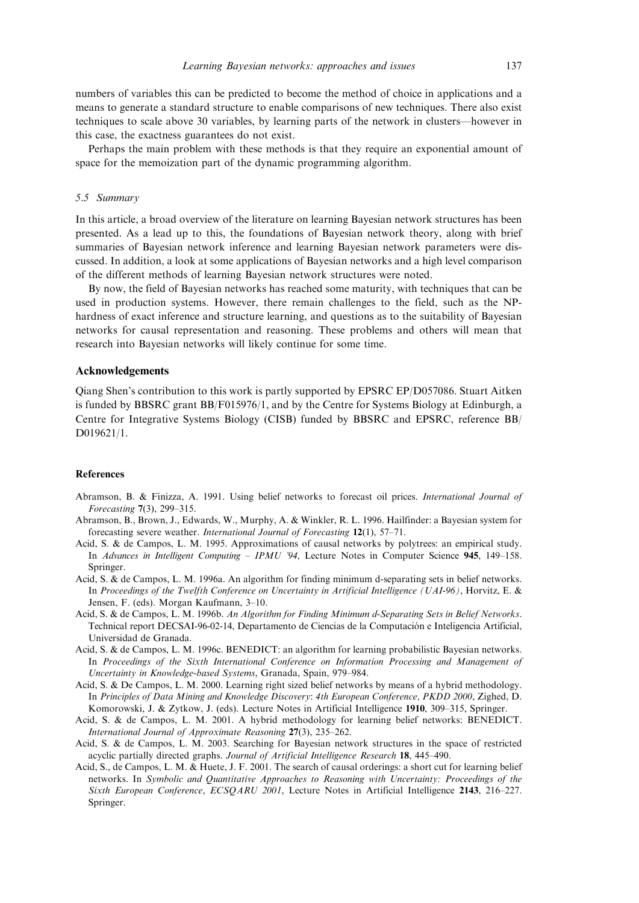numbers of variables this can be predicted to become the method of choice in applications and a means to generate a standard structure to enable comparisons of new techniques. There also exist techniques to scale above 30 variables, by learning parts of the network in clusters—however in this case, the exactness guarantees do not exist.

Perhaps the main problem with these methods is that they require an exponential amount of space for the memoization part of the dynamic programming algorithm.

### 5.5 Summary

In this article, a broad overview of the literature on learning Bayesian network structures has been presented. As a lead up to this, the foundations of Bayesian network theory, along with brief summaries of Bayesian network inference and learning Bayesian network parameters were discussed. In addition, a look at some applications of Bayesian networks and a high level comparison of the different methods of learning Bayesian network structures were noted.

By now, the field of Bayesian networks has reached some maturity, with techniques that can be used in production systems. However, there remain challenges to the field, such as the NP-hardness of exact inference and structure learning, and questions as to the suitability of Bayesian networks for causal representation and reasoning. These problems and others will mean that research into Bayesian networks will likely continue for some time.

## Acknowledgements

Qiang Shen's contribution to this work is partly supported by EPSRC EP/D057086. Stuart Aitken is funded by BBSRC grant BB/F015976/1, and by the Centre for Systems Biology at Edinburgh, a Centre for Integrative Systems Biology (CISB) funded by BBSRC and EPSRC, reference BB/D019621/1.

## References

Abramson, B. & Finizza, A. 1991. Using belief networks to forecast oil prices. *International Journal of Forecasting* **7**(3), 299–315.

Abramson, B., Brown, J., Edwards, W., Murphy, A. & Winkler, R. L. 1996. Hailfinder: a Bayesian system for forecasting severe weather. *International Journal of Forecasting* **12**(1), 57–71.

Acid, S. & de Campos, L. M. 1995. Approximations of causal networks by polytrees: an empirical study. In *Advances in Intelligent Computing – IPMU '94*, Lecture Notes in Computer Science **945**, 149–158. Springer.

Acid, S. & de Campos, L. M. 1996a. An algorithm for finding minimum d-separating sets in belief networks. In *Proceedings of the Twelfth Conference on Uncertainty in Artificial Intelligence (UAI-96)*, Horvitz, E. & Jensen, F. (eds). Morgan Kaufmann, 3–10.

Acid, S. & de Campos, L. M. 1996b. *An Algorithm for Finding Minimum d-Separating Sets in Belief Networks*. Technical report DECSAI-96-02-14, Departamento de Ciencias de la Computación e Inteligencia Artificial, Universidad de Granada.

Acid, S. & de Campos, L. M. 1996c. BENEDICT: an algorithm for learning probabilistic Bayesian networks. In *Proceedings of the Sixth International Conference on Information Processing and Management of Uncertainty in Knowledge-based Systems*, Granada, Spain, 979–984.

Acid, S. & De Campos, L. M. 2000. Learning right sized belief networks by means of a hybrid methodology. In *Principles of Data Mining and Knowledge Discovery: 4th European Conference, PKDD 2000*, Zighed, D. Komorowski, J. & Zytkow, J. (eds). Lecture Notes in Artificial Intelligence **1910**, 309–315, Springer.

Acid, S. & de Campos, L. M. 2001. A hybrid methodology for learning belief networks: BENEDICT. *International Journal of Approximate Reasoning* **27**(3), 235–262.

Acid, S. & de Campos, L. M. 2003. Searching for Bayesian network structures in the space of restricted acyclic partially directed graphs. *Journal of Artificial Intelligence Research* **18**, 445–490.

Acid, S., de Campos, L. M. & Huete, J. F. 2001. The search of causal orderings: a short cut for learning belief networks. In *Symbolic and Quantitative Approaches to Reasoning with Uncertainty: Proceedings of the Sixth European Conference, ECSQARU 2001*, Lecture Notes in Artificial Intelligence **2143**, 216–227. Springer.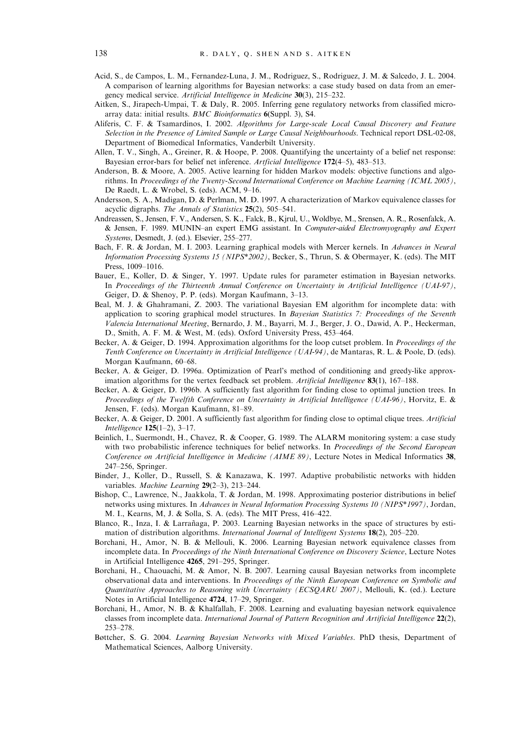Acid, S., de Campos, L. M., Fernandez-Luna, J. M., Rodriguez, S., Rodriguez, J. M. & Salcedo, J. L. 2004. A comparison of learning algorithms for Bayesian networks: a case study based on data from an emergency medical service. *Artificial Intelligence in Medicine* **30**(3), 215–232.

Aitken, S., Jirapech-Umpai, T. & Daly, R. 2005. Inferring gene regulatory networks from classified microarray data: initial results. *BMC Bioinformatics* **6**(Suppl. 3), S4.

Aliferis, C. F. & Tsamardinos, I. 2002. *Algorithms for Large-scale Local Causal Discovery and Feature Selection in the Presence of Limited Sample or Large Causal Neighbourhoods*. Technical report DSL-02-08, Department of Biomedical Informatics, Vanderbilt University.

Allen, T. V., Singh, A., Greiner, R. & Hoope, P. 2008. Quantifying the uncertainty of a belief net response: Bayesian error-bars for belief net inference. *Artficial Intelligence* **172**(4–5), 483–513.

Anderson, B. & Moore, A. 2005. Active learning for hidden Markov models: objective functions and algorithms. In *Proceedings of the Twenty-Second International Conference on Machine Learning (ICML 2005)*, De Raedt, L. & Wrobel, S. (eds). ACM, 9–16.

Andersson, S. A., Madigan, D. & Perlman, M. D. 1997. A characterization of Markov equivalence classes for acyclic digraphs. *The Annals of Statistics* **25**(2), 505–541.

Andreassen, S., Jensen, F. V., Andersen, S. K., Falck, B., Kjrul, U., Woldbye, M., Srensen, A. R., Rosenfalck, A. & Jensen, F. 1989. MUNIN–an expert EMG assistant. In *Computer-aided Electromyography and Expert Systems*, Desmedt, J. (ed.). Elsevier, 255–277.

Bach, F. R. & Jordan, M. I. 2003. Learning graphical models with Mercer kernels. In *Advances in Neural Information Processing Systems 15 (NIPS\*2002)*, Becker, S., Thrun, S. & Obermayer, K. (eds). The MIT Press, 1009–1016.

Bauer, E., Koller, D. & Singer, Y. 1997. Update rules for parameter estimation in Bayesian networks. In *Proceedings of the Thirteenth Annual Conference on Uncertainty in Artificial Intelligence (UAI-97)*, Geiger, D. & Shenoy, P. P. (eds). Morgan Kaufmann, 3–13.

Beal, M. J. & Ghahramani, Z. 2003. The variational Bayesian EM algorithm for incomplete data: with application to scoring graphical model structures. In *Bayesian Statistics 7: Proceedings of the Seventh Valencia International Meeting*, Bernardo, J. M., Bayarri, M. J., Berger, J. O., Dawid, A. P., Heckerman, D., Smith, A. F. M. & West, M. (eds). Oxford University Press, 453–464.

Becker, A. & Geiger, D. 1994. Approximation algorithms for the loop cutset problem. In *Proceedings of the Tenth Conference on Uncertainty in Artificial Intelligence (UAI-94)*, de Mantaras, R. L. & Poole, D. (eds). Morgan Kaufmann, 60–68.

Becker, A. & Geiger, D. 1996a. Optimization of Pearl's method of conditioning and greedy-like approximation algorithms for the vertex feedback set problem. *Artificial Intelligence* **83**(1), 167–188.

Becker, A. & Geiger, D. 1996b. A sufficiently fast algorithm for finding close to optimal junction trees. In *Proceedings of the Twelfth Conference on Uncertainty in Artificial Intelligence (UAI-96)*, Horvitz, E. & Jensen, F. (eds). Morgan Kaufmann, 81–89.

Becker, A. & Geiger, D. 2001. A sufficiently fast algorithm for finding close to optimal clique trees. *Artificial Intelligence* **125**(1–2), 3–17.

Beinlich, I., Suermondt, H., Chavez, R. & Cooper, G. 1989. The ALARM monitoring system: a case study with two probabilistic inference techniques for belief networks. In *Proceedings of the Second European Conference on Artificial Intelligence in Medicine (AIME 89)*, Lecture Notes in Medical Informatics **38**, 247–256, Springer.

Binder, J., Koller, D., Russell, S. & Kanazawa, K. 1997. Adaptive probabilistic networks with hidden variables. *Machine Learning* **29**(2–3), 213–244.

Bishop, C., Lawrence, N., Jaakkola, T. & Jordan, M. 1998. Approximating posterior distributions in belief networks using mixtures. In *Advances in Neural Information Processing Systems 10 (NIPS\*1997)*, Jordan, M. I., Kearns, M, J. & Solla, S. A. (eds). The MIT Press, 416–422.

Blanco, R., Inza, I. & Larrañaga, P. 2003. Learning Bayesian networks in the space of structures by estimation of distribution algorithms. *International Journal of Intelligent Systems* **18**(2), 205–220.

Borchani, H., Amor, N. B. & Mellouli, K. 2006. Learning Bayesian network equivalence classes from incomplete data. In *Proceedings of the Ninth International Conference on Discovery Science*, Lecture Notes in Artificial Intelligence **4265**, 291–295, Springer.

Borchani, H., Chaouachi, M. & Amor, N. B. 2007. Learning causal Bayesian networks from incomplete observational data and interventions. In *Proceedings of the Ninth European Conference on Symbolic and Quantitative Approaches to Reasoning with Uncertainty (ECSQARU 2007)*, Mellouli, K. (ed.). Lecture Notes in Artificial Intelligence **4724**, 17–29, Springer.

Borchani, H., Amor, N. B. & Khalfallah, F. 2008. Learning and evaluating bayesian network equivalence classes from incomplete data. *International Journal of Pattern Recognition and Artificial Intelligence* **22**(2), 253–278.

Bøttcher, S. G. 2004. *Learning Bayesian Networks with Mixed Variables*. PhD thesis, Department of Mathematical Sciences, Aalborg University.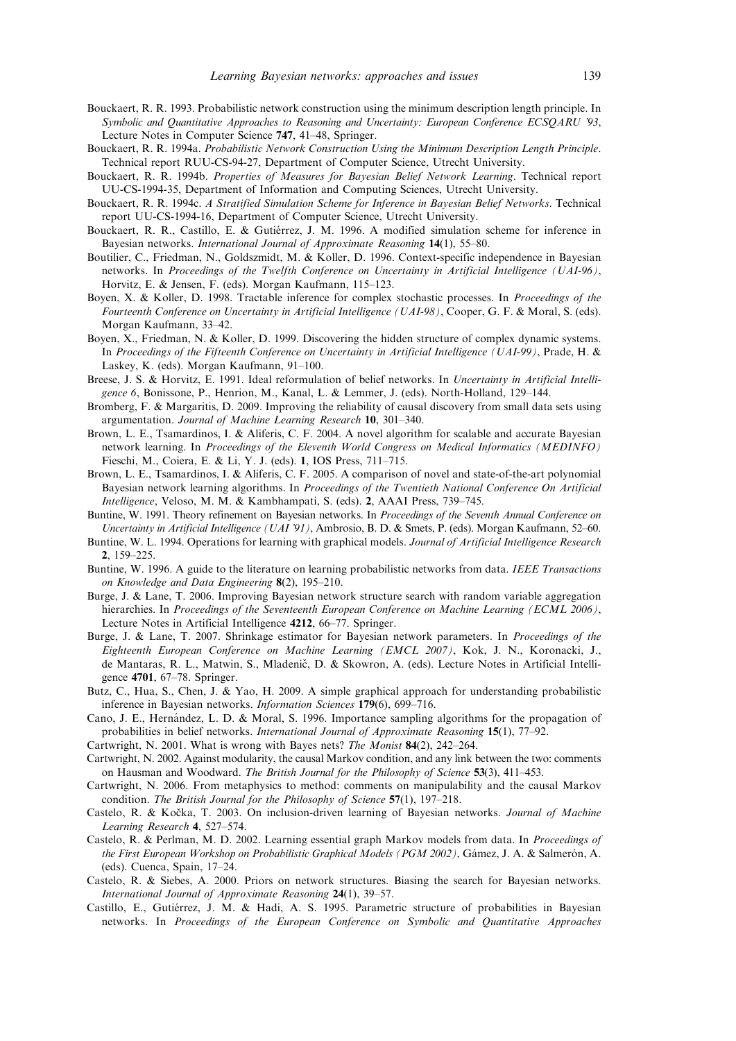Bouckaert, R. R. 1993. Probabilistic network construction using the minimum description length principle. In *Symbolic and Quantitative Approaches to Reasoning and Uncertainty: European Conference ECSQARU '93*, Lecture Notes in Computer Science **747**, 41–48, Springer.

Bouckaert, R. R. 1994a. *Probabilistic Network Construction Using the Minimum Description Length Principle*. Technical report RUU-CS-94-27, Department of Computer Science, Utrecht University.

Bouckaert, R. R. 1994b. *Properties of Measures for Bayesian Belief Network Learning*. Technical report UU-CS-1994-35, Department of Information and Computing Sciences, Utrecht University.

Bouckaert, R. R. 1994c. *A Stratified Simulation Scheme for Inference in Bayesian Belief Networks*. Technical report UU-CS-1994-16, Department of Computer Science, Utrecht University.

Bouckaert, R. R., Castillo, E. & Gutiérrez, J. M. 1996. A modified simulation scheme for inference in Bayesian networks. *International Journal of Approximate Reasoning* **14**(1), 55–80.

Boutilier, C., Friedman, N., Goldszmidt, M. & Koller, D. 1996. Context-specific independence in Bayesian networks. In *Proceedings of the Twelfth Conference on Uncertainty in Artificial Intelligence (UAI-96)*, Horvitz, E. & Jensen, F. (eds). Morgan Kaufmann, 115–123.

Boyen, X. & Koller, D. 1998. Tractable inference for complex stochastic processes. In *Proceedings of the Fourteenth Conference on Uncertainty in Artificial Intelligence (UAI-98)*, Cooper, G. F. & Moral, S. (eds). Morgan Kaufmann, 33–42.

Boyen, X., Friedman, N. & Koller, D. 1999. Discovering the hidden structure of complex dynamic systems. In *Proceedings of the Fifteenth Conference on Uncertainty in Artificial Intelligence (UAI-99)*, Prade, H. & Laskey, K. (eds). Morgan Kaufmann, 91–100.

Breese, J. S. & Horvitz, E. 1991. Ideal reformulation of belief networks. In *Uncertainty in Artificial Intelligence 6*, Bonissone, P., Henrion, M., Kanal, L. & Lemmer, J. (eds). North-Holland, 129–144.

Bromberg, F. & Margaritis, D. 2009. Improving the reliability of causal discovery from small data sets using argumentation. *Journal of Machine Learning Research* **10**, 301–340.

Brown, L. E., Tsamardinos, I. & Aliferis, C. F. 2004. A novel algorithm for scalable and accurate Bayesian network learning. In *Proceedings of the Eleventh World Congress on Medical Informatics (MEDINFO)* Fieschi, M., Coiera, E. & Li, Y. J. (eds). **1**, IOS Press, 711–715.

Brown, L. E., Tsamardinos, I. & Aliferis, C. F. 2005. A comparison of novel and state-of-the-art polynomial Bayesian network learning algorithms. In *Proceedings of the Twentieth National Conference On Artificial Intelligence*, Veloso, M. M. & Kambhampati, S. (eds). **2**, AAAI Press, 739–745.

Buntine, W. 1991. Theory refinement on Bayesian networks. In *Proceedings of the Seventh Annual Conference on Uncertainty in Artificial Intelligence (UAI '91)*, Ambrosio, B. D. & Smets, P. (eds). Morgan Kaufmann, 52–60.

Buntine, W. L. 1994. Operations for learning with graphical models. *Journal of Artificial Intelligence Research* **2**, 159–225.

Buntine, W. 1996. A guide to the literature on learning probabilistic networks from data. *IEEE Transactions on Knowledge and Data Engineering* **8**(2), 195–210.

Burge, J. & Lane, T. 2006. Improving Bayesian network structure search with random variable aggregation hierarchies. In *Proceedings of the Seventeenth European Conference on Machine Learning (ECML 2006)*, Lecture Notes in Artificial Intelligence **4212**, 66–77. Springer.

Burge, J. & Lane, T. 2007. Shrinkage estimator for Bayesian network parameters. In *Proceedings of the Eighteenth European Conference on Machine Learning (EMCL 2007)*, Kok, J. N., Koronacki, J., de Mantaras, R. L., Matwin, S., Mladenič, D. & Skowron, A. (eds). Lecture Notes in Artificial Intelligence **4701**, 67–78. Springer.

Butz, C., Hua, S., Chen, J. & Yao, H. 2009. A simple graphical approach for understanding probabilistic inference in Bayesian networks. *Information Sciences* **179**(6), 699–716.

Cano, J. E., Hernández, L. D. & Moral, S. 1996. Importance sampling algorithms for the propagation of probabilities in belief networks. *International Journal of Approximate Reasoning* **15**(1), 77–92.

Cartwright, N. 2001. What is wrong with Bayes nets? *The Monist* **84**(2), 242–264.

Cartwright, N. 2002. Against modularity, the causal Markov condition, and any link between the two: comments on Hausman and Woodward. *The British Journal for the Philosophy of Science* **53**(3), 411–453.

Cartwright, N. 2006. From metaphysics to method: comments on manipulability and the causal Markov condition. *The British Journal for the Philosophy of Science* **57**(1), 197–218.

Castelo, R. & Kočka, T. 2003. On inclusion-driven learning of Bayesian networks. *Journal of Machine Learning Research* **4**, 527–574.

Castelo, R. & Perlman, M. D. 2002. Learning essential graph Markov models from data. In *Proceedings of the First European Workshop on Probabilistic Graphical Models (PGM 2002)*, Gámez, J. A. & Salmerón, A. (eds). Cuenca, Spain, 17–24.

Castelo, R. & Siebes, A. 2000. Priors on network structures. Biasing the search for Bayesian networks. *International Journal of Approximate Reasoning* **24**(1), 39–57.

Castillo, E., Gutiérrez, J. M. & Hadi, A. S. 1995. Parametric structure of probabilities in Bayesian networks. In *Proceedings of the European Conference on Symbolic and Quantitative Approaches*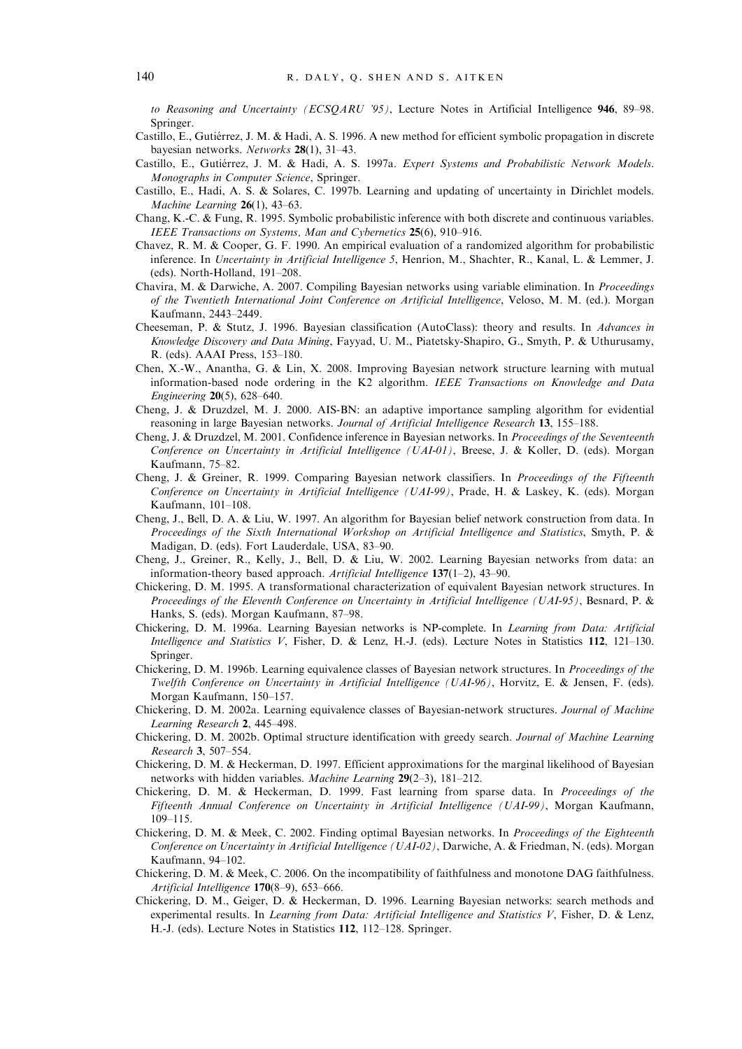to Reasoning and Uncertainty (*ECSQARU '95*), Lecture Notes in Artificial Intelligence **946**, 89–98. Springer.

Castillo, E., Gutiérrez, J. M. & Hadi, A. S. 1996. A new method for efficient symbolic propagation in discrete bayesian networks. *Networks* **28**(1), 31–43.

Castillo, E., Gutiérrez, J. M. & Hadi, A. S. 1997a. *Expert Systems and Probabilistic Network Models. Monographs in Computer Science*, Springer.

Castillo, E., Hadi, A. S. & Solares, C. 1997b. Learning and updating of uncertainty in Dirichlet models. *Machine Learning* **26**(1), 43–63.

Chang, K.-C. & Fung, R. 1995. Symbolic probabilistic inference with both discrete and continuous variables. *IEEE Transactions on Systems, Man and Cybernetics* **25**(6), 910–916.

Chavez, R. M. & Cooper, G. F. 1990. An empirical evaluation of a randomized algorithm for probabilistic inference. In *Uncertainty in Artificial Intelligence 5*, Henrion, M., Shachter, R., Kanal, L. & Lemmer, J. (eds). North-Holland, 191–208.

Chavira, M. & Darwiche, A. 2007. Compiling Bayesian networks using variable elimination. In *Proceedings of the Twentieth International Joint Conference on Artificial Intelligence*, Veloso, M. M. (ed.). Morgan Kaufmann, 2443–2449.

Cheeseman, P. & Stutz, J. 1996. Bayesian classification (AutoClass): theory and results. In *Advances in Knowledge Discovery and Data Mining*, Fayyad, U. M., Piatetsky-Shapiro, G., Smyth, P. & Uthurusamy, R. (eds). AAAI Press, 153–180.

Chen, X.-W., Anantha, G. & Lin, X. 2008. Improving Bayesian network structure learning with mutual information-based node ordering in the K2 algorithm. *IEEE Transactions on Knowledge and Data Engineering* **20**(5), 628–640.

Cheng, J. & Druzdzel, M. J. 2000. AIS-BN: an adaptive importance sampling algorithm for evidential reasoning in large Bayesian networks. *Journal of Artificial Intelligence Research* **13**, 155–188.

Cheng, J. & Druzdzel, M. 2001. Confidence inference in Bayesian networks. In *Proceedings of the Seventeenth Conference on Uncertainty in Artificial Intelligence (UAI-01)*, Breese, J. & Koller, D. (eds). Morgan Kaufmann, 75–82.

Cheng, J. & Greiner, R. 1999. Comparing Bayesian network classifiers. In *Proceedings of the Fifteenth Conference on Uncertainty in Artificial Intelligence (UAI-99)*, Prade, H. & Laskey, K. (eds). Morgan Kaufmann, 101–108.

Cheng, J., Bell, D. A. & Liu, W. 1997. An algorithm for Bayesian belief network construction from data. In *Proceedings of the Sixth International Workshop on Artificial Intelligence and Statistics*, Smyth, P. & Madigan, D. (eds). Fort Lauderdale, USA, 83–90.

Cheng, J., Greiner, R., Kelly, J., Bell, D. & Liu, W. 2002. Learning Bayesian networks from data: an information-theory based approach. *Artificial Intelligence* **137**(1–2), 43–90.

Chickering, D. M. 1995. A transformational characterization of equivalent Bayesian network structures. In *Proceedings of the Eleventh Conference on Uncertainty in Artificial Intelligence (UAI-95)*, Besnard, P. & Hanks, S. (eds). Morgan Kaufmann, 87–98.

Chickering, D. M. 1996a. Learning Bayesian networks is NP-complete. In *Learning from Data: Artificial Intelligence and Statistics V*, Fisher, D. & Lenz, H.-J. (eds). Lecture Notes in Statistics **112**, 121–130. Springer.

Chickering, D. M. 1996b. Learning equivalence classes of Bayesian network structures. In *Proceedings of the Twelfth Conference on Uncertainty in Artificial Intelligence (UAI-96)*, Horvitz, E. & Jensen, F. (eds). Morgan Kaufmann, 150–157.

Chickering, D. M. 2002a. Learning equivalence classes of Bayesian-network structures. *Journal of Machine Learning Research* **2**, 445–498.

Chickering, D. M. 2002b. Optimal structure identification with greedy search. *Journal of Machine Learning Research* **3**, 507–554.

Chickering, D. M. & Heckerman, D. 1997. Efficient approximations for the marginal likelihood of Bayesian networks with hidden variables. *Machine Learning* **29**(2–3), 181–212.

Chickering, D. M. & Heckerman, D. 1999. Fast learning from sparse data. In *Proceedings of the Fifteenth Annual Conference on Uncertainty in Artificial Intelligence (UAI-99)*, Morgan Kaufmann, 109–115.

Chickering, D. M. & Meek, C. 2002. Finding optimal Bayesian networks. In *Proceedings of the Eighteenth Conference on Uncertainty in Artificial Intelligence (UAI-02)*, Darwiche, A. & Friedman, N. (eds). Morgan Kaufmann, 94–102.

Chickering, D. M. & Meek, C. 2006. On the incompatibility of faithfulness and monotone DAG faithfulness. *Artificial Intelligence* **170**(8–9), 653–666.

Chickering, D. M., Geiger, D. & Heckerman, D. 1996. Learning Bayesian networks: search methods and experimental results. In *Learning from Data: Artificial Intelligence and Statistics V*, Fisher, D. & Lenz, H.-J. (eds). Lecture Notes in Statistics **112**, 112–128. Springer.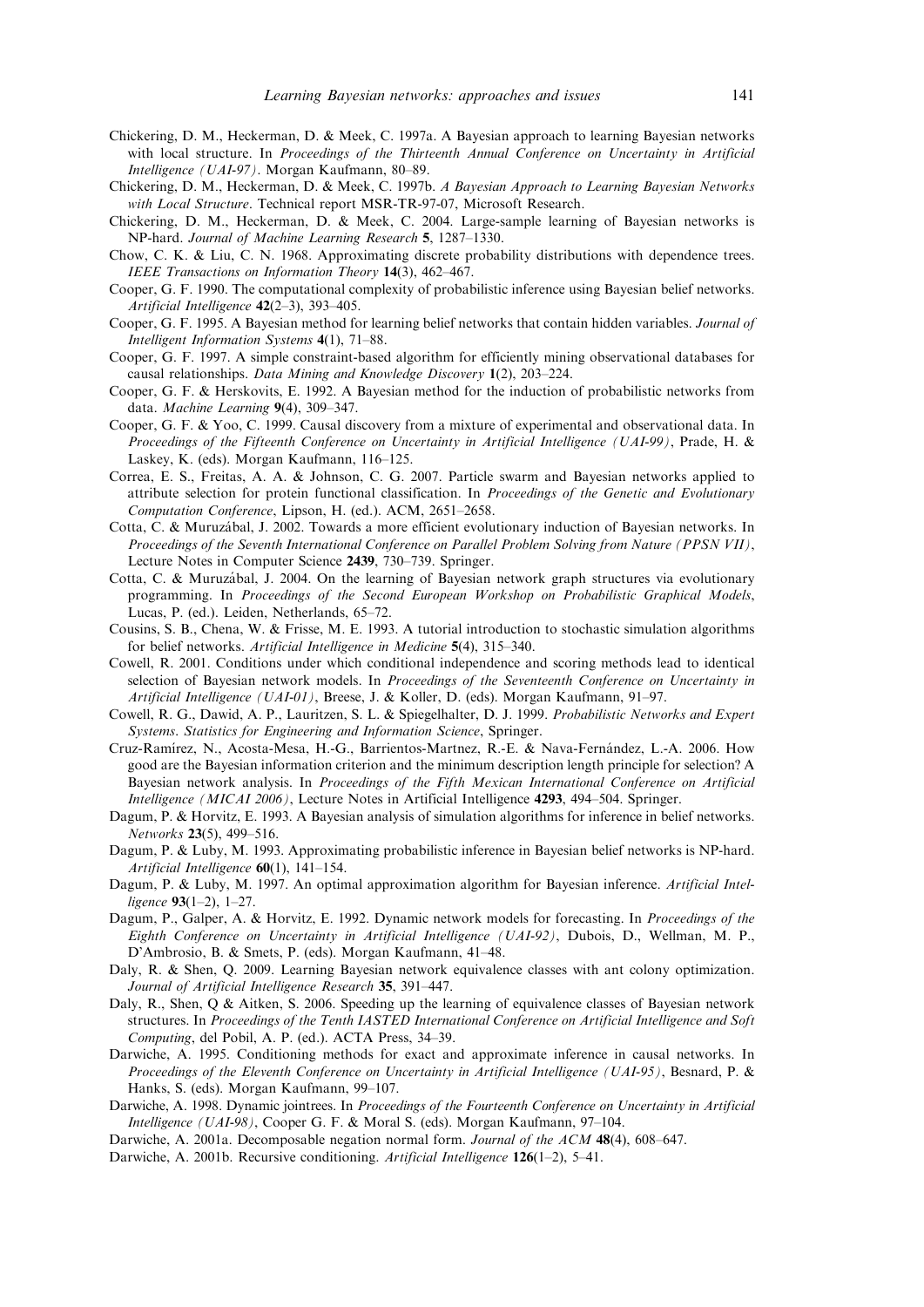Chickering, D. M., Heckerman, D. & Meek, C. 1997a. A Bayesian approach to learning Bayesian networks with local structure. In *Proceedings of the Thirteenth Annual Conference on Uncertainty in Artificial Intelligence (UAI-97)*. Morgan Kaufmann, 80–89.

Chickering, D. M., Heckerman, D. & Meek, C. 1997b. *A Bayesian Approach to Learning Bayesian Networks with Local Structure*. Technical report MSR-TR-97-07, Microsoft Research.

Chickering, D. M., Heckerman, D. & Meek, C. 2004. Large-sample learning of Bayesian networks is NP-hard. *Journal of Machine Learning Research* **5**, 1287–1330.

Chow, C. K. & Liu, C. N. 1968. Approximating discrete probability distributions with dependence trees. *IEEE Transactions on Information Theory* **14**(3), 462–467.

Cooper, G. F. 1990. The computational complexity of probabilistic inference using Bayesian belief networks. *Artificial Intelligence* **42**(2–3), 393–405.

Cooper, G. F. 1995. A Bayesian method for learning belief networks that contain hidden variables. *Journal of Intelligent Information Systems* **4**(1), 71–88.

Cooper, G. F. 1997. A simple constraint-based algorithm for efficiently mining observational databases for causal relationships. *Data Mining and Knowledge Discovery* **1**(2), 203–224.

Cooper, G. F. & Herskovits, E. 1992. A Bayesian method for the induction of probabilistic networks from data. *Machine Learning* **9**(4), 309–347.

Cooper, G. F. & Yoo, C. 1999. Causal discovery from a mixture of experimental and observational data. In *Proceedings of the Fifteenth Conference on Uncertainty in Artificial Intelligence (UAI-99)*, Prade, H. & Laskey, K. (eds). Morgan Kaufmann, 116–125.

Correa, E. S., Freitas, A. A. & Johnson, C. G. 2007. Particle swarm and Bayesian networks applied to attribute selection for protein functional classification. In *Proceedings of the Genetic and Evolutionary Computation Conference*, Lipson, H. (ed.). ACM, 2651–2658.

Cotta, C. & Muruzábal, J. 2002. Towards a more efficient evolutionary induction of Bayesian networks. In *Proceedings of the Seventh International Conference on Parallel Problem Solving from Nature (PPSN VII)*, Lecture Notes in Computer Science **2439**, 730–739. Springer.

Cotta, C. & Muruzábal, J. 2004. On the learning of Bayesian network graph structures via evolutionary programming. In *Proceedings of the Second European Workshop on Probabilistic Graphical Models*, Lucas, P. (ed.). Leiden, Netherlands, 65–72.

Cousins, S. B., Chena, W. & Frisse, M. E. 1993. A tutorial introduction to stochastic simulation algorithms for belief networks. *Artificial Intelligence in Medicine* **5**(4), 315–340.

Cowell, R. 2001. Conditions under which conditional independence and scoring methods lead to identical selection of Bayesian network models. In *Proceedings of the Seventeenth Conference on Uncertainty in Artificial Intelligence (UAI-01)*, Breese, J. & Koller, D. (eds). Morgan Kaufmann, 91–97.

Cowell, R. G., Dawid, A. P., Lauritzen, S. L. & Spiegelhalter, D. J. 1999. *Probabilistic Networks and Expert Systems*. *Statistics for Engineering and Information Science*, Springer.

Cruz-Ramírez, N., Acosta-Mesa, H.-G., Barrientos-Martnez, R.-E. & Nava-Fernández, L.-A. 2006. How good are the Bayesian information criterion and the minimum description length principle for selection? A Bayesian network analysis. In *Proceedings of the Fifth Mexican International Conference on Artificial Intelligence (MICAI 2006)*, Lecture Notes in Artificial Intelligence **4293**, 494–504. Springer.

Dagum, P. & Horvitz, E. 1993. A Bayesian analysis of simulation algorithms for inference in belief networks. *Networks* **23**(5), 499–516.

Dagum, P. & Luby, M. 1993. Approximating probabilistic inference in Bayesian belief networks is NP-hard. *Artificial Intelligence* **60**(1), 141–154.

Dagum, P. & Luby, M. 1997. An optimal approximation algorithm for Bayesian inference. *Artificial Intelligence* **93**(1–2), 1–27.

Dagum, P., Galper, A. & Horvitz, E. 1992. Dynamic network models for forecasting. In *Proceedings of the Eighth Conference on Uncertainty in Artificial Intelligence (UAI-92)*, Dubois, D., Wellman, M. P., D'Ambrosio, B. & Smets, P. (eds). Morgan Kaufmann, 41–48.

Daly, R. & Shen, Q. 2009. Learning Bayesian network equivalence classes with ant colony optimization. *Journal of Artificial Intelligence Research* **35**, 391–447.

Daly, R., Shen, Q & Aitken, S. 2006. Speeding up the learning of equivalence classes of Bayesian network structures. In *Proceedings of the Tenth IASTED International Conference on Artificial Intelligence and Soft Computing*, del Pobil, A. P. (ed.). ACTA Press, 34–39.

Darwiche, A. 1995. Conditioning methods for exact and approximate inference in causal networks. In *Proceedings of the Eleventh Conference on Uncertainty in Artificial Intelligence (UAI-95)*, Besnard, P. & Hanks, S. (eds). Morgan Kaufmann, 99–107.

Darwiche, A. 1998. Dynamic jointrees. In *Proceedings of the Fourteenth Conference on Uncertainty in Artificial Intelligence (UAI-98)*, Cooper G. F. & Moral S. (eds). Morgan Kaufmann, 97–104.

Darwiche, A. 2001a. Decomposable negation normal form. *Journal of the ACM* **48**(4), 608–647.

Darwiche, A. 2001b. Recursive conditioning. *Artificial Intelligence* **126**(1–2), 5–41.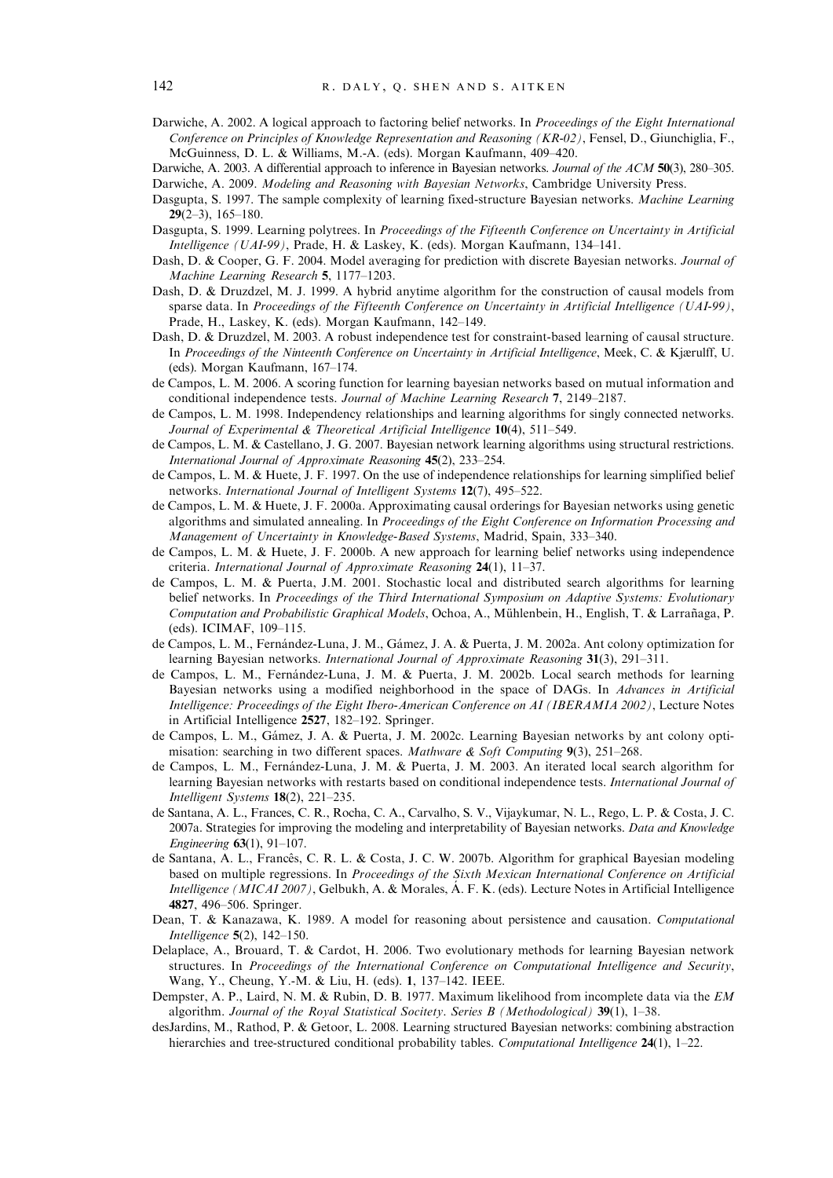Darwiche, A. 2002. A logical approach to factoring belief networks. In *Proceedings of the Eight International Conference on Principles of Knowledge Representation and Reasoning (KR-02)*, Fensel, D., Giunchiglia, F., McGuinness, D. L. & Williams, M.-A. (eds). Morgan Kaufmann, 409–420.

Darwiche, A. 2003. A differential approach to inference in Bayesian networks. *Journal of the ACM* **50**(3), 280–305.

Darwiche, A. 2009. *Modeling and Reasoning with Bayesian Networks*, Cambridge University Press.

Dasgupta, S. 1997. The sample complexity of learning fixed-structure Bayesian networks. *Machine Learning* **29**(2–3), 165–180.

Dasgupta, S. 1999. Learning polytrees. In *Proceedings of the Fifteenth Conference on Uncertainty in Artificial Intelligence (UAI-99)*, Prade, H. & Laskey, K. (eds). Morgan Kaufmann, 134–141.

Dash, D. & Cooper, G. F. 2004. Model averaging for prediction with discrete Bayesian networks. *Journal of Machine Learning Research* **5**, 1177–1203.

Dash, D. & Druzdzel, M. J. 1999. A hybrid anytime algorithm for the construction of causal models from sparse data. In *Proceedings of the Fifteenth Conference on Uncertainty in Artificial Intelligence (UAI-99)*, Prade, H., Laskey, K. (eds). Morgan Kaufmann, 142–149.

Dash, D. & Druzdzel, M. 2003. A robust independence test for constraint-based learning of causal structure. In *Proceedings of the Ninteenth Conference on Uncertainty in Artificial Intelligence*, Meek, C. & Kjærulff, U. (eds). Morgan Kaufmann, 167–174.

de Campos, L. M. 2006. A scoring function for learning bayesian networks based on mutual information and conditional independence tests. *Journal of Machine Learning Research* **7**, 2149–2187.

de Campos, L. M. 1998. Independency relationships and learning algorithms for singly connected networks. *Journal of Experimental & Theoretical Artificial Intelligence* **10**(4), 511–549.

de Campos, L. M. & Castellano, J. G. 2007. Bayesian network learning algorithms using structural restrictions. *International Journal of Approximate Reasoning* **45**(2), 233–254.

de Campos, L. M. & Huete, J. F. 1997. On the use of independence relationships for learning simplified belief networks. *International Journal of Intelligent Systems* **12**(7), 495–522.

de Campos, L. M. & Huete, J. F. 2000a. Approximating causal orderings for Bayesian networks using genetic algorithms and simulated annealing. In *Proceedings of the Eight Conference on Information Processing and Management of Uncertainty in Knowledge-Based Systems*, Madrid, Spain, 333–340.

de Campos, L. M. & Huete, J. F. 2000b. A new approach for learning belief networks using independence criteria. *International Journal of Approximate Reasoning* **24**(1), 11–37.

de Campos, L. M. & Puerta, J.M. 2001. Stochastic local and distributed search algorithms for learning belief networks. In *Proceedings of the Third International Symposium on Adaptive Systems: Evolutionary Computation and Probabilistic Graphical Models*, Ochoa, A., Mühlenbein, H., English, T. & Larrañaga, P. (eds). ICIMAF, 109–115.

de Campos, L. M., Fernández-Luna, J. M., Gámez, J. A. & Puerta, J. M. 2002a. Ant colony optimization for learning Bayesian networks. *International Journal of Approximate Reasoning* **31**(3), 291–311.

de Campos, L. M., Fernández-Luna, J. M. & Puerta, J. M. 2002b. Local search methods for learning Bayesian networks using a modified neighborhood in the space of DAGs. In *Advances in Artificial Intelligence: Proceedings of the Eight Ibero-American Conference on AI (IBERAMIA 2002)*, Lecture Notes in Artificial Intelligence **2527**, 182–192. Springer.

de Campos, L. M., Gámez, J. A. & Puerta, J. M. 2002c. Learning Bayesian networks by ant colony optimisation: searching in two different spaces. *Mathware & Soft Computing* **9**(3), 251–268.

de Campos, L. M., Fernández-Luna, J. M. & Puerta, J. M. 2003. An iterated local search algorithm for learning Bayesian networks with restarts based on conditional independence tests. *International Journal of Intelligent Systems* **18**(2), 221–235.

de Santana, A. L., Frances, C. R., Rocha, C. A., Carvalho, S. V., Vijaykumar, N. L., Rego, L. P. & Costa, J. C. 2007a. Strategies for improving the modeling and interpretability of Bayesian networks. *Data and Knowledge Engineering* **63**(1), 91–107.

de Santana, A. L., Francês, C. R. L. & Costa, J. C. W. 2007b. Algorithm for graphical Bayesian modeling based on multiple regressions. In *Proceedings of the Sixth Mexican International Conference on Artificial Intelligence (MICAI 2007)*, Gelbukh, A. & Morales, Á. F. K. (eds). Lecture Notes in Artificial Intelligence **4827**, 496–506. Springer.

Dean, T. & Kanazawa, K. 1989. A model for reasoning about persistence and causation. *Computational Intelligence* **5**(2), 142–150.

Delaplace, A., Brouard, T. & Cardot, H. 2006. Two evolutionary methods for learning Bayesian network structures. In *Proceedings of the International Conference on Computational Intelligence and Security*, Wang, Y., Cheung, Y.-M. & Liu, H. (eds). **1**, 137–142. IEEE.

Dempster, A. P., Laird, N. M. & Rubin, D. B. 1977. Maximum likelihood from incomplete data via the *EM* algorithm. *Journal of the Royal Statistical Socitety. Series B (Methodological)* **39**(1), 1–38.

desJardins, M., Rathod, P. & Getoor, L. 2008. Learning structured Bayesian networks: combining abstraction hierarchies and tree-structured conditional probability tables. *Computational Intelligence* **24**(1), 1–22.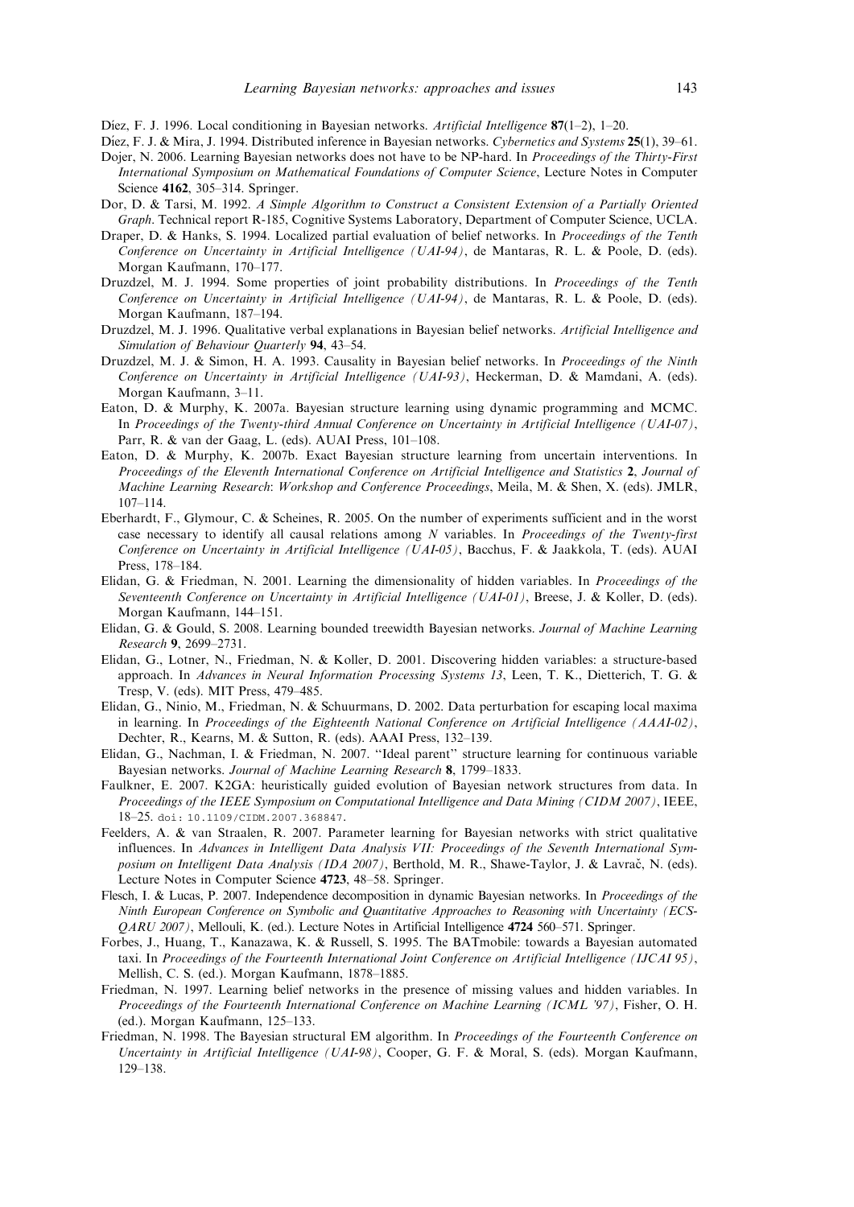Díez, F. J. 1996. Local conditioning in Bayesian networks. *Artificial Intelligence* **87**(1–2), 1–20.

Díez, F. J. & Mira, J. 1994. Distributed inference in Bayesian networks. *Cybernetics and Systems* **25**(1), 39–61.

Dojer, N. 2006. Learning Bayesian networks does not have to be NP-hard. In *Proceedings of the Thirty-First International Symposium on Mathematical Foundations of Computer Science*, Lecture Notes in Computer Science **4162**, 305–314. Springer.

Dor, D. & Tarsi, M. 1992. *A Simple Algorithm to Construct a Consistent Extension of a Partially Oriented Graph*. Technical report R-185, Cognitive Systems Laboratory, Department of Computer Science, UCLA.

Draper, D. & Hanks, S. 1994. Localized partial evaluation of belief networks. In *Proceedings of the Tenth Conference on Uncertainty in Artificial Intelligence (UAI-94)*, de Mantaras, R. L. & Poole, D. (eds). Morgan Kaufmann, 170–177.

Druzdzel, M. J. 1994. Some properties of joint probability distributions. In *Proceedings of the Tenth Conference on Uncertainty in Artificial Intelligence (UAI-94)*, de Mantaras, R. L. & Poole, D. (eds). Morgan Kaufmann, 187–194.

Druzdzel, M. J. 1996. Qualitative verbal explanations in Bayesian belief networks. *Artificial Intelligence and Simulation of Behaviour Quarterly* **94**, 43–54.

Druzdzel, M. J. & Simon, H. A. 1993. Causality in Bayesian belief networks. In *Proceedings of the Ninth Conference on Uncertainty in Artificial Intelligence (UAI-93)*, Heckerman, D. & Mamdani, A. (eds). Morgan Kaufmann, 3–11.

Eaton, D. & Murphy, K. 2007a. Bayesian structure learning using dynamic programming and MCMC. In *Proceedings of the Twenty-third Annual Conference on Uncertainty in Artificial Intelligence (UAI-07)*, Parr, R. & van der Gaag, L. (eds). AUAI Press, 101–108.

Eaton, D. & Murphy, K. 2007b. Exact Bayesian structure learning from uncertain interventions. In *Proceedings of the Eleventh International Conference on Artificial Intelligence and Statistics* **2**, *Journal of Machine Learning Research*: *Workshop and Conference Proceedings*, Meila, M. & Shen, X. (eds). JMLR, 107–114.

Eberhardt, F., Glymour, C. & Scheines, R. 2005. On the number of experiments sufficient and in the worst case necessary to identify all causal relations among *N* variables. In *Proceedings of the Twenty-first Conference on Uncertainty in Artificial Intelligence (UAI-05)*, Bacchus, F. & Jaakkola, T. (eds). AUAI Press, 178–184.

Elidan, G. & Friedman, N. 2001. Learning the dimensionality of hidden variables. In *Proceedings of the Seventeenth Conference on Uncertainty in Artificial Intelligence (UAI-01)*, Breese, J. & Koller, D. (eds). Morgan Kaufmann, 144–151.

Elidan, G. & Gould, S. 2008. Learning bounded treewidth Bayesian networks. *Journal of Machine Learning Research* **9**, 2699–2731.

Elidan, G., Lotner, N., Friedman, N. & Koller, D. 2001. Discovering hidden variables: a structure-based approach. In *Advances in Neural Information Processing Systems 13*, Leen, T. K., Dietterich, T. G. & Tresp, V. (eds). MIT Press, 479–485.

Elidan, G., Ninio, M., Friedman, N. & Schuurmans, D. 2002. Data perturbation for escaping local maxima in learning. In *Proceedings of the Eighteenth National Conference on Artificial Intelligence (AAAI-02)*, Dechter, R., Kearns, M. & Sutton, R. (eds). AAAI Press, 132–139.

Elidan, G., Nachman, I. & Friedman, N. 2007. "Ideal parent" structure learning for continuous variable Bayesian networks. *Journal of Machine Learning Research* **8**, 1799–1833.

Faulkner, E. 2007. K2GA: heuristically guided evolution of Bayesian network structures from data. In *Proceedings of the IEEE Symposium on Computational Intelligence and Data Mining (CIDM 2007)*, IEEE, 18–25. doi: 10.1109/CIDM.2007.368847.

Feelders, A. & van Straalen, R. 2007. Parameter learning for Bayesian networks with strict qualitative influences. In *Advances in Intelligent Data Analysis VII: Proceedings of the Seventh International Symposium on Intelligent Data Analysis (IDA 2007)*, Berthold, M. R., Shawe-Taylor, J. & Lavrač, N. (eds). Lecture Notes in Computer Science **4723**, 48–58. Springer.

Flesch, I. & Lucas, P. 2007. Independence decomposition in dynamic Bayesian networks. In *Proceedings of the Ninth European Conference on Symbolic and Quantitative Approaches to Reasoning with Uncertainty (ECSQARU 2007)*, Mellouli, K. (ed.). Lecture Notes in Artificial Intelligence **4724** 560–571. Springer.

Forbes, J., Huang, T., Kanazawa, K. & Russell, S. 1995. The BATmobile: towards a Bayesian automated taxi. In *Proceedings of the Fourteenth International Joint Conference on Artificial Intelligence (IJCAI 95)*, Mellish, C. S. (ed.). Morgan Kaufmann, 1878–1885.

Friedman, N. 1997. Learning belief networks in the presence of missing values and hidden variables. In *Proceedings of the Fourteenth International Conference on Machine Learning (ICML '97)*, Fisher, O. H. (ed.). Morgan Kaufmann, 125–133.

Friedman, N. 1998. The Bayesian structural EM algorithm. In *Proceedings of the Fourteenth Conference on Uncertainty in Artificial Intelligence (UAI-98)*, Cooper, G. F. & Moral, S. (eds). Morgan Kaufmann, 129–138.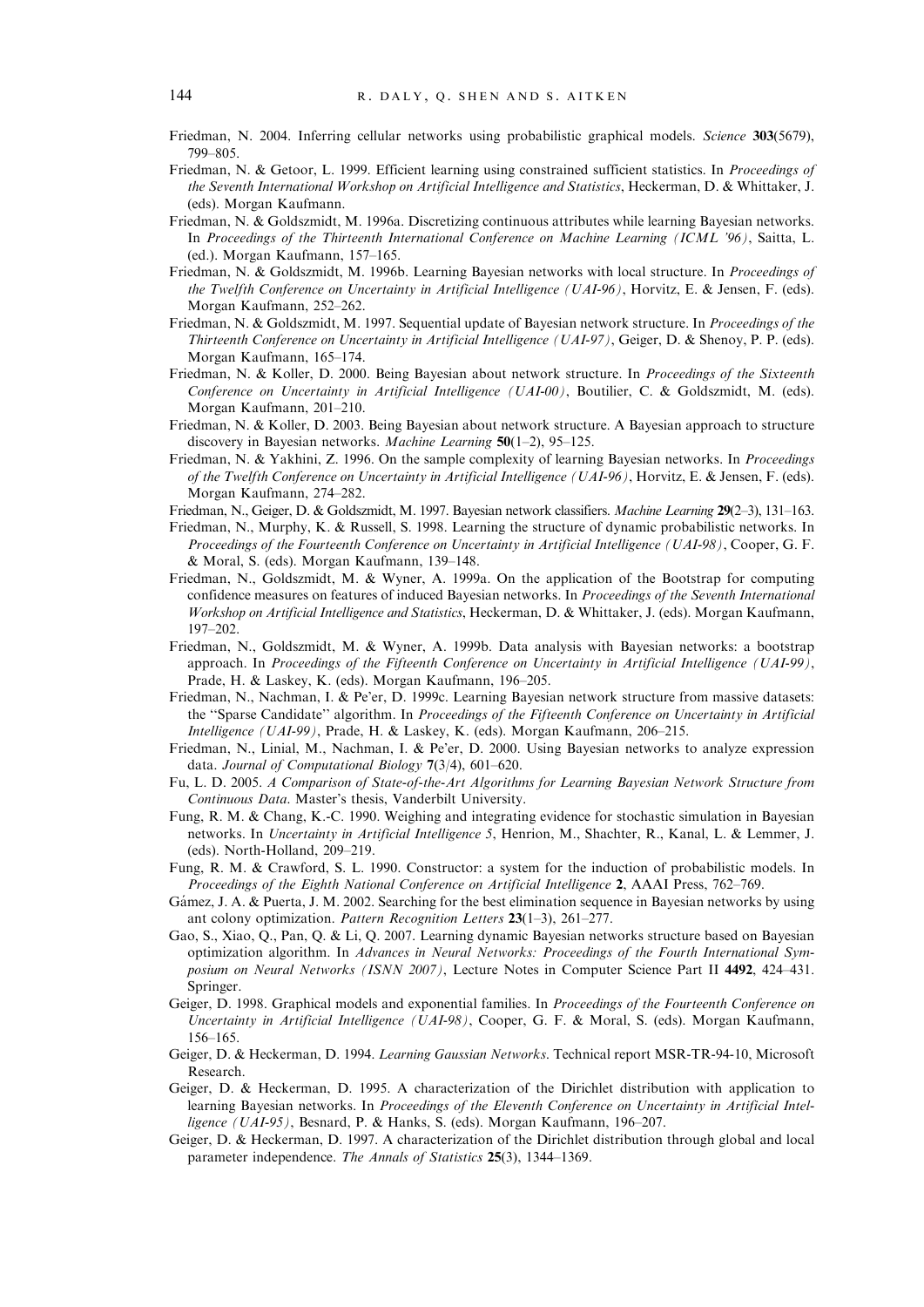Friedman, N. 2004. Inferring cellular networks using probabilistic graphical models. *Science* **303**(5679), 799–805.

Friedman, N. & Getoor, L. 1999. Efficient learning using constrained sufficient statistics. In *Proceedings of the Seventh International Workshop on Artificial Intelligence and Statistics*, Heckerman, D. & Whittaker, J. (eds). Morgan Kaufmann.

Friedman, N. & Goldszmidt, M. 1996a. Discretizing continuous attributes while learning Bayesian networks. In *Proceedings of the Thirteenth International Conference on Machine Learning (ICML '96)*, Saitta, L. (ed.). Morgan Kaufmann, 157–165.

Friedman, N. & Goldszmidt, M. 1996b. Learning Bayesian networks with local structure. In *Proceedings of the Twelfth Conference on Uncertainty in Artificial Intelligence (UAI-96)*, Horvitz, E. & Jensen, F. (eds). Morgan Kaufmann, 252–262.

Friedman, N. & Goldszmidt, M. 1997. Sequential update of Bayesian network structure. In *Proceedings of the Thirteenth Conference on Uncertainty in Artificial Intelligence (UAI-97)*, Geiger, D. & Shenoy, P. P. (eds). Morgan Kaufmann, 165–174.

Friedman, N. & Koller, D. 2000. Being Bayesian about network structure. In *Proceedings of the Sixteenth Conference on Uncertainty in Artificial Intelligence (UAI-00)*, Boutilier, C. & Goldszmidt, M. (eds). Morgan Kaufmann, 201–210.

Friedman, N. & Koller, D. 2003. Being Bayesian about network structure. A Bayesian approach to structure discovery in Bayesian networks. *Machine Learning* **50**(1–2), 95–125.

Friedman, N. & Yakhini, Z. 1996. On the sample complexity of learning Bayesian networks. In *Proceedings of the Twelfth Conference on Uncertainty in Artificial Intelligence (UAI-96)*, Horvitz, E. & Jensen, F. (eds). Morgan Kaufmann, 274–282.

Friedman, N., Geiger, D. & Goldszmidt, M. 1997. Bayesian network classifiers. *Machine Learning* **29**(2–3), 131–163.

Friedman, N., Murphy, K. & Russell, S. 1998. Learning the structure of dynamic probabilistic networks. In *Proceedings of the Fourteenth Conference on Uncertainty in Artificial Intelligence (UAI-98)*, Cooper, G. F. & Moral, S. (eds). Morgan Kaufmann, 139–148.

Friedman, N., Goldszmidt, M. & Wyner, A. 1999a. On the application of the Bootstrap for computing confidence measures on features of induced Bayesian networks. In *Proceedings of the Seventh International Workshop on Artificial Intelligence and Statistics*, Heckerman, D. & Whittaker, J. (eds). Morgan Kaufmann, 197–202.

Friedman, N., Goldszmidt, M. & Wyner, A. 1999b. Data analysis with Bayesian networks: a bootstrap approach. In *Proceedings of the Fifteenth Conference on Uncertainty in Artificial Intelligence (UAI-99)*, Prade, H. & Laskey, K. (eds). Morgan Kaufmann, 196–205.

Friedman, N., Nachman, I. & Pe'er, D. 1999c. Learning Bayesian network structure from massive datasets: the ''Sparse Candidate'' algorithm. In *Proceedings of the Fifteenth Conference on Uncertainty in Artificial Intelligence (UAI-99)*, Prade, H. & Laskey, K. (eds). Morgan Kaufmann, 206–215.

Friedman, N., Linial, M., Nachman, I. & Pe'er, D. 2000. Using Bayesian networks to analyze expression data. *Journal of Computational Biology* **7**(3/4), 601–620.

Fu, L. D. 2005. *A Comparison of State-of-the-Art Algorithms for Learning Bayesian Network Structure from Continuous Data*. Master's thesis, Vanderbilt University.

Fung, R. M. & Chang, K.-C. 1990. Weighing and integrating evidence for stochastic simulation in Bayesian networks. In *Uncertainty in Artificial Intelligence 5*, Henrion, M., Shachter, R., Kanal, L. & Lemmer, J. (eds). North-Holland, 209–219.

Fung, R. M. & Crawford, S. L. 1990. Constructor: a system for the induction of probabilistic models. In *Proceedings of the Eighth National Conference on Artificial Intelligence* **2**, AAAI Press, 762–769.

Gámez, J. A. & Puerta, J. M. 2002. Searching for the best elimination sequence in Bayesian networks by using ant colony optimization. *Pattern Recognition Letters* **23**(1–3), 261–277.

Gao, S., Xiao, Q., Pan, Q. & Li, Q. 2007. Learning dynamic Bayesian networks structure based on Bayesian optimization algorithm. In *Advances in Neural Networks: Proceedings of the Fourth International Symposium on Neural Networks (ISNN 2007)*, Lecture Notes in Computer Science Part II **4492**, 424–431. Springer.

Geiger, D. 1998. Graphical models and exponential families. In *Proceedings of the Fourteenth Conference on Uncertainty in Artificial Intelligence (UAI-98)*, Cooper, G. F. & Moral, S. (eds). Morgan Kaufmann, 156–165.

Geiger, D. & Heckerman, D. 1994. *Learning Gaussian Networks*. Technical report MSR-TR-94-10, Microsoft Research.

Geiger, D. & Heckerman, D. 1995. A characterization of the Dirichlet distribution with application to learning Bayesian networks. In *Proceedings of the Eleventh Conference on Uncertainty in Artificial Intelligence (UAI-95)*, Besnard, P. & Hanks, S. (eds). Morgan Kaufmann, 196–207.

Geiger, D. & Heckerman, D. 1997. A characterization of the Dirichlet distribution through global and local parameter independence. *The Annals of Statistics* **25**(3), 1344–1369.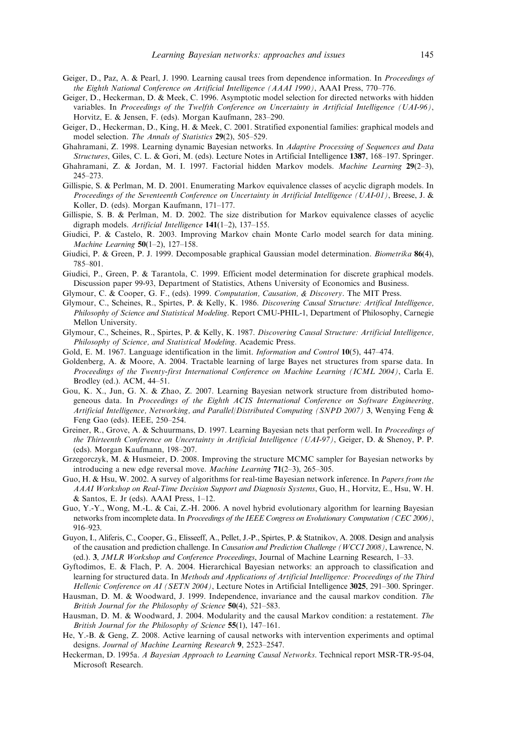Geiger, D., Paz, A. & Pearl, J. 1990. Learning causal trees from dependence information. In *Proceedings of the Eighth National Conference on Artificial Intelligence (AAAI 1990)*, AAAI Press, 770–776.

Geiger, D., Heckerman, D. & Meek, C. 1996. Asymptotic model selection for directed networks with hidden variables. In *Proceedings of the Twelfth Conference on Uncertainty in Artificial Intelligence (UAI-96)*, Horvitz, E. & Jensen, F. (eds). Morgan Kaufmann, 283–290.

Geiger, D., Heckerman, D., King, H. & Meek, C. 2001. Stratified exponential families: graphical models and model selection. *The Annals of Statistics* **29**(2), 505–529.

Ghahramani, Z. 1998. Learning dynamic Bayesian networks. In *Adaptive Processing of Sequences and Data Structures*, Giles, C. L. & Gori, M. (eds). Lecture Notes in Artificial Intelligence **1387**, 168–197. Springer.

Ghahramani, Z. & Jordan, M. I. 1997. Factorial hidden Markov models. *Machine Learning* **29**(2–3), 245–273.

Gillispie, S. & Perlman, M. D. 2001. Enumerating Markov equivalence classes of acyclic digraph models. In *Proceedings of the Seventeenth Conference on Uncertainty in Artificial Intelligence (UAI-01)*, Breese, J. & Koller, D. (eds). Morgan Kaufmann, 171–177.

Gillispie, S. B. & Perlman, M. D. 2002. The size distribution for Markov equivalence classes of acyclic digraph models. *Artificial Intelligence* **141**(1–2), 137–155.

Giudici, P. & Castelo, R. 2003. Improving Markov chain Monte Carlo model search for data mining. *Machine Learning* **50**(1–2), 127–158.

Giudici, P. & Green, P. J. 1999. Decomposable graphical Gaussian model determination. *Biometrika* **86**(4), 785–801.

Giudici, P., Green, P. & Tarantola, C. 1999. Efficient model determination for discrete graphical models. Discussion paper 99-93, Department of Statistics, Athens University of Economics and Business.

Glymour, C. & Cooper, G. F., (eds). 1999. *Computation, Causation, & Discovery*. The MIT Press.

Glymour, C., Scheines, R., Spirtes, P. & Kelly, K. 1986. *Discovering Causal Structure: Artifical Intelligence, Philosophy of Science and Statistical Modeling*. Report CMU-PHIL-1, Department of Philosophy, Carnegie Mellon University.

Glymour, C., Scheines, R., Spirtes, P. & Kelly, K. 1987. *Discovering Causal Structure: Artificial Intelligence, Philosophy of Science, and Statistical Modeling*. Academic Press.

Gold, E. M. 1967. Language identification in the limit. *Information and Control* **10**(5), 447–474.

Goldenberg, A. & Moore, A. 2004. Tractable learning of large Bayes net structures from sparse data. In *Proceedings of the Twenty-first International Conference on Machine Learning (ICML 2004)*, Carla E. Brodley (ed.). ACM, 44–51.

Gou, K. X., Jun, G. X. & Zhao, Z. 2007. Learning Bayesian network structure from distributed homogeneous data. In *Proceedings of the Eighth ACIS International Conference on Software Engineering, Artificial Intelligence, Networking, and Parallel/Distributed Computing (SNPD 2007)* **3**, Wenying Feng & Feng Gao (eds). IEEE, 250–254.

Greiner, R., Grove, A. & Schuurmans, D. 1997. Learning Bayesian nets that perform well. In *Proceedings of the Thirteenth Conference on Uncertainty in Artificial Intelligence (UAI-97)*, Geiger, D. & Shenoy, P. P. (eds). Morgan Kaufmann, 198–207.

Grzegorczyk, M. & Husmeier, D. 2008. Improving the structure MCMC sampler for Bayesian networks by introducing a new edge reversal move. *Machine Learning* **71**(2–3), 265–305.

Guo, H. & Hsu, W. 2002. A survey of algorithms for real-time Bayesian network inference. In *Papers from the AAAI Workshop on Real-Time Decision Support and Diagnosis Systems*, Guo, H., Horvitz, E., Hsu, W. H. & Santos, E. Jr (eds). AAAI Press, 1–12.

Guo, Y.-Y., Wong, M.-L. & Cai, Z.-H. 2006. A novel hybrid evolutionary algorithm for learning Bayesian networks from incomplete data. In *Proceedings of the IEEE Congress on Evolutionary Computation (CEC 2006)*, 916–923.

Guyon, I., Aliferis, C., Cooper, G., Elisseeff, A., Pellet, J.-P., Spirtes, P. & Statnikov, A. 2008. Design and analysis of the causation and prediction challenge. In *Causation and Prediction Challenge (WCCI 2008)*, Lawrence, N. (ed.). **3**, *JMLR Workshop and Conference Proceedings*, Journal of Machine Learning Research, 1–33.

Gyftodimos, E. & Flach, P. A. 2004. Hierarchical Bayesian networks: an approach to classification and learning for structured data. In *Methods and Applications of Artificial Intelligence: Proceedings of the Third Hellenic Conference on AI (SETN 2004)*, Lecture Notes in Artificial Intelligence **3025**, 291–300. Springer.

Hausman, D. M. & Woodward, J. 1999. Independence, invariance and the causal markov condition. *The British Journal for the Philosophy of Science* **50**(4), 521–583.

Hausman, D. M. & Woodward, J. 2004. Modularity and the causal Markov condition: a restatement. *The British Journal for the Philosophy of Science* **55**(1), 147–161.

He, Y.-B. & Geng, Z. 2008. Active learning of causal networks with intervention experiments and optimal designs. *Journal of Machine Learning Research* **9**, 2523–2547.

Heckerman, D. 1995a. *A Bayesian Approach to Learning Causal Networks*. Technical report MSR-TR-95-04, Microsoft Research.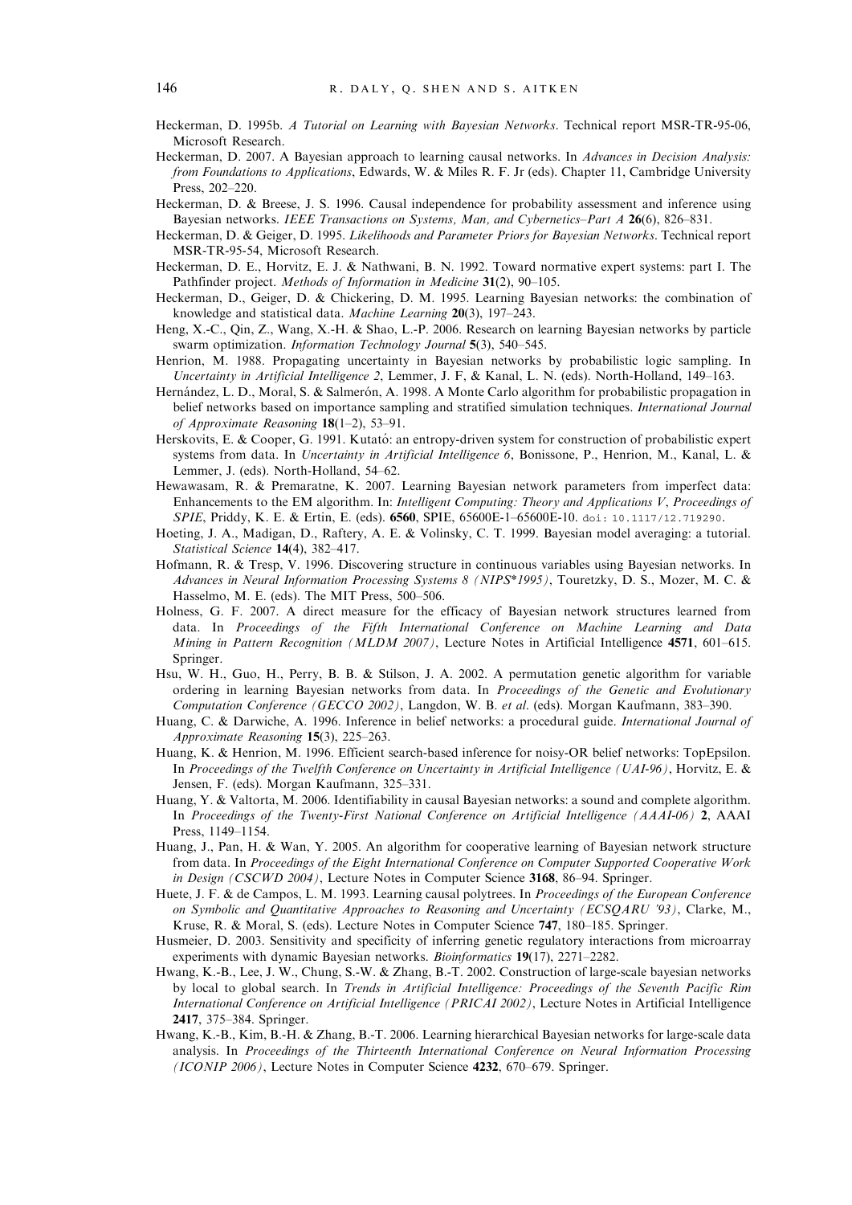Heckerman, D. 1995b. *A Tutorial on Learning with Bayesian Networks*. Technical report MSR-TR-95-06, Microsoft Research.

Heckerman, D. 2007. A Bayesian approach to learning causal networks. In *Advances in Decision Analysis: from Foundations to Applications*, Edwards, W. & Miles R. F. Jr (eds). Chapter 11, Cambridge University Press, 202–220.

Heckerman, D. & Breese, J. S. 1996. Causal independence for probability assessment and inference using Bayesian networks. *IEEE Transactions on Systems, Man, and Cybernetics–Part A* **26**(6), 826–831.

Heckerman, D. & Geiger, D. 1995. *Likelihoods and Parameter Priors for Bayesian Networks*. Technical report MSR-TR-95-54, Microsoft Research.

Heckerman, D. E., Horvitz, E. J. & Nathwani, B. N. 1992. Toward normative expert systems: part I. The Pathfinder project. *Methods of Information in Medicine* **31**(2), 90–105.

Heckerman, D., Geiger, D. & Chickering, D. M. 1995. Learning Bayesian networks: the combination of knowledge and statistical data. *Machine Learning* **20**(3), 197–243.

Heng, X.-C., Qin, Z., Wang, X.-H. & Shao, L.-P. 2006. Research on learning Bayesian networks by particle swarm optimization. *Information Technology Journal* **5**(3), 540–545.

Henrion, M. 1988. Propagating uncertainty in Bayesian networks by probabilistic logic sampling. In *Uncertainty in Artificial Intelligence 2*, Lemmer, J. F, & Kanal, L. N. (eds). North-Holland, 149–163.

Hernández, L. D., Moral, S. & Salmerón, A. 1998. A Monte Carlo algorithm for probabilistic propagation in belief networks based on importance sampling and stratified simulation techniques. *International Journal of Approximate Reasoning* **18**(1–2), 53–91.

Herskovits, E. & Cooper, G. 1991. Kutató: an entropy-driven system for construction of probabilistic expert systems from data. In *Uncertainty in Artificial Intelligence 6*, Bonissone, P., Henrion, M., Kanal, L. & Lemmer, J. (eds). North-Holland, 54–62.

Hewawasam, R. & Premaratne, K. 2007. Learning Bayesian network parameters from imperfect data: Enhancements to the EM algorithm. In: *Intelligent Computing: Theory and Applications V*, *Proceedings of SPIE*, Priddy, K. E. & Ertin, E. (eds). **6560**, SPIE, 65600E-1–65600E-10. doi: 10.1117/12.719290.

Hoeting, J. A., Madigan, D., Raftery, A. E. & Volinsky, C. T. 1999. Bayesian model averaging: a tutorial. *Statistical Science* **14**(4), 382–417.

Hofmann, R. & Tresp, V. 1996. Discovering structure in continuous variables using Bayesian networks. In *Advances in Neural Information Processing Systems 8 (NIPS\*1995)*, Touretzky, D. S., Mozer, M. C. & Hasselmo, M. E. (eds). The MIT Press, 500–506.

Holness, G. F. 2007. A direct measure for the efficacy of Bayesian network structures learned from data. In *Proceedings of the Fifth International Conference on Machine Learning and Data Mining in Pattern Recognition (MLDM 2007)*, Lecture Notes in Artificial Intelligence **4571**, 601–615. Springer.

Hsu, W. H., Guo, H., Perry, B. B. & Stilson, J. A. 2002. A permutation genetic algorithm for variable ordering in learning Bayesian networks from data. In *Proceedings of the Genetic and Evolutionary Computation Conference (GECCO 2002)*, Langdon, W. B. *et al.* (eds). Morgan Kaufmann, 383–390.

Huang, C. & Darwiche, A. 1996. Inference in belief networks: a procedural guide. *International Journal of Approximate Reasoning* **15**(3), 225–263.

Huang, K. & Henrion, M. 1996. Efficient search-based inference for noisy-OR belief networks: TopEpsilon. In *Proceedings of the Twelfth Conference on Uncertainty in Artificial Intelligence (UAI-96)*, Horvitz, E. & Jensen, F. (eds). Morgan Kaufmann, 325–331.

Huang, Y. & Valtorta, M. 2006. Identifiability in causal Bayesian networks: a sound and complete algorithm. In *Proceedings of the Twenty-First National Conference on Artificial Intelligence (AAAI-06)* **2**, AAAI Press, 1149–1154.

Huang, J., Pan, H. & Wan, Y. 2005. An algorithm for cooperative learning of Bayesian network structure from data. In *Proceedings of the Eight International Conference on Computer Supported Cooperative Work in Design (CSCWD 2004)*, Lecture Notes in Computer Science **3168**, 86–94. Springer.

Huete, J. F. & de Campos, L. M. 1993. Learning causal polytrees. In *Proceedings of the European Conference on Symbolic and Quantitative Approaches to Reasoning and Uncertainty (ECSQARU '93)*, Clarke, M., Kruse, R. & Moral, S. (eds). Lecture Notes in Computer Science **747**, 180–185. Springer.

Husmeier, D. 2003. Sensitivity and specificity of inferring genetic regulatory interactions from microarray experiments with dynamic Bayesian networks. *Bioinformatics* **19**(17), 2271–2282.

Hwang, K.-B., Lee, J. W., Chung, S.-W. & Zhang, B.-T. 2002. Construction of large-scale bayesian networks by local to global search. In *Trends in Artificial Intelligence: Proceedings of the Seventh Pacific Rim International Conference on Artificial Intelligence (PRICAI 2002)*, Lecture Notes in Artificial Intelligence **2417**, 375–384. Springer.

Hwang, K.-B., Kim, B.-H. & Zhang, B.-T. 2006. Learning hierarchical Bayesian networks for large-scale data analysis. In *Proceedings of the Thirteenth International Conference on Neural Information Processing (ICONIP 2006)*, Lecture Notes in Computer Science **4232**, 670–679. Springer.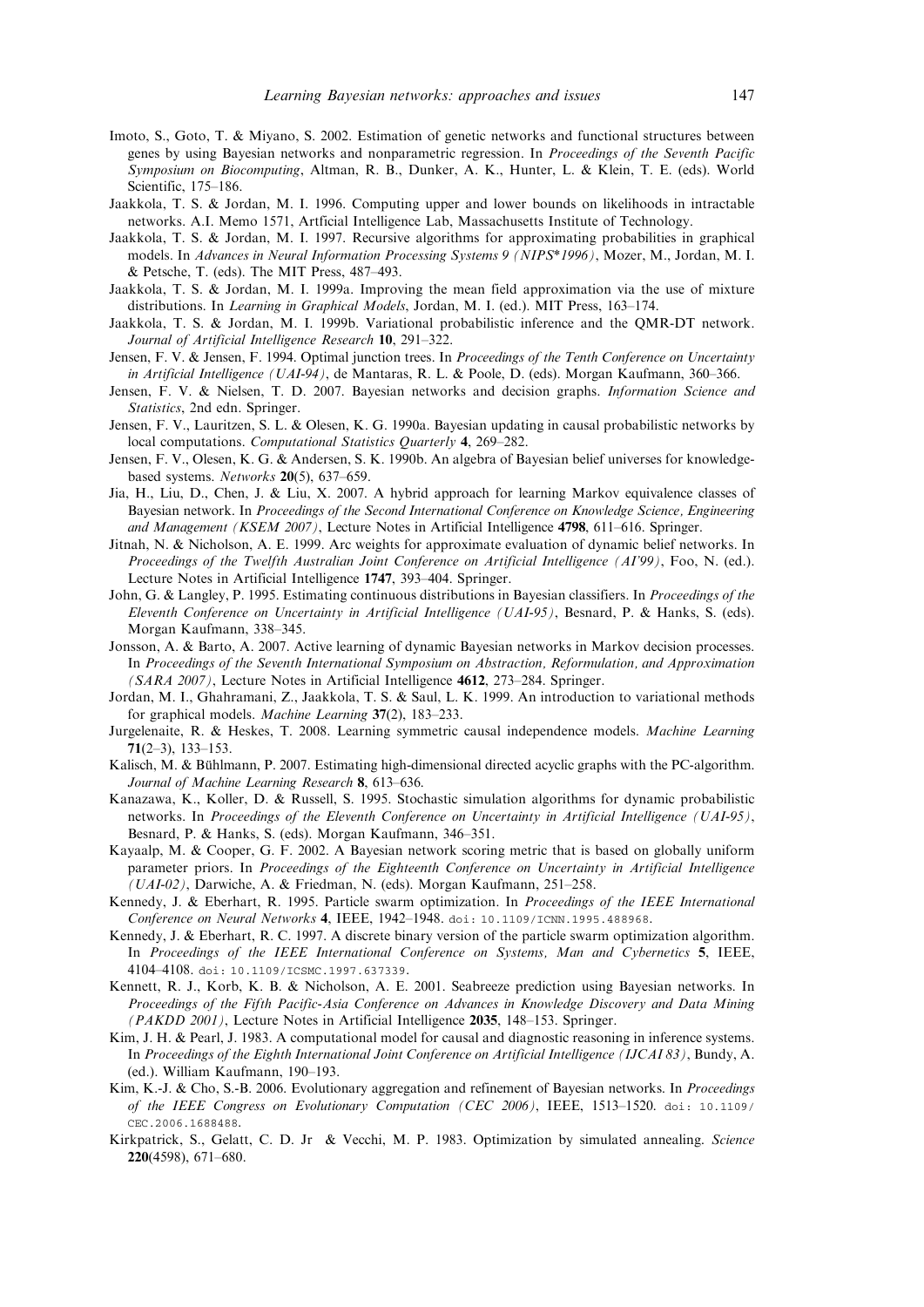Imoto, S., Goto, T. & Miyano, S. 2002. Estimation of genetic networks and functional structures between genes by using Bayesian networks and nonparametric regression. In *Proceedings of the Seventh Pacific Symposium on Biocomputing*, Altman, R. B., Dunker, A. K., Hunter, L. & Klein, T. E. (eds). World Scientific, 175–186.

Jaakkola, T. S. & Jordan, M. I. 1996. Computing upper and lower bounds on likelihoods in intractable networks. A.I. Memo 1571, Artficial Intelligence Lab, Massachusetts Institute of Technology.

Jaakkola, T. S. & Jordan, M. I. 1997. Recursive algorithms for approximating probabilities in graphical models. In *Advances in Neural Information Processing Systems 9 (NIPS\*1996)*, Mozer, M., Jordan, M. I. & Petsche, T. (eds). The MIT Press, 487–493.

Jaakkola, T. S. & Jordan, M. I. 1999a. Improving the mean field approximation via the use of mixture distributions. In *Learning in Graphical Models*, Jordan, M. I. (ed.). MIT Press, 163–174.

Jaakkola, T. S. & Jordan, M. I. 1999b. Variational probabilistic inference and the QMR-DT network. *Journal of Artificial Intelligence Research* **10**, 291–322.

Jensen, F. V. & Jensen, F. 1994. Optimal junction trees. In *Proceedings of the Tenth Conference on Uncertainty in Artificial Intelligence (UAI-94)*, de Mantaras, R. L. & Poole, D. (eds). Morgan Kaufmann, 360–366.

Jensen, F. V. & Nielsen, T. D. 2007. Bayesian networks and decision graphs. *Information Science and Statistics*, 2nd edn. Springer.

Jensen, F. V., Lauritzen, S. L. & Olesen, K. G. 1990a. Bayesian updating in causal probabilistic networks by local computations. *Computational Statistics Quarterly* **4**, 269–282.

Jensen, F. V., Olesen, K. G. & Andersen, S. K. 1990b. An algebra of Bayesian belief universes for knowledge-based systems. *Networks* **20**(5), 637–659.

Jia, H., Liu, D., Chen, J. & Liu, X. 2007. A hybrid approach for learning Markov equivalence classes of Bayesian network. In *Proceedings of the Second International Conference on Knowledge Science, Engineering and Management (KSEM 2007)*, Lecture Notes in Artificial Intelligence **4798**, 611–616. Springer.

Jitnah, N. & Nicholson, A. E. 1999. Arc weights for approximate evaluation of dynamic belief networks. In *Proceedings of the Twelfth Australian Joint Conference on Artificial Intelligence (AI'99)*, Foo, N. (ed.). Lecture Notes in Artificial Intelligence **1747**, 393–404. Springer.

John, G. & Langley, P. 1995. Estimating continuous distributions in Bayesian classifiers. In *Proceedings of the Eleventh Conference on Uncertainty in Artificial Intelligence (UAI-95)*, Besnard, P. & Hanks, S. (eds). Morgan Kaufmann, 338–345.

Jonsson, A. & Barto, A. 2007. Active learning of dynamic Bayesian networks in Markov decision processes. In *Proceedings of the Seventh International Symposium on Abstraction, Reformulation, and Approximation (SARA 2007)*, Lecture Notes in Artificial Intelligence **4612**, 273–284. Springer.

Jordan, M. I., Ghahramani, Z., Jaakkola, T. S. & Saul, L. K. 1999. An introduction to variational methods for graphical models. *Machine Learning* **37**(2), 183–233.

Jurgelenaite, R. & Heskes, T. 2008. Learning symmetric causal independence models. *Machine Learning* **71**(2–3), 133–153.

Kalisch, M. & Bühlmann, P. 2007. Estimating high-dimensional directed acyclic graphs with the PC-algorithm. *Journal of Machine Learning Research* **8**, 613–636.

Kanazawa, K., Koller, D. & Russell, S. 1995. Stochastic simulation algorithms for dynamic probabilistic networks. In *Proceedings of the Eleventh Conference on Uncertainty in Artificial Intelligence (UAI-95)*, Besnard, P. & Hanks, S. (eds). Morgan Kaufmann, 346–351.

Kayaalp, M. & Cooper, G. F. 2002. A Bayesian network scoring metric that is based on globally uniform parameter priors. In *Proceedings of the Eighteenth Conference on Uncertainty in Artificial Intelligence (UAI-02)*, Darwiche, A. & Friedman, N. (eds). Morgan Kaufmann, 251–258.

Kennedy, J. & Eberhart, R. 1995. Particle swarm optimization. In *Proceedings of the IEEE International Conference on Neural Networks* **4**, IEEE, 1942–1948. doi: 10.1109/ICNN.1995.488968.

Kennedy, J. & Eberhart, R. C. 1997. A discrete binary version of the particle swarm optimization algorithm. In *Proceedings of the IEEE International Conference on Systems, Man and Cybernetics* **5**, IEEE, 4104–4108. doi: 10.1109/ICSMC.1997.637339.

Kennett, R. J., Korb, K. B. & Nicholson, A. E. 2001. Seabreeze prediction using Bayesian networks. In *Proceedings of the Fifth Pacific-Asia Conference on Advances in Knowledge Discovery and Data Mining (PAKDD 2001)*, Lecture Notes in Artificial Intelligence **2035**, 148–153. Springer.

Kim, J. H. & Pearl, J. 1983. A computational model for causal and diagnostic reasoning in inference systems. In *Proceedings of the Eighth International Joint Conference on Artificial Intelligence (IJCAI 83)*, Bundy, A. (ed.). William Kaufmann, 190–193.

Kim, K.-J. & Cho, S.-B. 2006. Evolutionary aggregation and refinement of Bayesian networks. In *Proceedings of the IEEE Congress on Evolutionary Computation (CEC 2006)*, IEEE, 1513–1520. doi: 10.1109/CEC.2006.1688488.

Kirkpatrick, S., Gelatt, C. D. Jr & Vecchi, M. P. 1983. Optimization by simulated annealing. *Science* **220**(4598), 671–680.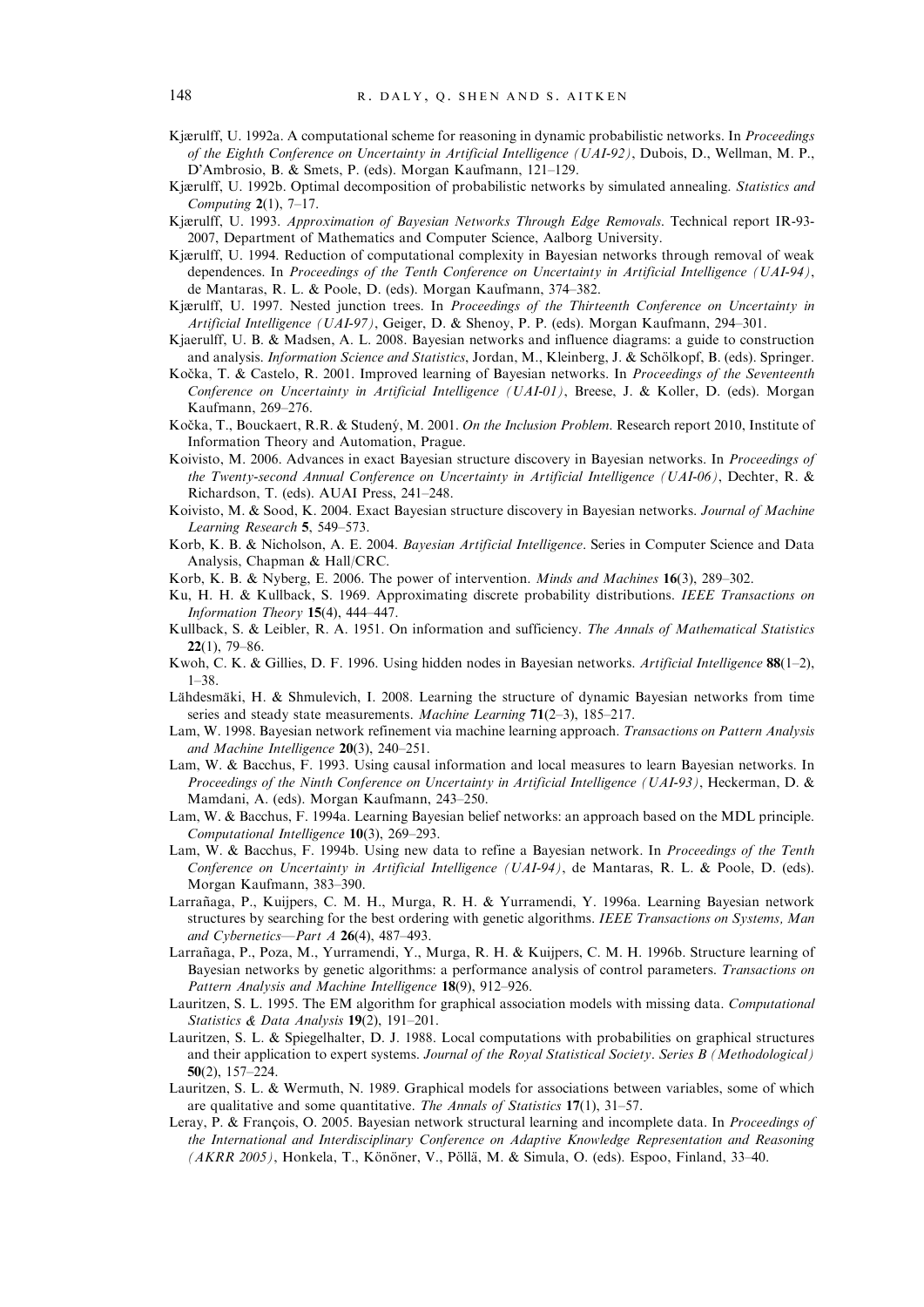Kjærulff, U. 1992a. A computational scheme for reasoning in dynamic probabilistic networks. In *Proceedings of the Eighth Conference on Uncertainty in Artificial Intelligence (UAI-92)*, Dubois, D., Wellman, M. P., D'Ambrosio, B. & Smets, P. (eds). Morgan Kaufmann, 121–129.

Kjærulff, U. 1992b. Optimal decomposition of probabilistic networks by simulated annealing. *Statistics and Computing* **2**(1), 7–17.

Kjærulff, U. 1993. *Approximation of Bayesian Networks Through Edge Removals*. Technical report IR-93-2007, Department of Mathematics and Computer Science, Aalborg University.

Kjærulff, U. 1994. Reduction of computational complexity in Bayesian networks through removal of weak dependences. In *Proceedings of the Tenth Conference on Uncertainty in Artificial Intelligence (UAI-94)*, de Mantaras, R. L. & Poole, D. (eds). Morgan Kaufmann, 374–382.

Kjærulff, U. 1997. Nested junction trees. In *Proceedings of the Thirteenth Conference on Uncertainty in Artificial Intelligence (UAI-97)*, Geiger, D. & Shenoy, P. P. (eds). Morgan Kaufmann, 294–301.

Kjaerulff, U. B. & Madsen, A. L. 2008. Bayesian networks and influence diagrams: a guide to construction and analysis. *Information Science and Statistics*, Jordan, M., Kleinberg, J. & Schölkopf, B. (eds). Springer.

Kočka, T. & Castelo, R. 2001. Improved learning of Bayesian networks. In *Proceedings of the Seventeenth Conference on Uncertainty in Artificial Intelligence (UAI-01)*, Breese, J. & Koller, D. (eds). Morgan Kaufmann, 269–276.

Kočka, T., Bouckaert, R.R. & Studený, M. 2001. *On the Inclusion Problem*. Research report 2010, Institute of Information Theory and Automation, Prague.

Koivisto, M. 2006. Advances in exact Bayesian structure discovery in Bayesian networks. In *Proceedings of the Twenty-second Annual Conference on Uncertainty in Artificial Intelligence (UAI-06)*, Dechter, R. & Richardson, T. (eds). AUAI Press, 241–248.

Koivisto, M. & Sood, K. 2004. Exact Bayesian structure discovery in Bayesian networks. *Journal of Machine Learning Research* **5**, 549–573.

Korb, K. B. & Nicholson, A. E. 2004. *Bayesian Artificial Intelligence*. Series in Computer Science and Data Analysis, Chapman & Hall/CRC.

Korb, K. B. & Nyberg, E. 2006. The power of intervention. *Minds and Machines* **16**(3), 289–302.

Ku, H. H. & Kullback, S. 1969. Approximating discrete probability distributions. *IEEE Transactions on Information Theory* **15**(4), 444–447.

Kullback, S. & Leibler, R. A. 1951. On information and sufficiency. *The Annals of Mathematical Statistics* **22**(1), 79–86.

Kwoh, C. K. & Gillies, D. F. 1996. Using hidden nodes in Bayesian networks. *Artificial Intelligence* **88**(1–2), 1–38.

Lähdesmäki, H. & Shmulevich, I. 2008. Learning the structure of dynamic Bayesian networks from time series and steady state measurements. *Machine Learning* **71**(2–3), 185–217.

Lam, W. 1998. Bayesian network refinement via machine learning approach. *Transactions on Pattern Analysis and Machine Intelligence* **20**(3), 240–251.

Lam, W. & Bacchus, F. 1993. Using causal information and local measures to learn Bayesian networks. In *Proceedings of the Ninth Conference on Uncertainty in Artificial Intelligence (UAI-93)*, Heckerman, D. & Mamdani, A. (eds). Morgan Kaufmann, 243–250.

Lam, W. & Bacchus, F. 1994a. Learning Bayesian belief networks: an approach based on the MDL principle. *Computational Intelligence* **10**(3), 269–293.

Lam, W. & Bacchus, F. 1994b. Using new data to refine a Bayesian network. In *Proceedings of the Tenth Conference on Uncertainty in Artificial Intelligence (UAI-94)*, de Mantaras, R. L. & Poole, D. (eds). Morgan Kaufmann, 383–390.

Larrañaga, P., Kuijpers, C. M. H., Murga, R. H. & Yurramendi, Y. 1996a. Learning Bayesian network structures by searching for the best ordering with genetic algorithms. *IEEE Transactions on Systems, Man and Cybernetics—Part A* **26**(4), 487–493.

Larrañaga, P., Poza, M., Yurramendi, Y., Murga, R. H. & Kuijpers, C. M. H. 1996b. Structure learning of Bayesian networks by genetic algorithms: a performance analysis of control parameters. *Transactions on Pattern Analysis and Machine Intelligence* **18**(9), 912–926.

Lauritzen, S. L. 1995. The EM algorithm for graphical association models with missing data. *Computational Statistics & Data Analysis* **19**(2), 191–201.

Lauritzen, S. L. & Spiegelhalter, D. J. 1988. Local computations with probabilities on graphical structures and their application to expert systems. *Journal of the Royal Statistical Society. Series B (Methodological)* **50**(2), 157–224.

Lauritzen, S. L. & Wermuth, N. 1989. Graphical models for associations between variables, some of which are qualitative and some quantitative. *The Annals of Statistics* **17**(1), 31–57.

Leray, P. & François, O. 2005. Bayesian network structural learning and incomplete data. In *Proceedings of the International and Interdisciplinary Conference on Adaptive Knowledge Representation and Reasoning (AKRR 2005)*, Honkela, T., Könönen, V., Pöllä, M. & Simula, O. (eds). Espoo, Finland, 33–40.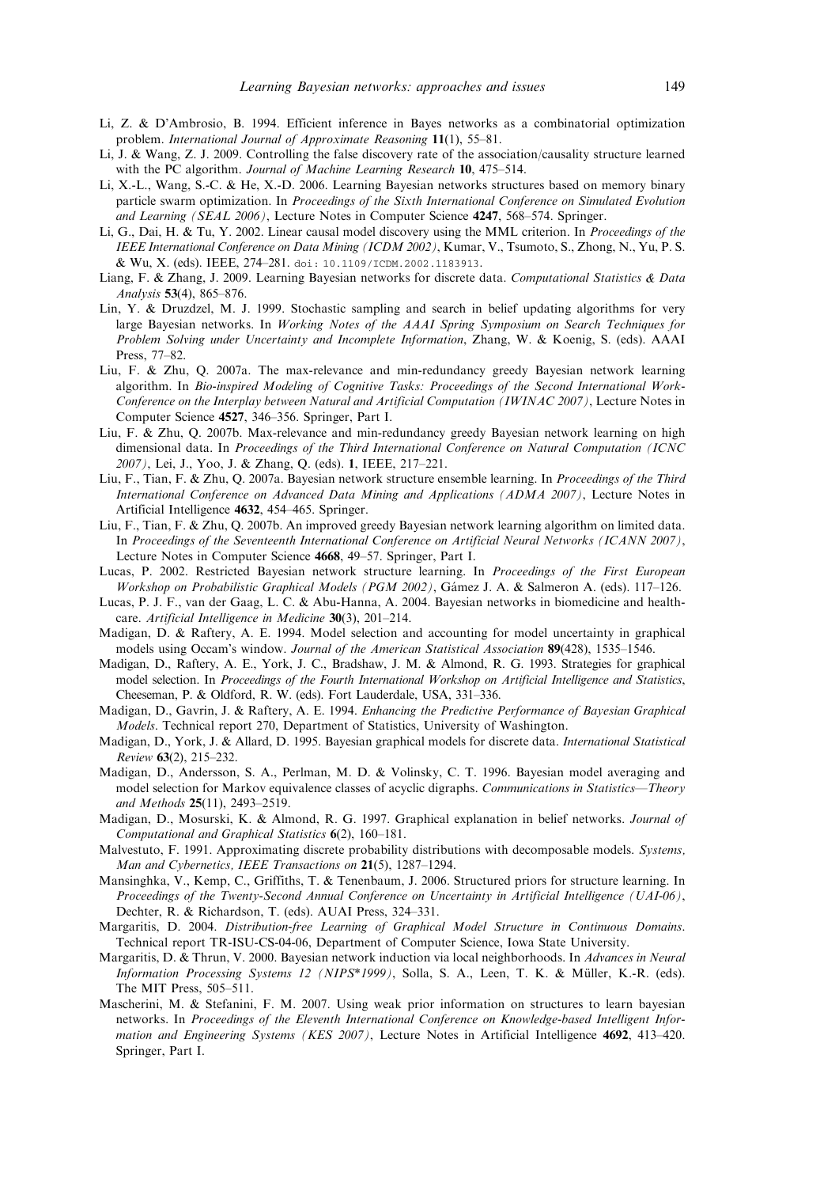Li, Z. & D'Ambrosio, B. 1994. Efficient inference in Bayes networks as a combinatorial optimization problem. *International Journal of Approximate Reasoning* **11**(1), 55–81.

Li, J. & Wang, Z. J. 2009. Controlling the false discovery rate of the association/causality structure learned with the PC algorithm. *Journal of Machine Learning Research* **10**, 475–514.

Li, X.-L., Wang, S.-C. & He, X.-D. 2006. Learning Bayesian networks structures based on memory binary particle swarm optimization. In *Proceedings of the Sixth International Conference on Simulated Evolution and Learning (SEAL 2006)*, Lecture Notes in Computer Science **4247**, 568–574. Springer.

Li, G., Dai, H. & Tu, Y. 2002. Linear causal model discovery using the MML criterion. In *Proceedings of the IEEE International Conference on Data Mining (ICDM 2002)*, Kumar, V., Tsumoto, S., Zhong, N., Yu, P. S. & Wu, X. (eds). IEEE, 274–281. doi: 10.1109/ICDM.2002.1183913.

Liang, F. & Zhang, J. 2009. Learning Bayesian networks for discrete data. *Computational Statistics & Data Analysis* **53**(4), 865–876.

Lin, Y. & Druzdzel, M. J. 1999. Stochastic sampling and search in belief updating algorithms for very large Bayesian networks. In *Working Notes of the AAAI Spring Symposium on Search Techniques for Problem Solving under Uncertainty and Incomplete Information*, Zhang, W. & Koenig, S. (eds). AAAI Press, 77–82.

Liu, F. & Zhu, Q. 2007a. The max-relevance and min-redundancy greedy Bayesian network learning algorithm. In *Bio-inspired Modeling of Cognitive Tasks: Proceedings of the Second International Work-Conference on the Interplay between Natural and Artificial Computation (IWINAC 2007)*, Lecture Notes in Computer Science **4527**, 346–356. Springer, Part I.

Liu, F. & Zhu, Q. 2007b. Max-relevance and min-redundancy greedy Bayesian network learning on high dimensional data. In *Proceedings of the Third International Conference on Natural Computation (ICNC 2007)*, Lei, J., Yoo, J. & Zhang, Q. (eds). **1**, IEEE, 217–221.

Liu, F., Tian, F. & Zhu, Q. 2007a. Bayesian network structure ensemble learning. In *Proceedings of the Third International Conference on Advanced Data Mining and Applications (ADMA 2007)*, Lecture Notes in Artificial Intelligence **4632**, 454–465. Springer.

Liu, F., Tian, F. & Zhu, Q. 2007b. An improved greedy Bayesian network learning algorithm on limited data. In *Proceedings of the Seventeenth International Conference on Artificial Neural Networks (ICANN 2007)*, Lecture Notes in Computer Science **4668**, 49–57. Springer, Part I.

Lucas, P. 2002. Restricted Bayesian network structure learning. In *Proceedings of the First European Workshop on Probabilistic Graphical Models (PGM 2002)*, Gámez J. A. & Salmeron A. (eds). 117–126.

Lucas, P. J. F., van der Gaag, L. C. & Abu-Hanna, A. 2004. Bayesian networks in biomedicine and health-care. *Artificial Intelligence in Medicine* **30**(3), 201–214.

Madigan, D. & Raftery, A. E. 1994. Model selection and accounting for model uncertainty in graphical models using Occam's window. *Journal of the American Statistical Association* **89**(428), 1535–1546.

Madigan, D., Raftery, A. E., York, J. C., Bradshaw, J. M. & Almond, R. G. 1993. Strategies for graphical model selection. In *Proceedings of the Fourth International Workshop on Artificial Intelligence and Statistics*, Cheeseman, P. & Oldford, R. W. (eds). Fort Lauderdale, USA, 331–336.

Madigan, D., Gavrin, J. & Raftery, A. E. 1994. *Enhancing the Predictive Performance of Bayesian Graphical Models*. Technical report 270, Department of Statistics, University of Washington.

Madigan, D., York, J. & Allard, D. 1995. Bayesian graphical models for discrete data. *International Statistical Review* **63**(2), 215–232.

Madigan, D., Andersson, S. A., Perlman, M. D. & Volinsky, C. T. 1996. Bayesian model averaging and model selection for Markov equivalence classes of acyclic digraphs. *Communications in Statistics—Theory and Methods* **25**(11), 2493–2519.

Madigan, D., Mosurski, K. & Almond, R. G. 1997. Graphical explanation in belief networks. *Journal of Computational and Graphical Statistics* **6**(2), 160–181.

Malvestuto, F. 1991. Approximating discrete probability distributions with decomposable models. *Systems, Man and Cybernetics, IEEE Transactions on* **21**(5), 1287–1294.

Mansinghka, V., Kemp, C., Griffiths, T. & Tenenbaum, J. 2006. Structured priors for structure learning. In *Proceedings of the Twenty-Second Annual Conference on Uncertainty in Artificial Intelligence (UAI-06)*, Dechter, R. & Richardson, T. (eds). AUAI Press, 324–331.

Margaritis, D. 2004. *Distribution-free Learning of Graphical Model Structure in Continuous Domains*. Technical report TR-ISU-CS-04-06, Department of Computer Science, Iowa State University.

Margaritis, D. & Thrun, V. 2000. Bayesian network induction via local neighborhoods. In *Advances in Neural Information Processing Systems 12 (NIPS*1999)*, Solla, S. A., Leen, T. K. & Müller, K.-R. (eds). The MIT Press, 505–511.

Mascherini, M. & Stefanini, F. M. 2007. Using weak prior information on structures to learn bayesian networks. In *Proceedings of the Eleventh International Conference on Knowledge-based Intelligent Information and Engineering Systems (KES 2007)*, Lecture Notes in Artificial Intelligence **4692**, 413–420. Springer, Part I.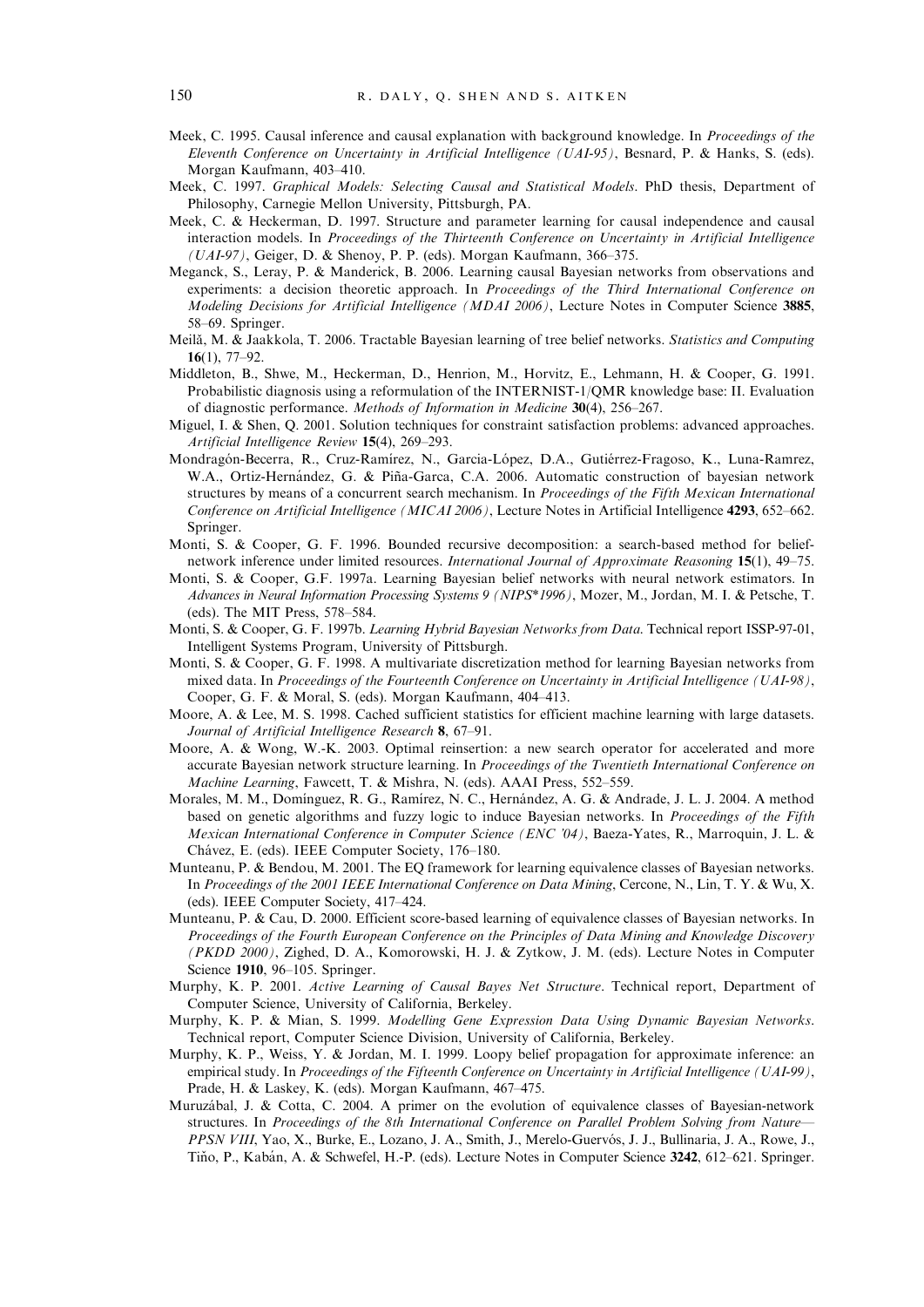Meek, C. 1995. Causal inference and causal explanation with background knowledge. In *Proceedings of the Eleventh Conference on Uncertainty in Artificial Intelligence (UAI-95)*, Besnard, P. & Hanks, S. (eds). Morgan Kaufmann, 403–410.

Meek, C. 1997. *Graphical Models: Selecting Causal and Statistical Models*. PhD thesis, Department of Philosophy, Carnegie Mellon University, Pittsburgh, PA.

Meek, C. & Heckerman, D. 1997. Structure and parameter learning for causal independence and causal interaction models. In *Proceedings of the Thirteenth Conference on Uncertainty in Artificial Intelligence (UAI-97)*, Geiger, D. & Shenoy, P. P. (eds). Morgan Kaufmann, 366–375.

Meganck, S., Leray, P. & Manderick, B. 2006. Learning causal Bayesian networks from observations and experiments: a decision theoretic approach. In *Proceedings of the Third International Conference on Modeling Decisions for Artificial Intelligence (MDAI 2006)*, Lecture Notes in Computer Science **3885**, 58–69. Springer.

Meilă, M. & Jaakkola, T. 2006. Tractable Bayesian learning of tree belief networks. *Statistics and Computing* **16**(1), 77–92.

Middleton, B., Shwe, M., Heckerman, D., Henrion, M., Horvitz, E., Lehmann, H. & Cooper, G. 1991. Probabilistic diagnosis using a reformulation of the INTERNIST-1/QMR knowledge base: II. Evaluation of diagnostic performance. *Methods of Information in Medicine* **30**(4), 256–267.

Miguel, I. & Shen, Q. 2001. Solution techniques for constraint satisfaction problems: advanced approaches. *Artificial Intelligence Review* **15**(4), 269–293.

Mondragón-Becerra, R., Cruz-Ramírez, N., Garcia-López, D.A., Gutiérrez-Fragoso, K., Luna-Ramrez, W.A., Ortiz-Hernández, G. & Piña-Garca, C.A. 2006. Automatic construction of bayesian network structures by means of a concurrent search mechanism. In *Proceedings of the Fifth Mexican International Conference on Artificial Intelligence (MICAI 2006)*, Lecture Notes in Artificial Intelligence **4293**, 652–662. Springer.

Monti, S. & Cooper, G. F. 1996. Bounded recursive decomposition: a search-based method for belief-network inference under limited resources. *International Journal of Approximate Reasoning* **15**(1), 49–75.

Monti, S. & Cooper, G.F. 1997a. Learning Bayesian belief networks with neural network estimators. In *Advances in Neural Information Processing Systems 9 (NIPS\*1996)*, Mozer, M., Jordan, M. I. & Petsche, T. (eds). The MIT Press, 578–584.

Monti, S. & Cooper, G. F. 1997b. *Learning Hybrid Bayesian Networks from Data*. Technical report ISSP-97-01, Intelligent Systems Program, University of Pittsburgh.

Monti, S. & Cooper, G. F. 1998. A multivariate discretization method for learning Bayesian networks from mixed data. In *Proceedings of the Fourteenth Conference on Uncertainty in Artificial Intelligence (UAI-98)*, Cooper, G. F. & Moral, S. (eds). Morgan Kaufmann, 404–413.

Moore, A. & Lee, M. S. 1998. Cached sufficient statistics for efficient machine learning with large datasets. *Journal of Artificial Intelligence Research* **8**, 67–91.

Moore, A. & Wong, W.-K. 2003. Optimal reinsertion: a new search operator for accelerated and more accurate Bayesian network structure learning. In *Proceedings of the Twentieth International Conference on Machine Learning*, Fawcett, T. & Mishra, N. (eds). AAAI Press, 552–559.

Morales, M. M., Domínguez, R. G., Ramírez, N. C., Hernández, A. G. & Andrade, J. L. J. 2004. A method based on genetic algorithms and fuzzy logic to induce Bayesian networks. In *Proceedings of the Fifth Mexican International Conference in Computer Science (ENC '04)*, Baeza-Yates, R., Marroquin, J. L. & Chávez, E. (eds). IEEE Computer Society, 176–180.

Munteanu, P. & Bendou, M. 2001. The EQ framework for learning equivalence classes of Bayesian networks. In *Proceedings of the 2001 IEEE International Conference on Data Mining*, Cercone, N., Lin, T. Y. & Wu, X. (eds). IEEE Computer Society, 417–424.

Munteanu, P. & Cau, D. 2000. Efficient score-based learning of equivalence classes of Bayesian networks. In *Proceedings of the Fourth European Conference on the Principles of Data Mining and Knowledge Discovery (PKDD 2000)*, Zighed, D. A., Komorowski, H. J. & Zytkow, J. M. (eds). Lecture Notes in Computer Science **1910**, 96–105. Springer.

Murphy, K. P. 2001. *Active Learning of Causal Bayes Net Structure*. Technical report, Department of Computer Science, University of California, Berkeley.

Murphy, K. P. & Mian, S. 1999. *Modelling Gene Expression Data Using Dynamic Bayesian Networks*. Technical report, Computer Science Division, University of California, Berkeley.

Murphy, K. P., Weiss, Y. & Jordan, M. I. 1999. Loopy belief propagation for approximate inference: an empirical study. In *Proceedings of the Fifteenth Conference on Uncertainty in Artificial Intelligence (UAI-99)*, Prade, H. & Laskey, K. (eds). Morgan Kaufmann, 467–475.

Muruzábal, J. & Cotta, C. 2004. A primer on the evolution of equivalence classes of Bayesian-network structures. In *Proceedings of the 8th International Conference on Parallel Problem Solving from Nature—PPSN VIII*, Yao, X., Burke, E., Lozano, J. A., Smith, J., Merelo-Guervós, J. J., Bullinaria, J. A., Rowe, J., Tiňo, P., Kabán, A. & Schwefel, H.-P. (eds). Lecture Notes in Computer Science **3242**, 612–621. Springer.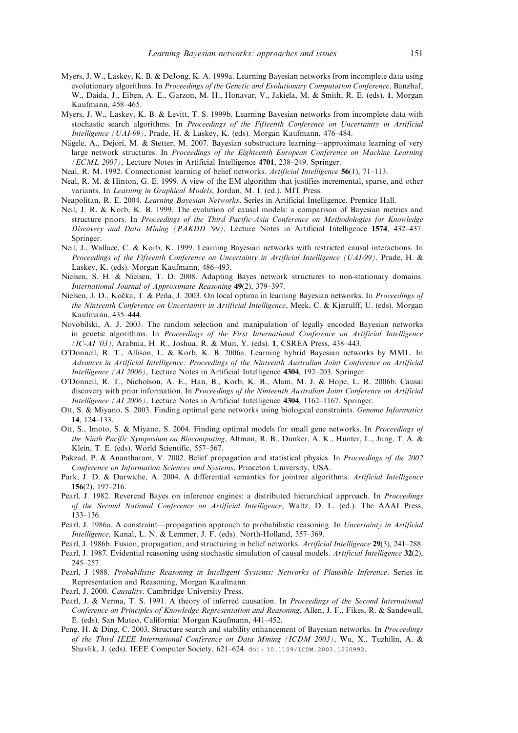Myers, J. W., Laskey, K. B. & DeJong, K. A. 1999a. Learning Bayesian networks from incomplete data using evolutionary algorithms. In *Proceedings of the Genetic and Evolutionary Computation Conference*, Banzhaf, W., Daida, J., Eiben, A. E., Garzon, M. H., Honavar, V., Jakiela, M. & Smith, R. E. (eds). **1**, Morgan Kaufmann, 458–465.

Myers, J. W., Laskey, K. B. & Levitt, T. S. 1999b. Learning Bayesian networks from incomplete data with stochastic search algorithms. In *Proceedings of the Fifteenth Conference on Uncertainty in Artificial Intelligence (UAI-99)*, Prade, H. & Laskey, K. (eds). Morgan Kaufmann, 476–484.

Nägele, A., Dejori, M. & Stetter, M. 2007. Bayesian substructure learning—approximate learning of very large network structures. In *Proceedings of the Eighteenth European Conference on Machine Learning (ECML 2007)*, Lecture Notes in Artificial Intelligence **4701**, 238–249. Springer.

Neal, R. M. 1992. Connectionist learning of belief networks. *Artificial Intelligence* **56**(1), 71–113.

Neal, R. M. & Hinton, G. E. 1999. A view of the EM algorithm that justifies incremental, sparse, and other variants. In *Learning in Graphical Models*, Jordan, M. I. (ed.). MIT Press.

Neapolitan, R. E. 2004. *Learning Bayesian Networks*. Series in Artificial Intelligence. Prentice Hall.

Neil, J. R. & Korb, K. B. 1999. The evolution of causal models: a comparison of Bayesian metrics and structure priors. In *Proceedings of the Third Pacific-Asia Conference on Methodologies for Knowledge Discovery and Data Mining (PAKDD '99)*, Lecture Notes in Artificial Intelligence **1574**, 432–437. Springer.

Neil, J., Wallace, C. & Korb, K. 1999. Learning Bayesian networks with restricted causal interactions. In *Proceedings of the Fifteenth Conference on Uncertainty in Artificial Intelligence (UAI-99)*, Prade, H. & Laskey, K. (eds). Morgan Kaufmann, 486–493.

Nielsen, S. H. & Nielsen, T. D. 2008. Adapting Bayes network structures to non-stationary domains. *International Journal of Approximate Reasoning* **49**(2), 379–397.

Nielsen, J. D., Kočka, T. & Peña, J. 2003. On local optima in learning Bayesian networks. In *Proceedings of the Ninteenth Conference on Uncertainty in Artificial Intelligence*, Meek, C. & Kjærulff, U. (eds). Morgan Kaufmann, 435–444.

Novobilski, A. J. 2003. The random selection and manipulation of legally encoded Bayesian networks in genetic algorithms. In *Proceedings of the First International Conference on Artificial Intelligence (IC-AI '03)*, Arabnia, H. R., Joshua, R. & Mun, Y. (eds). **1**, CSREA Press, 438–443.

O'Donnell, R. T., Allison, L. & Korb, K. B. 2006a. Learning hybrid Bayesian networks by MML. In *Advances in Artificial Intelligence: Proceedings of the Ninteenth Australian Joint Conference on Artificial Intelligence (AI 2006)*, Lecture Notes in Artificial Intelligence **4304**, 192–203. Springer.

O'Donnell, R. T., Nicholson, A. E., Han, B., Korb, K. B., Alam, M. J. & Hope, L. R. 2006b. Causal discovery with prior information. In *Proceedings of the Ninteenth Australian Joint Conference on Artificial Intelligence (AI 2006)*, Lecture Notes in Artificial Intelligence **4304**, 1162–1167. Springer.

Ott, S. & Miyano, S. 2003. Finding optimal gene networks using biological constraints. *Genome Informatics* **14**, 124–133.

Ott, S., Imoto, S. & Miyano, S. 2004. Finding optimal models for small gene networks. In *Proceedings of the Ninth Pacific Symposium on Biocomputing*, Altman, R. B., Dunker, A. K., Hunter, L., Jung, T. A. & Klein, T. E. (eds). World Scientific, 557–567.

Pakzad, P. & Anantharam, V. 2002. Belief propagation and statistical physics. In *Proceedings of the 2002 Conference on Information Sciences and Systems*, Princeton University, USA.

Park, J. D. & Darwiche, A. 2004. A differential semantics for jointree algorithms. *Artificial Intelligence* **156**(2), 197–216.

Pearl, J. 1982. Reverend Bayes on inference engines: a distributed hierarchical approach. In *Proceedings of the Second National Conference on Artificial Intelligence*, Waltz, D. L. (ed.). The AAAI Press, 133–136.

Pearl, J. 1986a. A constraint—propagation approach to probabilistic reasoning. In *Uncertainty in Artificial Intelligence*, Kanal, L. N. & Lemmer, J. F. (eds). North-Holland, 357–369.

Pearl, J. 1986b. Fusion, propagation, and structuring in belief networks. *Artificial Intelligence* **29**(3), 241–288.

Pearl, J. 1987. Evidential reasoning using stochastic simulation of causal models. *Artificial Intelligence* **32**(2), 245–257.

Pearl, J 1988. *Probabilistic Reasoning in Intelligent Systems: Networks of Plausible Inference*. Series in Representation and Reasoning, Morgan Kaufmann.

Pearl, J. 2000. *Causality*. Cambridge University Press.

Pearl, J. & Verma, T. S. 1991. A theory of inferred causation. In *Proceedings of the Second International Conference on Principles of Knowledge Representation and Reasoning*, Allen, J. F., Fikes, R. & Sandewall, E. (eds). San Mateo, California: Morgan Kaufmann, 441–452.

Peng, H. & Ding, C. 2003. Structure search and stability enhancement of Bayesian networks. In *Proceedings of the Third IEEE International Conference on Data Mining (ICDM 2003)*, Wu, X., Tuzhilin, A. & Shavlik, J. (eds). IEEE Computer Society, 621–624. doi: 10.1109/ICDM.2003.1250992.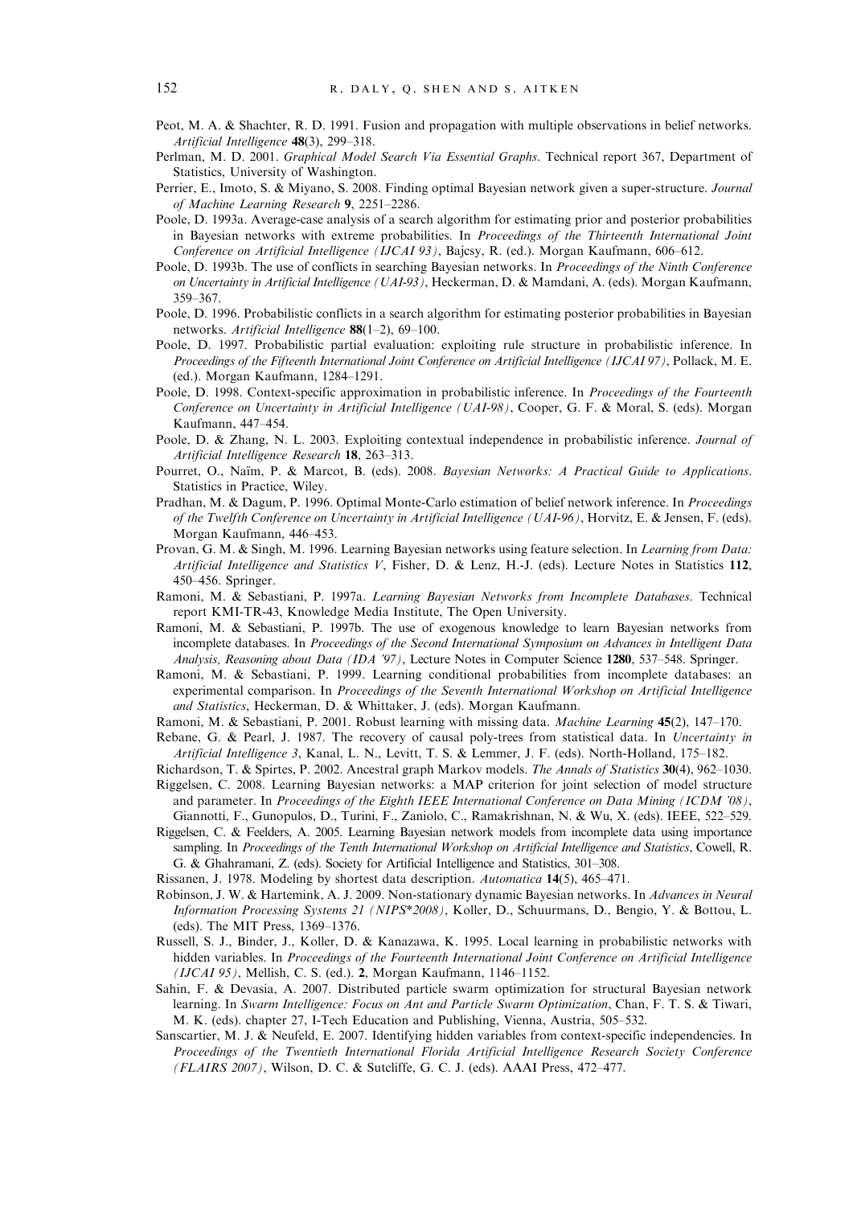Peot, M. A. & Shachter, R. D. 1991. Fusion and propagation with multiple observations in belief networks. *Artificial Intelligence* **48**(3), 299–318.

Perlman, M. D. 2001. *Graphical Model Search Via Essential Graphs*. Technical report 367, Department of Statistics, University of Washington.

Perrier, E., Imoto, S. & Miyano, S. 2008. Finding optimal Bayesian network given a super-structure. *Journal of Machine Learning Research* **9**, 2251–2286.

Poole, D. 1993a. Average-case analysis of a search algorithm for estimating prior and posterior probabilities in Bayesian networks with extreme probabilities. In *Proceedings of the Thirteenth International Joint Conference on Artificial Intelligence (IJCAI 93)*, Bajcsy, R. (ed.). Morgan Kaufmann, 606–612.

Poole, D. 1993b. The use of conflicts in searching Bayesian networks. In *Proceedings of the Ninth Conference on Uncertainty in Artificial Intelligence (UAI-93)*, Heckerman, D. & Mamdani, A. (eds). Morgan Kaufmann, 359–367.

Poole, D. 1996. Probabilistic conflicts in a search algorithm for estimating posterior probabilities in Bayesian networks. *Artificial Intelligence* **88**(1–2), 69–100.

Poole, D. 1997. Probabilistic partial evaluation: exploiting rule structure in probabilistic inference. In *Proceedings of the Fifteenth International Joint Conference on Artificial Intelligence (IJCAI 97)*, Pollack, M. E. (ed.). Morgan Kaufmann, 1284–1291.

Poole, D. 1998. Context-specific approximation in probabilistic inference. In *Proceedings of the Fourteenth Conference on Uncertainty in Artificial Intelligence (UAI-98)*, Cooper, G. F. & Moral, S. (eds). Morgan Kaufmann, 447–454.

Poole, D. & Zhang, N. L. 2003. Exploiting contextual independence in probabilistic inference. *Journal of Artificial Intelligence Research* **18**, 263–313.

Pourret, O., Naïm, P. & Marcot, B. (eds). 2008. *Bayesian Networks: A Practical Guide to Applications*. Statistics in Practice, Wiley.

Pradhan, M. & Dagum, P. 1996. Optimal Monte-Carlo estimation of belief network inference. In *Proceedings of the Twelfth Conference on Uncertainty in Artificial Intelligence (UAI-96)*, Horvitz, E. & Jensen, F. (eds). Morgan Kaufmann, 446–453.

Provan, G. M. & Singh, M. 1996. Learning Bayesian networks using feature selection. In *Learning from Data: Artificial Intelligence and Statistics V*, Fisher, D. & Lenz, H.-J. (eds). Lecture Notes in Statistics **112**, 450–456. Springer.

Ramoni, M. & Sebastiani, P. 1997a. *Learning Bayesian Networks from Incomplete Databases*. Technical report KMI-TR-43, Knowledge Media Institute, The Open University.

Ramoni, M. & Sebastiani, P. 1997b. The use of exogenous knowledge to learn Bayesian networks from incomplete databases. In *Proceedings of the Second International Symposium on Advances in Intelligent Data Analysis, Reasoning about Data (IDA '97)*, Lecture Notes in Computer Science **1280**, 537–548. Springer.

Ramoni, M. & Sebastiani, P. 1999. Learning conditional probabilities from incomplete databases: an experimental comparison. In *Proceedings of the Seventh International Workshop on Artificial Intelligence and Statistics*, Heckerman, D. & Whittaker, J. (eds). Morgan Kaufmann.

Ramoni, M. & Sebastiani, P. 2001. Robust learning with missing data. *Machine Learning* **45**(2), 147–170.

Rebane, G. & Pearl, J. 1987. The recovery of causal poly-trees from statistical data. In *Uncertainty in Artificial Intelligence 3*, Kanal, L. N., Levitt, T. S. & Lemmer, J. F. (eds). North-Holland, 175–182.

Richardson, T. & Spirtes, P. 2002. Ancestral graph Markov models. *The Annals of Statistics* **30**(4), 962–1030.

Riggelsen, C. 2008. Learning Bayesian networks: a MAP criterion for joint selection of model structure and parameter. In *Proceedings of the Eighth IEEE International Conference on Data Mining (ICDM '08)*, Giannotti, F., Gunopulos, D., Turini, F., Zaniolo, C., Ramakrishnan, N. & Wu, X. (eds). IEEE, 522–529.

Riggelsen, C. & Feelders, A. 2005. Learning Bayesian network models from incomplete data using importance sampling. In *Proceedings of the Tenth International Workshop on Artificial Intelligence and Statistics*, Cowell, R. G. & Ghahramani, Z. (eds). Society for Artificial Intelligence and Statistics, 301–308.

Rissanen, J. 1978. Modeling by shortest data description. *Automatica* **14**(5), 465–471.

Robinson, J. W. & Hartemink, A. J. 2009. Non-stationary dynamic Bayesian networks. In *Advances in Neural Information Processing Systems 21 (NIPS\*2008)*, Koller, D., Schuurmans, D., Bengio, Y. & Bottou, L. (eds). The MIT Press, 1369–1376.

Russell, S. J., Binder, J., Koller, D. & Kanazawa, K. 1995. Local learning in probabilistic networks with hidden variables. In *Proceedings of the Fourteenth International Joint Conference on Artificial Intelligence (IJCAI 95)*, Mellish, C. S. (ed.). **2**, Morgan Kaufmann, 1146–1152.

Sahin, F. & Devasia, A. 2007. Distributed particle swarm optimization for structural Bayesian network learning. In *Swarm Intelligence: Focus on Ant and Particle Swarm Optimization*, Chan, F. T. S. & Tiwari, M. K. (eds). chapter 27, I-Tech Education and Publishing, Vienna, Austria, 505–532.

Sanscartier, M. J. & Neufeld, E. 2007. Identifying hidden variables from context-specific independencies. In *Proceedings of the Twentieth International Florida Artificial Intelligence Research Society Conference (FLAIRS 2007)*, Wilson, D. C. & Sutcliffe, G. C. J. (eds). AAAI Press, 472–477.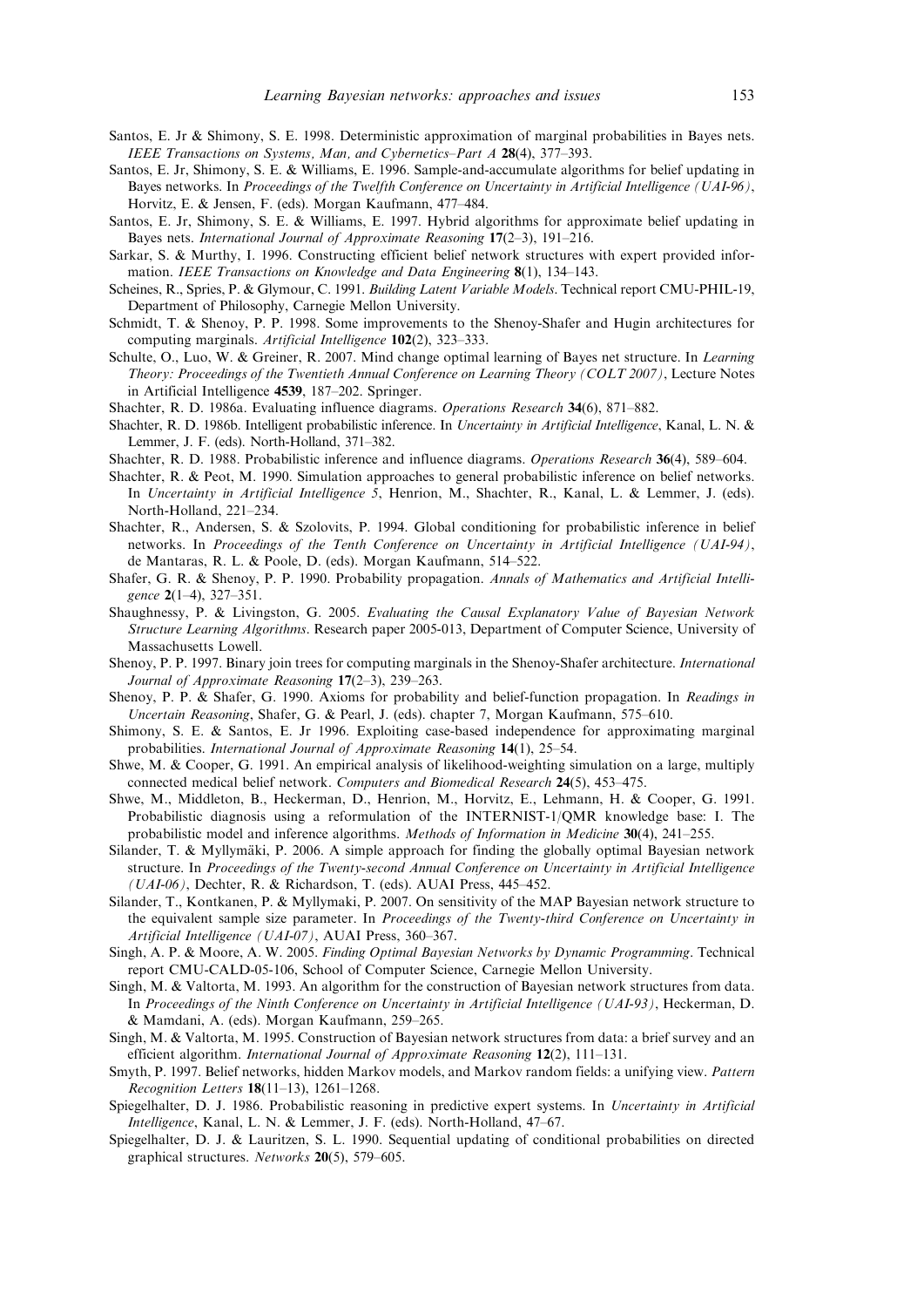Santos, E. Jr & Shimony, S. E. 1998. Deterministic approximation of marginal probabilities in Bayes nets. *IEEE Transactions on Systems, Man, and Cybernetics–Part A* **28**(4), 377–393.

Santos, E. Jr, Shimony, S. E. & Williams, E. 1996. Sample-and-accumulate algorithms for belief updating in Bayes networks. In *Proceedings of the Twelfth Conference on Uncertainty in Artificial Intelligence (UAI-96)*, Horvitz, E. & Jensen, F. (eds). Morgan Kaufmann, 477–484.

Santos, E. Jr, Shimony, S. E. & Williams, E. 1997. Hybrid algorithms for approximate belief updating in Bayes nets. *International Journal of Approximate Reasoning* **17**(2–3), 191–216.

Sarkar, S. & Murthy, I. 1996. Constructing efficient belief network structures with expert provided information. *IEEE Transactions on Knowledge and Data Engineering* **8**(1), 134–143.

Scheines, R., Spries, P. & Glymour, C. 1991. *Building Latent Variable Models*. Technical report CMU-PHIL-19, Department of Philosophy, Carnegie Mellon University.

Schmidt, T. & Shenoy, P. P. 1998. Some improvements to the Shenoy-Shafer and Hugin architectures for computing marginals. *Artificial Intelligence* **102**(2), 323–333.

Schulte, O., Luo, W. & Greiner, R. 2007. Mind change optimal learning of Bayes net structure. In *Learning Theory: Proceedings of the Twentieth Annual Conference on Learning Theory (COLT 2007)*, Lecture Notes in Artificial Intelligence **4539**, 187–202. Springer.

Shachter, R. D. 1986a. Evaluating influence diagrams. *Operations Research* **34**(6), 871–882.

Shachter, R. D. 1986b. Intelligent probabilistic inference. In *Uncertainty in Artificial Intelligence*, Kanal, L. N. & Lemmer, J. F. (eds). North-Holland, 371–382.

Shachter, R. D. 1988. Probabilistic inference and influence diagrams. *Operations Research* **36**(4), 589–604.

Shachter, R. & Peot, M. 1990. Simulation approaches to general probabilistic inference on belief networks. In *Uncertainty in Artificial Intelligence 5*, Henrion, M., Shachter, R., Kanal, L. & Lemmer, J. (eds). North-Holland, 221–234.

Shachter, R., Andersen, S. & Szolovits, P. 1994. Global conditioning for probabilistic inference in belief networks. In *Proceedings of the Tenth Conference on Uncertainty in Artificial Intelligence (UAI-94)*, de Mantaras, R. L. & Poole, D. (eds). Morgan Kaufmann, 514–522.

Shafer, G. R. & Shenoy, P. P. 1990. Probability propagation. *Annals of Mathematics and Artificial Intelligence* **2**(1–4), 327–351.

Shaughnessy, P. & Livingston, G. 2005. *Evaluating the Causal Explanatory Value of Bayesian Network Structure Learning Algorithms*. Research paper 2005-013, Department of Computer Science, University of Massachusetts Lowell.

Shenoy, P. P. 1997. Binary join trees for computing marginals in the Shenoy-Shafer architecture. *International Journal of Approximate Reasoning* **17**(2–3), 239–263.

Shenoy, P. P. & Shafer, G. 1990. Axioms for probability and belief-function propagation. In *Readings in Uncertain Reasoning*, Shafer, G. & Pearl, J. (eds). chapter 7, Morgan Kaufmann, 575–610.

Shimony, S. E. & Santos, E. Jr 1996. Exploiting case-based independence for approximating marginal probabilities. *International Journal of Approximate Reasoning* **14**(1), 25–54.

Shwe, M. & Cooper, G. 1991. An empirical analysis of likelihood-weighting simulation on a large, multiply connected medical belief network. *Computers and Biomedical Research* **24**(5), 453–475.

Shwe, M., Middleton, B., Heckerman, D., Henrion, M., Horvitz, E., Lehmann, H. & Cooper, G. 1991. Probabilistic diagnosis using a reformulation of the INTERNIST-1/QMR knowledge base: I. The probabilistic model and inference algorithms. *Methods of Information in Medicine* **30**(4), 241–255.

Silander, T. & Myllymäki, P. 2006. A simple approach for finding the globally optimal Bayesian network structure. In *Proceedings of the Twenty-second Annual Conference on Uncertainty in Artificial Intelligence (UAI-06)*, Dechter, R. & Richardson, T. (eds). AUAI Press, 445–452.

Silander, T., Kontkanen, P. & Myllymaki, P. 2007. On sensitivity of the MAP Bayesian network structure to the equivalent sample size parameter. In *Proceedings of the Twenty-third Conference on Uncertainty in Artificial Intelligence (UAI-07)*, AUAI Press, 360–367.

Singh, A. P. & Moore, A. W. 2005. *Finding Optimal Bayesian Networks by Dynamic Programming*. Technical report CMU-CALD-05-106, School of Computer Science, Carnegie Mellon University.

Singh, M. & Valtorta, M. 1993. An algorithm for the construction of Bayesian network structures from data. In *Proceedings of the Ninth Conference on Uncertainty in Artificial Intelligence (UAI-93)*, Heckerman, D. & Mamdani, A. (eds). Morgan Kaufmann, 259–265.

Singh, M. & Valtorta, M. 1995. Construction of Bayesian network structures from data: a brief survey and an efficient algorithm. *International Journal of Approximate Reasoning* **12**(2), 111–131.

Smyth, P. 1997. Belief networks, hidden Markov models, and Markov random fields: a unifying view. *Pattern Recognition Letters* **18**(11–13), 1261–1268.

Spiegelhalter, D. J. 1986. Probabilistic reasoning in predictive expert systems. In *Uncertainty in Artificial Intelligence*, Kanal, L. N. & Lemmer, J. F. (eds). North-Holland, 47–67.

Spiegelhalter, D. J. & Lauritzen, S. L. 1990. Sequential updating of conditional probabilities on directed graphical structures. *Networks* **20**(5), 579–605.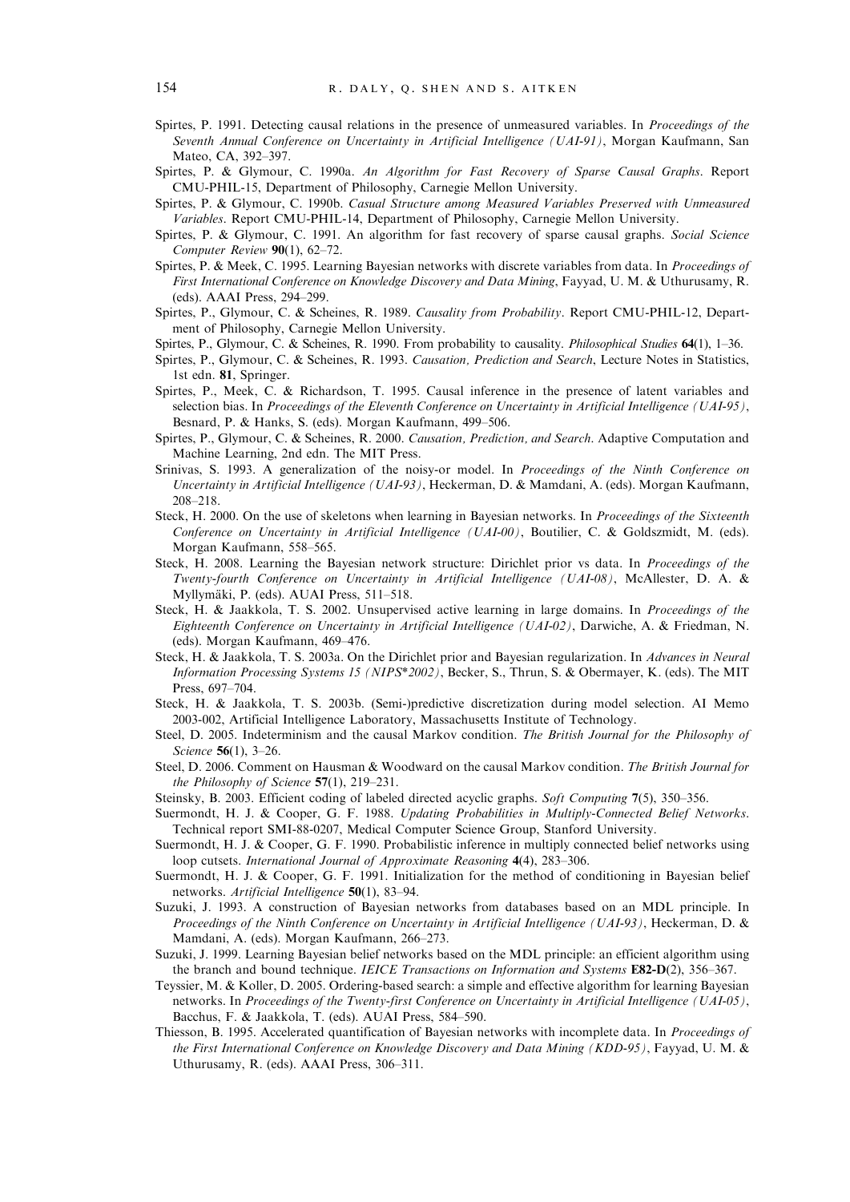Spirtes, P. 1991. Detecting causal relations in the presence of unmeasured variables. In *Proceedings of the Seventh Annual Conference on Uncertainty in Artificial Intelligence (UAI-91)*, Morgan Kaufmann, San Mateo, CA, 392–397.

Spirtes, P. & Glymour, C. 1990a. *An Algorithm for Fast Recovery of Sparse Causal Graphs*. Report CMU-PHIL-15, Department of Philosophy, Carnegie Mellon University.

Spirtes, P. & Glymour, C. 1990b. *Casual Structure among Measured Variables Preserved with Unmeasured Variables*. Report CMU-PHIL-14, Department of Philosophy, Carnegie Mellon University.

Spirtes, P. & Glymour, C. 1991. An algorithm for fast recovery of sparse causal graphs. *Social Science Computer Review* **90**(1), 62–72.

Spirtes, P. & Meek, C. 1995. Learning Bayesian networks with discrete variables from data. In *Proceedings of First International Conference on Knowledge Discovery and Data Mining*, Fayyad, U. M. & Uthurusamy, R. (eds). AAAI Press, 294–299.

Spirtes, P., Glymour, C. & Scheines, R. 1989. *Causality from Probability*. Report CMU-PHIL-12, Department of Philosophy, Carnegie Mellon University.

Spirtes, P., Glymour, C. & Scheines, R. 1990. From probability to causality. *Philosophical Studies* **64**(1), 1–36.

Spirtes, P., Glymour, C. & Scheines, R. 1993. *Causation, Prediction and Search*, Lecture Notes in Statistics, 1st edn. **81**, Springer.

Spirtes, P., Meek, C. & Richardson, T. 1995. Causal inference in the presence of latent variables and selection bias. In *Proceedings of the Eleventh Conference on Uncertainty in Artificial Intelligence (UAI-95)*, Besnard, P. & Hanks, S. (eds). Morgan Kaufmann, 499–506.

Spirtes, P., Glymour, C. & Scheines, R. 2000. *Causation, Prediction, and Search*. Adaptive Computation and Machine Learning, 2nd edn. The MIT Press.

Srinivas, S. 1993. A generalization of the noisy-or model. In *Proceedings of the Ninth Conference on Uncertainty in Artificial Intelligence (UAI-93)*, Heckerman, D. & Mamdani, A. (eds). Morgan Kaufmann, 208–218.

Steck, H. 2000. On the use of skeletons when learning in Bayesian networks. In *Proceedings of the Sixteenth Conference on Uncertainty in Artificial Intelligence (UAI-00)*, Boutilier, C. & Goldszmidt, M. (eds). Morgan Kaufmann, 558–565.

Steck, H. 2008. Learning the Bayesian network structure: Dirichlet prior vs data. In *Proceedings of the Twenty-fourth Conference on Uncertainty in Artificial Intelligence (UAI-08)*, McAllester, D. A. & Myllymäki, P. (eds). AUAI Press, 511–518.

Steck, H. & Jaakkola, T. S. 2002. Unsupervised active learning in large domains. In *Proceedings of the Eighteenth Conference on Uncertainty in Artificial Intelligence (UAI-02)*, Darwiche, A. & Friedman, N. (eds). Morgan Kaufmann, 469–476.

Steck, H. & Jaakkola, T. S. 2003a. On the Dirichlet prior and Bayesian regularization. In *Advances in Neural Information Processing Systems 15 (NIPS\*2002)*, Becker, S., Thrun, S. & Obermayer, K. (eds). The MIT Press, 697–704.

Steck, H. & Jaakkola, T. S. 2003b. (Semi-)predictive discretization during model selection. AI Memo 2003-002, Artificial Intelligence Laboratory, Massachusetts Institute of Technology.

Steel, D. 2005. Indeterminism and the causal Markov condition. *The British Journal for the Philosophy of Science* **56**(1), 3–26.

Steel, D. 2006. Comment on Hausman & Woodward on the causal Markov condition. *The British Journal for the Philosophy of Science* **57**(1), 219–231.

Steinsky, B. 2003. Efficient coding of labeled directed acyclic graphs. *Soft Computing* **7**(5), 350–356.

Suermondt, H. J. & Cooper, G. F. 1988. *Updating Probabilities in Multiply-Connected Belief Networks*. Technical report SMI-88-0207, Medical Computer Science Group, Stanford University.

Suermondt, H. J. & Cooper, G. F. 1990. Probabilistic inference in multiply connected belief networks using loop cutsets. *International Journal of Approximate Reasoning* **4**(4), 283–306.

Suermondt, H. J. & Cooper, G. F. 1991. Initialization for the method of conditioning in Bayesian belief networks. *Artificial Intelligence* **50**(1), 83–94.

Suzuki, J. 1993. A construction of Bayesian networks from databases based on an MDL principle. In *Proceedings of the Ninth Conference on Uncertainty in Artificial Intelligence (UAI-93)*, Heckerman, D. & Mamdani, A. (eds). Morgan Kaufmann, 266–273.

Suzuki, J. 1999. Learning Bayesian belief networks based on the MDL principle: an efficient algorithm using the branch and bound technique. *IEICE Transactions on Information and Systems* **E82-D**(2), 356–367.

Teyssier, M. & Koller, D. 2005. Ordering-based search: a simple and effective algorithm for learning Bayesian networks. In *Proceedings of the Twenty-first Conference on Uncertainty in Artificial Intelligence (UAI-05)*, Bacchus, F. & Jaakkola, T. (eds). AUAI Press, 584–590.

Thiesson, B. 1995. Accelerated quantification of Bayesian networks with incomplete data. In *Proceedings of the First International Conference on Knowledge Discovery and Data Mining (KDD-95)*, Fayyad, U. M. & Uthurusamy, R. (eds). AAAI Press, 306–311.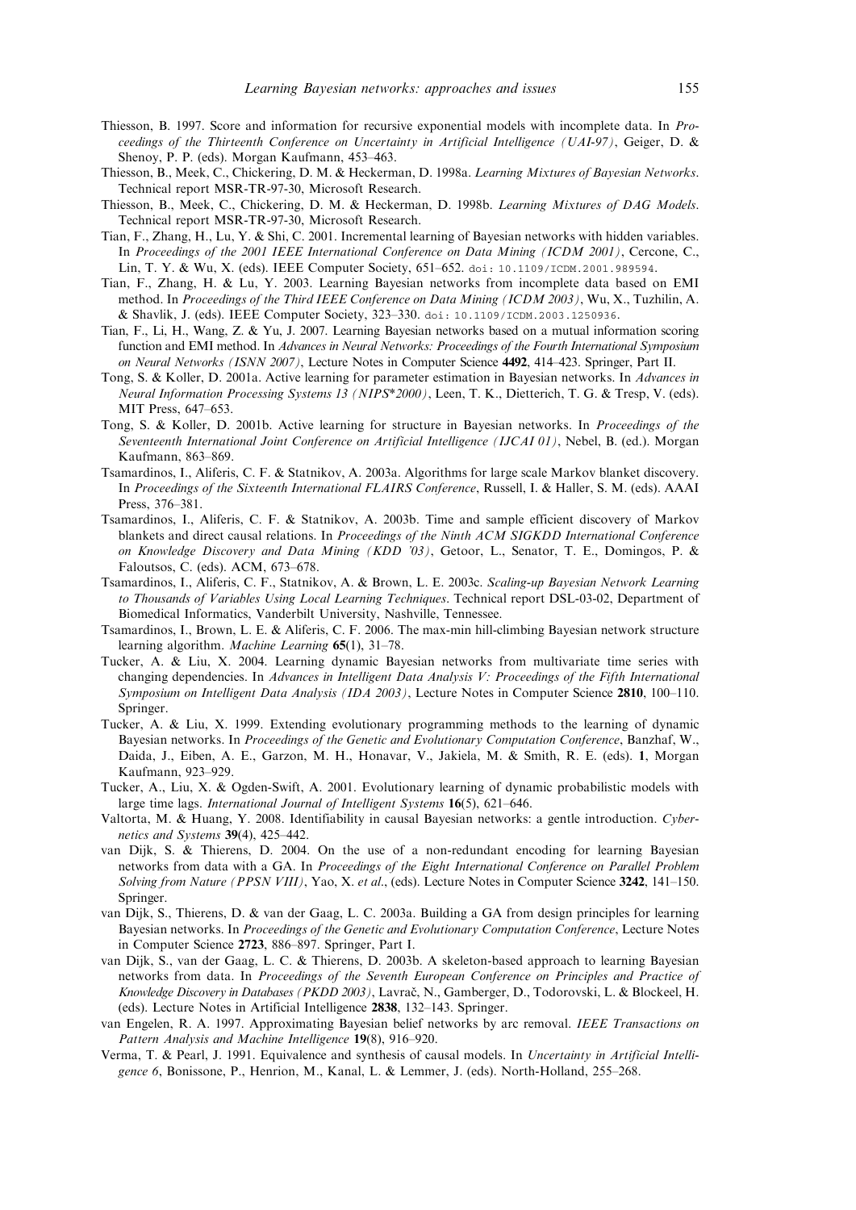Thiesson, B. 1997. Score and information for recursive exponential models with incomplete data. In *Proceedings of the Thirteenth Conference on Uncertainty in Artificial Intelligence (UAI-97)*, Geiger, D. & Shenoy, P. P. (eds). Morgan Kaufmann, 453–463.

Thiesson, B., Meek, C., Chickering, D. M. & Heckerman, D. 1998a. *Learning Mixtures of Bayesian Networks*. Technical report MSR-TR-97-30, Microsoft Research.

Thiesson, B., Meek, C., Chickering, D. M. & Heckerman, D. 1998b. *Learning Mixtures of DAG Models*. Technical report MSR-TR-97-30, Microsoft Research.

Tian, F., Zhang, H., Lu, Y. & Shi, C. 2001. Incremental learning of Bayesian networks with hidden variables. In *Proceedings of the 2001 IEEE International Conference on Data Mining (ICDM 2001)*, Cercone, C., Lin, T. Y. & Wu, X. (eds). IEEE Computer Society, 651–652. doi: 10.1109/ICDM.2001.989594.

Tian, F., Zhang, H. & Lu, Y. 2003. Learning Bayesian networks from incomplete data based on EMI method. In *Proceedings of the Third IEEE Conference on Data Mining (ICDM 2003)*, Wu, X., Tuzhilin, A. & Shavlik, J. (eds). IEEE Computer Society, 323–330. doi: 10.1109/ICDM.2003.1250936.

Tian, F., Li, H., Wang, Z. & Yu, J. 2007. Learning Bayesian networks based on a mutual information scoring function and EMI method. In *Advances in Neural Networks: Proceedings of the Fourth International Symposium on Neural Networks (ISNN 2007)*, Lecture Notes in Computer Science **4492**, 414–423. Springer, Part II.

Tong, S. & Koller, D. 2001a. Active learning for parameter estimation in Bayesian networks. In *Advances in Neural Information Processing Systems 13 (NIPS\*2000)*, Leen, T. K., Dietterich, T. G. & Tresp, V. (eds). MIT Press, 647–653.

Tong, S. & Koller, D. 2001b. Active learning for structure in Bayesian networks. In *Proceedings of the Seventeenth International Joint Conference on Artificial Intelligence (IJCAI 01)*, Nebel, B. (ed.). Morgan Kaufmann, 863–869.

Tsamardinos, I., Aliferis, C. F. & Statnikov, A. 2003a. Algorithms for large scale Markov blanket discovery. In *Proceedings of the Sixteenth International FLAIRS Conference*, Russell, I. & Haller, S. M. (eds). AAAI Press, 376–381.

Tsamardinos, I., Aliferis, C. F. & Statnikov, A. 2003b. Time and sample efficient discovery of Markov blankets and direct causal relations. In *Proceedings of the Ninth ACM SIGKDD International Conference on Knowledge Discovery and Data Mining (KDD '03)*, Getoor, L., Senator, T. E., Domingos, P. & Faloutsos, C. (eds). ACM, 673–678.

Tsamardinos, I., Aliferis, C. F., Statnikov, A. & Brown, L. E. 2003c. *Scaling-up Bayesian Network Learning to Thousands of Variables Using Local Learning Techniques*. Technical report DSL-03-02, Department of Biomedical Informatics, Vanderbilt University, Nashville, Tennessee.

Tsamardinos, I., Brown, L. E. & Aliferis, C. F. 2006. The max-min hill-climbing Bayesian network structure learning algorithm. *Machine Learning* **65**(1), 31–78.

Tucker, A. & Liu, X. 2004. Learning dynamic Bayesian networks from multivariate time series with changing dependencies. In *Advances in Intelligent Data Analysis V: Proceedings of the Fifth International Symposium on Intelligent Data Analysis (IDA 2003)*, Lecture Notes in Computer Science **2810**, 100–110. Springer.

Tucker, A. & Liu, X. 1999. Extending evolutionary programming methods to the learning of dynamic Bayesian networks. In *Proceedings of the Genetic and Evolutionary Computation Conference*, Banzhaf, W., Daida, J., Eiben, A. E., Garzon, M. H., Honavar, V., Jakiela, M. & Smith, R. E. (eds). **1**, Morgan Kaufmann, 923–929.

Tucker, A., Liu, X. & Ogden-Swift, A. 2001. Evolutionary learning of dynamic probabilistic models with large time lags. *International Journal of Intelligent Systems* **16**(5), 621–646.

Valtorta, M. & Huang, Y. 2008. Identifiability in causal Bayesian networks: a gentle introduction. *Cybernetics and Systems* **39**(4), 425–442.

van Dijk, S. & Thierens, D. 2004. On the use of a non-redundant encoding for learning Bayesian networks from data with a GA. In *Proceedings of the Eight International Conference on Parallel Problem Solving from Nature (PPSN VIII)*, Yao, X. *et al.*, (eds). Lecture Notes in Computer Science **3242**, 141–150. Springer.

van Dijk, S., Thierens, D. & van der Gaag, L. C. 2003a. Building a GA from design principles for learning Bayesian networks. In *Proceedings of the Genetic and Evolutionary Computation Conference*, Lecture Notes in Computer Science **2723**, 886–897. Springer, Part I.

van Dijk, S., van der Gaag, L. C. & Thierens, D. 2003b. A skeleton-based approach to learning Bayesian networks from data. In *Proceedings of the Seventh European Conference on Principles and Practice of Knowledge Discovery in Databases (PKDD 2003)*, Lavrač, N., Gamberger, D., Todorovski, L. & Blockeel, H. (eds). Lecture Notes in Artificial Intelligence **2838**, 132–143. Springer.

van Engelen, R. A. 1997. Approximating Bayesian belief networks by arc removal. *IEEE Transactions on Pattern Analysis and Machine Intelligence* **19**(8), 916–920.

Verma, T. & Pearl, J. 1991. Equivalence and synthesis of causal models. In *Uncertainty in Artificial Intelligence 6*, Bonissone, P., Henrion, M., Kanal, L. & Lemmer, J. (eds). North-Holland, 255–268.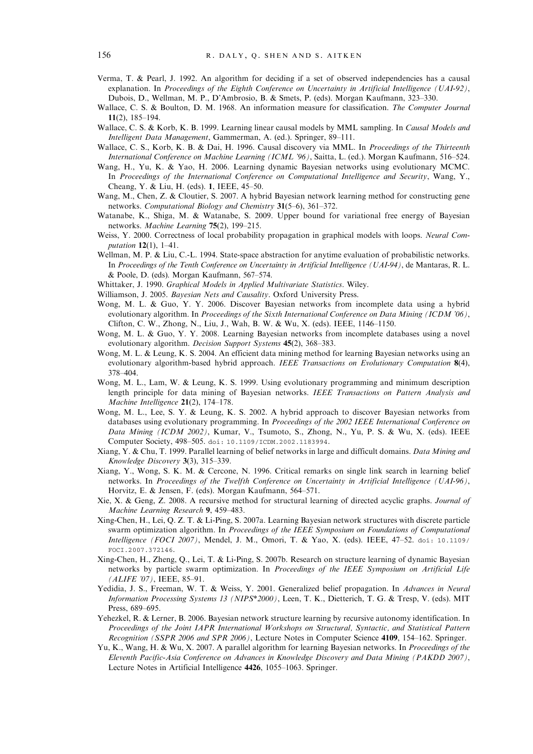Verma, T. & Pearl, J. 1992. An algorithm for deciding if a set of observed independencies has a causal explanation. In *Proceedings of the Eighth Conference on Uncertainty in Artificial Intelligence (UAI-92)*, Dubois, D., Wellman, M. P., D'Ambrosio, B. & Smets, P. (eds). Morgan Kaufmann, 323–330.

Wallace, C. S. & Boulton, D. M. 1968. An information measure for classification. *The Computer Journal* **11**(2), 185–194.

Wallace, C. S. & Korb, K. B. 1999. Learning linear causal models by MML sampling. In *Causal Models and Intelligent Data Management*, Gammerman, A. (ed.). Springer, 89–111.

Wallace, C. S., Korb, K. B. & Dai, H. 1996. Causal discovery via MML. In *Proceedings of the Thirteenth International Conference on Machine Learning (ICML '96)*, Saitta, L. (ed.). Morgan Kaufmann, 516–524.

Wang, H., Yu, K. & Yao, H. 2006. Learning dynamic Bayesian networks using evolutionary MCMC. In *Proceedings of the International Conference on Computational Intelligence and Security*, Wang, Y., Cheang, Y. & Liu, H. (eds). **1**, IEEE, 45–50.

Wang, M., Chen, Z. & Cloutier, S. 2007. A hybrid Bayesian network learning method for constructing gene networks. *Computational Biology and Chemistry* **31**(5–6), 361–372.

Watanabe, K., Shiga, M. & Watanabe, S. 2009. Upper bound for variational free energy of Bayesian networks. *Machine Learning* **75**(2), 199–215.

Weiss, Y. 2000. Correctness of local probability propagation in graphical models with loops. *Neural Computation* **12**(1), 1–41.

Wellman, M. P. & Liu, C.-L. 1994. State-space abstraction for anytime evaluation of probabilistic networks. In *Proceedings of the Tenth Conference on Uncertainty in Artificial Intelligence (UAI-94)*, de Mantaras, R. L. & Poole, D. (eds). Morgan Kaufmann, 567–574.

Whittaker, J. 1990. *Graphical Models in Applied Multivariate Statistics*. Wiley.

Williamson, J. 2005. *Bayesian Nets and Causality*. Oxford University Press.

Wong, M. L. & Guo, Y. Y. 2006. Discover Bayesian networks from incomplete data using a hybrid evolutionary algorithm. In *Proceedings of the Sixth International Conference on Data Mining (ICDM '06)*, Clifton, C. W., Zhong, N., Liu, J., Wah, B. W. & Wu, X. (eds). IEEE, 1146–1150.

Wong, M. L. & Guo, Y. Y. 2008. Learning Bayesian networks from incomplete databases using a novel evolutionary algorithm. *Decision Support Systems* **45**(2), 368–383.

Wong, M. L. & Leung, K. S. 2004. An efficient data mining method for learning Bayesian networks using an evolutionary algorithm-based hybrid approach. *IEEE Transactions on Evolutionary Computation* **8**(4), 378–404.

Wong, M. L., Lam, W. & Leung, K. S. 1999. Using evolutionary programming and minimum description length principle for data mining of Bayesian networks. *IEEE Transactions on Pattern Analysis and Machine Intelligence* **21**(2), 174–178.

Wong, M. L., Lee, S. Y. & Leung, K. S. 2002. A hybrid approach to discover Bayesian networks from databases using evolutionary programming. In *Proceedings of the 2002 IEEE International Conference on Data Mining (ICDM 2002)*, Kumar, V., Tsumoto, S., Zhong, N., Yu, P. S. & Wu, X. (eds). IEEE Computer Society, 498–505. doi: 10.1109/ICDM.2002.1183994.

Xiang, Y. & Chu, T. 1999. Parallel learning of belief networks in large and difficult domains. *Data Mining and Knowledge Discovery* **3**(3), 315–339.

Xiang, Y., Wong, S. K. M. & Cercone, N. 1996. Critical remarks on single link search in learning belief networks. In *Proceedings of the Twelfth Conference on Uncertainty in Artificial Intelligence (UAI-96)*, Horvitz, E. & Jensen, F. (eds). Morgan Kaufmann, 564–571.

Xie, X. & Geng, Z. 2008. A recursive method for structural learning of directed acyclic graphs. *Journal of Machine Learning Research* **9**, 459–483.

Xing-Chen, H., Lei, Q. Z. T. & Li-Ping, S. 2007a. Learning Bayesian network structures with discrete particle swarm optimization algorithm. In *Proceedings of the IEEE Symposium on Foundations of Computational Intelligence (FOCI 2007)*, Mendel, J. M., Omori, T. & Yao, X. (eds). IEEE, 47–52. doi: 10.1109/FOCI.2007.372146.

Xing-Chen, H., Zheng, Q., Lei, T. & Li-Ping, S. 2007b. Research on structure learning of dynamic Bayesian networks by particle swarm optimization. In *Proceedings of the IEEE Symposium on Artificial Life (ALIFE '07)*, IEEE, 85–91.

Yedidia, J. S., Freeman, W. T. & Weiss, Y. 2001. Generalized belief propagation. In *Advances in Neural Information Processing Systems 13 (NIPS\*2000)*, Leen, T. K., Dietterich, T. G. & Tresp, V. (eds). MIT Press, 689–695.

Yehezkel, R. & Lerner, B. 2006. Bayesian network structure learning by recursive autonomy identification. In *Proceedings of the Joint IAPR International Workshops on Structural, Syntactic, and Statistical Pattern Recognition (SSPR 2006 and SPR 2006)*, Lecture Notes in Computer Science **4109**, 154–162. Springer.

Yu, K., Wang, H. & Wu, X. 2007. A parallel algorithm for learning Bayesian networks. In *Proceedings of the Eleventh Pacific-Asia Conference on Advances in Knowledge Discovery and Data Mining (PAKDD 2007)*, Lecture Notes in Artificial Intelligence **4426**, 1055–1063. Springer.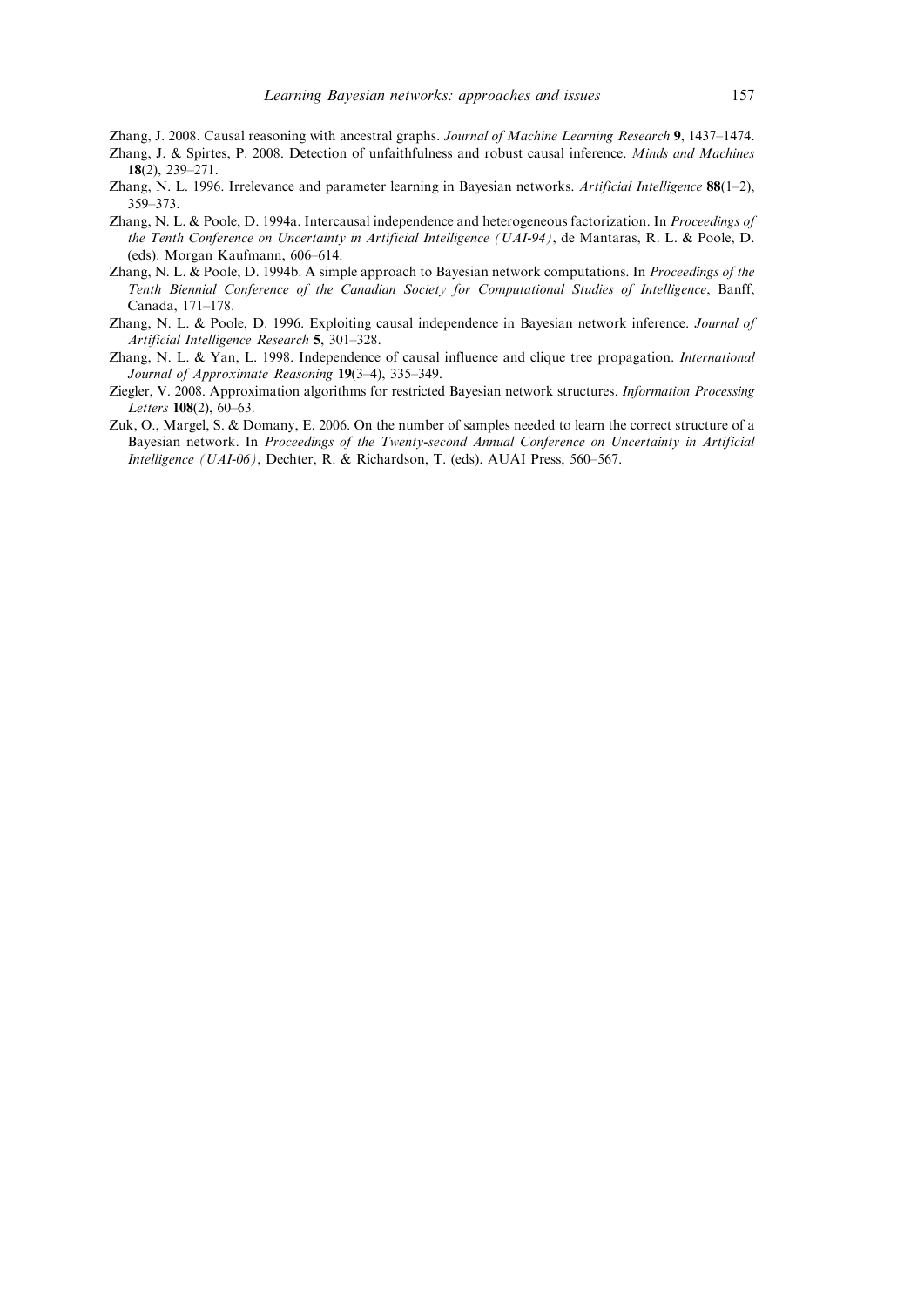Zhang, J. 2008. Causal reasoning with ancestral graphs. *Journal of Machine Learning Research* **9**, 1437–1474.

Zhang, J. & Spirtes, P. 2008. Detection of unfaithfulness and robust causal inference. *Minds and Machines* **18**(2), 239–271.

Zhang, N. L. 1996. Irrelevance and parameter learning in Bayesian networks. *Artificial Intelligence* **88**(1–2), 359–373.

Zhang, N. L. & Poole, D. 1994a. Intercausal independence and heterogeneous factorization. In *Proceedings of the Tenth Conference on Uncertainty in Artificial Intelligence (UAI-94)*, de Mantaras, R. L. & Poole, D. (eds). Morgan Kaufmann, 606–614.

Zhang, N. L. & Poole, D. 1994b. A simple approach to Bayesian network computations. In *Proceedings of the Tenth Biennial Conference of the Canadian Society for Computational Studies of Intelligence*, Banff, Canada, 171–178.

Zhang, N. L. & Poole, D. 1996. Exploiting causal independence in Bayesian network inference. *Journal of Artificial Intelligence Research* **5**, 301–328.

Zhang, N. L. & Yan, L. 1998. Independence of causal influence and clique tree propagation. *International Journal of Approximate Reasoning* **19**(3–4), 335–349.

Ziegler, V. 2008. Approximation algorithms for restricted Bayesian network structures. *Information Processing Letters* **108**(2), 60–63.

Zuk, O., Margel, S. & Domany, E. 2006. On the number of samples needed to learn the correct structure of a Bayesian network. In *Proceedings of the Twenty-second Annual Conference on Uncertainty in Artificial Intelligence (UAI-06)*, Dechter, R. & Richardson, T. (eds). AUAI Press, 560–567.